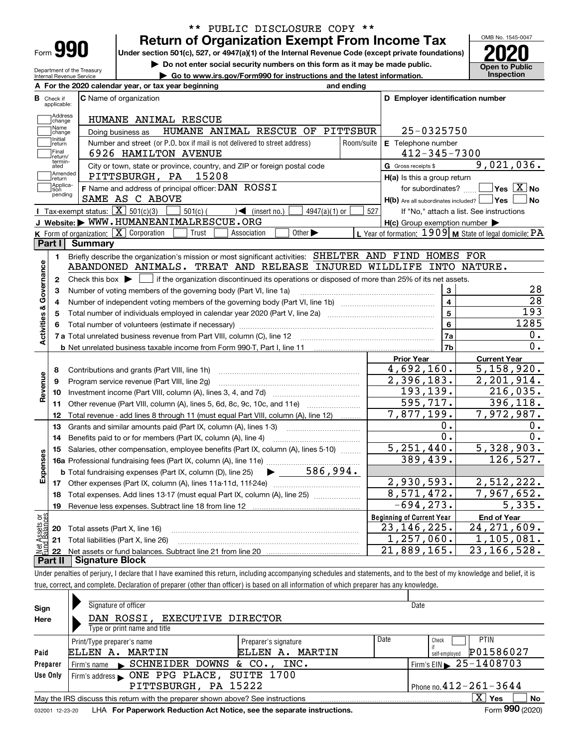\*\* PUBLIC DISCLOSURE COPY \*\*

# Form 990 — Return of Organization Exempt From Income Tax

Under section 501(c), 527, or 4947(a)(1) of the Internal Revenue Code (except private foundations)

▶ Do not enter social security numbers on this form as it may be made public.

▶ Go to www.irs.gov/Form990 for instructions and the latest information.

OMB No. 1545-0047

**2020**

**Open to Public Inspection**

Department of the Treasury
Internal Revenue Service

**A** For the 2020 calendar year, or tax year beginning and ending

**B** Check if applicable: Address change, Name change, Initial return, Final return/terminated, Amended return, Application pending

**C** Name of organization: HUMANE ANIMAL RESCUE

Doing business as: HUMANE ANIMAL RESCUE OF PITTSBUR

Number and street (or P.O. box if mail is not delivered to street address): 6926 HAMILTON AVENUE — Room/suite

City or town, state or province, country, and ZIP or foreign postal code: PITTSBURGH, PA 15208

**D** Employer identification number: 25-0325750

**E** Telephone number: 412-345-7300

**G** Gross receipts $ 9,021,036.

**F** Name and address of principal officer: DAN ROSSI
SAME AS C ABOVE

**H(a)** Is this a group return for subordinates? ☐ Yes ☒ No

**H(b)** Are all subordinates included? ☐ Yes ☐ No — If "No," attach a list. See instructions

**H(c)** Group exemption number ▶

**I** Tax-exempt status: ☒ 501(c)(3) ☐ 501(c) ( ) ◀ (insert no.) ☐ 4947(a)(1) or ☐ 527

**J** Website: ▶ WWW.HUMANEANIMALRESCUE.ORG

**K** Form of organization: ☒ Corporation ☐ Trust ☐ Association ☐ Other ▶

**L** Year of formation: 1909 **M** State of legal domicile: PA

## Part I Summary

**Activities & Governance**

1. Briefly describe the organization's mission or most significant activities: SHELTER AND FIND HOMES FOR ABANDONED ANIMALS. TREAT AND RELEASE INJURED WILDLIFE INTO NATURE.
2. Check this box ▶ ☐ if the organization discontinued its operations or disposed of more than 25% of its net assets.

| Line | Description | No. | Value |
|---|---|---|---|
| 3 | Number of voting members of the governing body (Part VI, line 1a) | 3 | 28 |
| 4 | Number of independent voting members of the governing body (Part VI, line 1b) | 4 | 28 |
| 5 | Total number of individuals employed in calendar year 2020 (Part V, line 2a) | 5 | 193 |
| 6 | Total number of volunteers (estimate if necessary) | 6 | 1285 |
| 7a | Total unrelated business revenue from Part VIII, column (C), line 12 | 7a | 0. |
| 7b | Net unrelated business taxable income from Form 990-T, Part I, line 11 | 7b | 0. |

| Line | Description | Prior Year | Current Year |
|---|---|---|---|
| **Revenue** | | | |
| 8 | Contributions and grants (Part VIII, line 1h) | 4,692,160. | 5,158,920. |
| 9 | Program service revenue (Part VIII, line 2g) | 2,396,183. | 2,201,914. |
| 10 | Investment income (Part VIII, column (A), lines 3, 4, and 7d) | 193,139. | 216,035. |
| 11 | Other revenue (Part VIII, column (A), lines 5, 6d, 8c, 9c, 10c, and 11e) | 595,717. | 396,118. |
| 12 | Total revenue - add lines 8 through 11 (must equal Part VIII, column (A), line 12) | 7,877,199. | 7,972,987. |
| **Expenses** | | | |
| 13 | Grants and similar amounts paid (Part IX, column (A), lines 1-3) | 0. | 0. |
| 14 | Benefits paid to or for members (Part IX, column (A), line 4) | 0. | 0. |
| 15 | Salaries, other compensation, employee benefits (Part IX, column (A), lines 5-10) | 5,251,440. | 5,328,903. |
| 16a | Professional fundraising fees (Part IX, column (A), line 11e) | 389,439. | 126,527. |
| b | Total fundraising expenses (Part IX, column (D), line 25) ▶ 586,994. | | |
| 17 | Other expenses (Part IX, column (A), lines 11a-11d, 11f-24e) | 2,930,593. | 2,512,222. |
| 18 | Total expenses. Add lines 13-17 (must equal Part IX, column (A), line 25) | 8,571,472. | 7,967,652. |
| 19 | Revenue less expenses. Subtract line 18 from line 12 | -694,273. | 5,335. |

| Line | Description | Beginning of Current Year | End of Year |
|---|---|---|---|
| **Net Assets or Fund Balances** | | | |
| 20 | Total assets (Part X, line 16) | 23,146,225. | 24,271,609. |
| 21 | Total liabilities (Part X, line 26) | 1,257,060. | 1,105,081. |
| 22 | Net assets or fund balances. Subtract line 21 from line 20 | 21,889,165. | 23,166,528. |

## Part II Signature Block

Under penalties of perjury, I declare that I have examined this return, including accompanying schedules and statements, and to the best of my knowledge and belief, it is true, correct, and complete. Declaration of preparer (other than officer) is based on all information of which preparer has any knowledge.

**Sign Here**

Signature of officer — Date

DAN ROSSI, EXECUTIVE DIRECTOR
Type or print name and title

**Paid Preparer Use Only**

| Print/Type preparer's name | Preparer's signature | Date | Check if self-employed | PTIN |
|---|---|---|---|---|
| ELLEN A. MARTIN | ELLEN A. MARTIN | | ☐ | P01586027 |

Firm's name ▶ SCHNEIDER DOWNS & CO., INC. — Firm's EIN ▶ 25-1408703

Firm's address ▶ ONE PPG PLACE, SUITE 1700, PITTSBURGH, PA 15222 — Phone no. 412-261-3644

May the IRS discuss this return with the preparer shown above? See instructions ☒ Yes ☐ No

032001 12-23-20 LHA For Paperwork Reduction Act Notice, see the separate instructions. Form **990** (2020)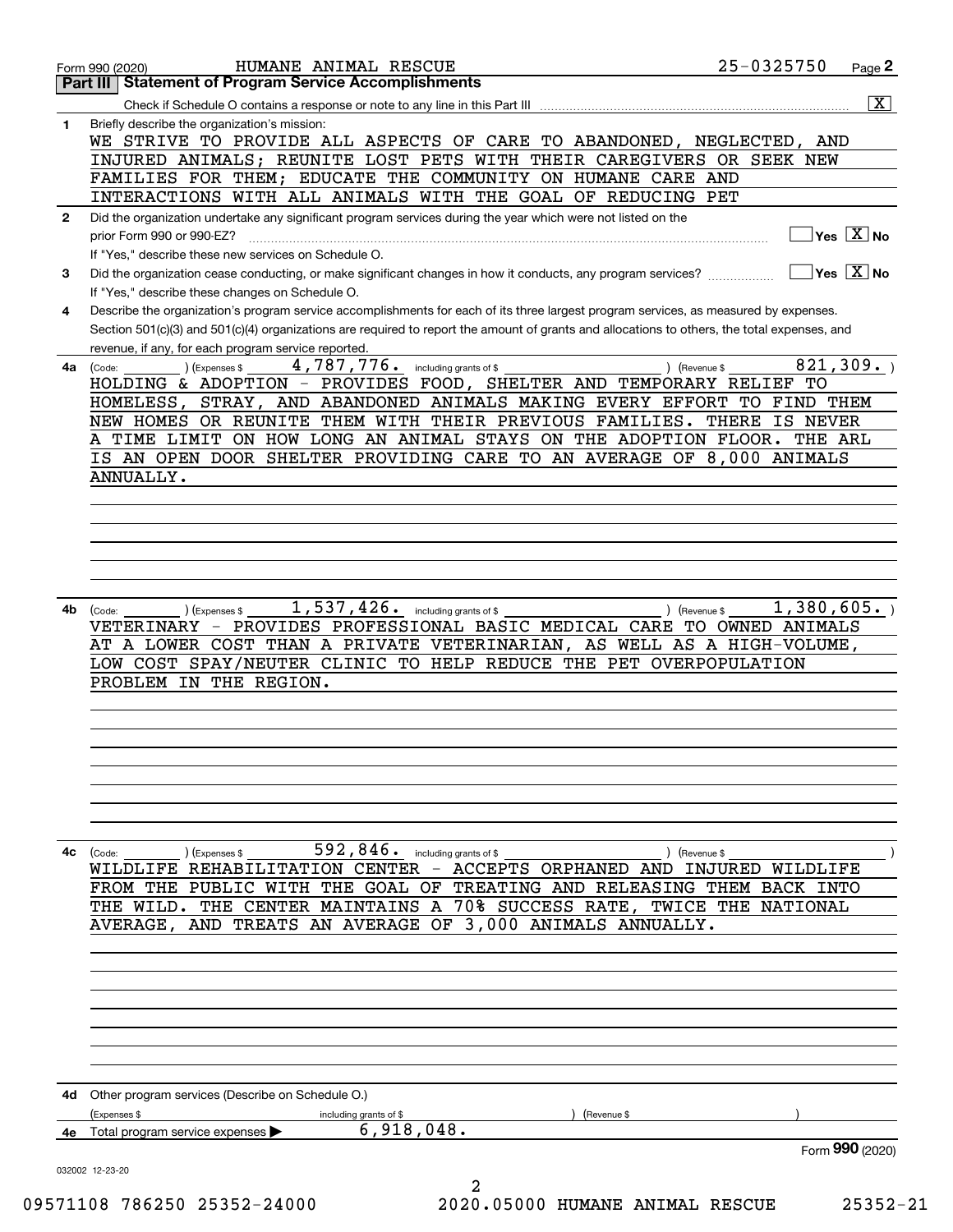Form 990 (2020) HUMANE ANIMAL RESCUE 25-0325750

## Part III Statement of Program Service Accomplishments

Check if Schedule O contains a response or note to any line in this Part III [X]

**1** Briefly describe the organization's mission:

WE STRIVE TO PROVIDE ALL ASPECTS OF CARE TO ABANDONED, NEGLECTED, AND INJURED ANIMALS; REUNITE LOST PETS WITH THEIR CAREGIVERS OR SEEK NEW FAMILIES FOR THEM; EDUCATE THE COMMUNITY ON HUMANE CARE AND INTERACTIONS WITH ALL ANIMALS WITH THE GOAL OF REDUCING PET

**2** Did the organization undertake any significant program services during the year which were not listed on the prior Form 990 or 990-EZ? [ ] Yes [X] No

If "Yes," describe these new services on Schedule O.

**3** Did the organization cease conducting, or make significant changes in how it conducts, any program services? [ ] Yes [X] No

If "Yes," describe these changes on Schedule O.

**4** Describe the organization's program service accomplishments for each of its three largest program services, as measured by expenses. Section 501(c)(3) and 501(c)(4) organizations are required to report the amount of grants and allocations to others, the total expenses, and revenue, if any, for each program service reported.

**4a** (Code: ) (Expenses $ 4,787,776. including grants of $ ) (Revenue $ 821,309. )

HOLDING & ADOPTION - PROVIDES FOOD, SHELTER AND TEMPORARY RELIEF TO HOMELESS, STRAY, AND ABANDONED ANIMALS MAKING EVERY EFFORT TO FIND THEM NEW HOMES OR REUNITE THEM WITH THEIR PREVIOUS FAMILIES. THERE IS NEVER A TIME LIMIT ON HOW LONG AN ANIMAL STAYS ON THE ADOPTION FLOOR. THE ARL IS AN OPEN DOOR SHELTER PROVIDING CARE TO AN AVERAGE OF 8,000 ANIMALS ANNUALLY.

**4b** (Code: ) (Expenses $ 1,537,426. including grants of $ ) (Revenue $ 1,380,605. )

VETERINARY - PROVIDES PROFESSIONAL BASIC MEDICAL CARE TO OWNED ANIMALS AT A LOWER COST THAN A PRIVATE VETERINARIAN, AS WELL AS A HIGH-VOLUME, LOW COST SPAY/NEUTER CLINIC TO HELP REDUCE THE PET OVERPOPULATION PROBLEM IN THE REGION.

**4c** (Code: ) (Expenses $ 592,846. including grants of $ ) (Revenue $ )

WILDLIFE REHABILITATION CENTER - ACCEPTS ORPHANED AND INJURED WILDLIFE FROM THE PUBLIC WITH THE GOAL OF TREATING AND RELEASING THEM BACK INTO THE WILD. THE CENTER MAINTAINS A 70% SUCCESS RATE, TWICE THE NATIONAL AVERAGE, AND TREATS AN AVERAGE OF 3,000 ANIMALS ANNUALLY.

**4d** Other program services (Describe on Schedule O.)

(Expenses $ including grants of $ ) (Revenue $ )

**4e** Total program service expenses ▶ 6,918,048.

Form **990** (2020)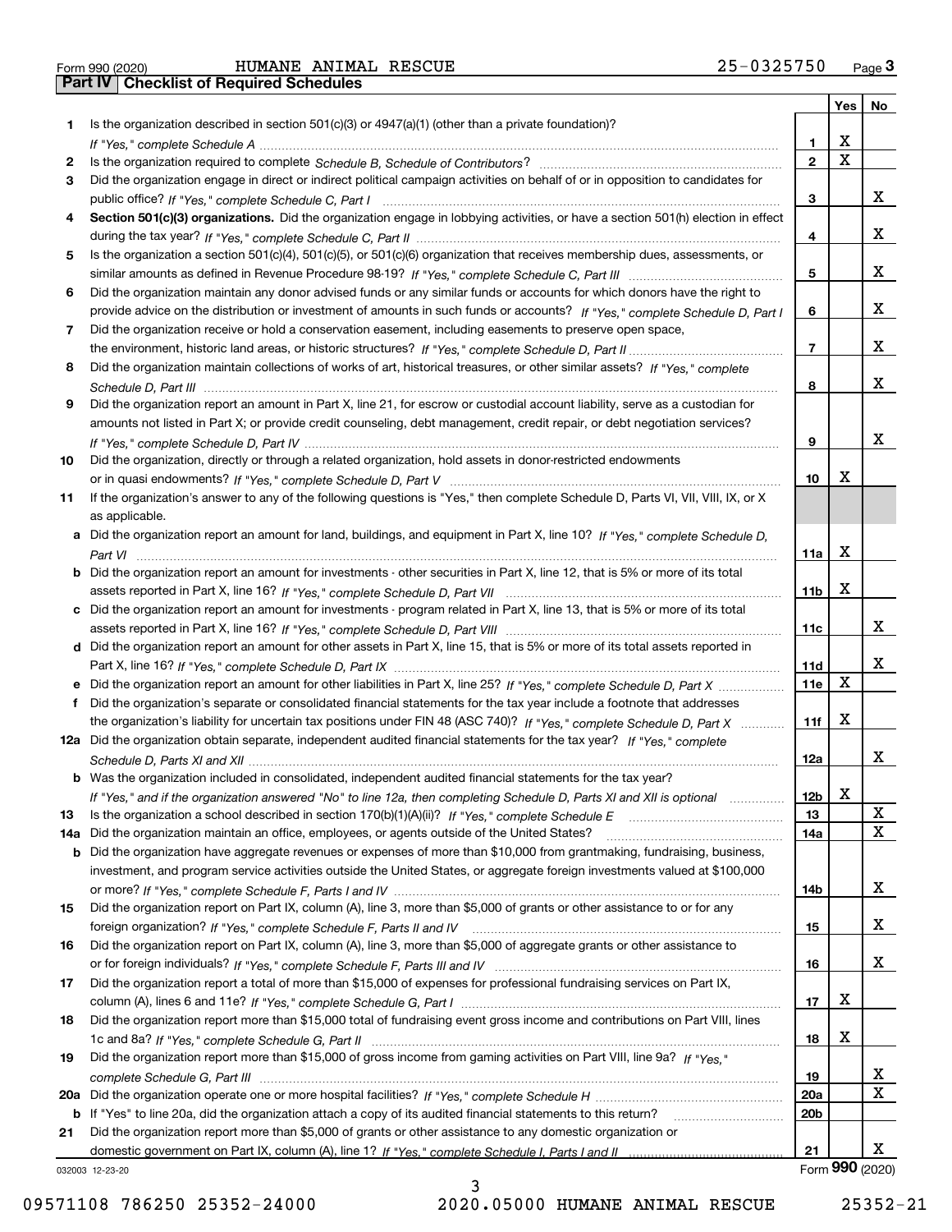Form 990 (2020) HUMANE ANIMAL RESCUE 25-0325750 Page 3

**Part IV Checklist of Required Schedules**

| | | | Yes | No |
|---|---|---|---|---|
| 1 | Is the organization described in section 501(c)(3) or 4947(a)(1) (other than a private foundation)? *If "Yes," complete Schedule A* | 1 | X | |
| 2 | Is the organization required to complete *Schedule B, Schedule of Contributors*? | 2 | X | |
| 3 | Did the organization engage in direct or indirect political campaign activities on behalf of or in opposition to candidates for public office? *If "Yes," complete Schedule C, Part I* | 3 | | X |
| 4 | **Section 501(c)(3) organizations.** Did the organization engage in lobbying activities, or have a section 501(h) election in effect during the tax year? *If "Yes," complete Schedule C, Part II* | 4 | | X |
| 5 | Is the organization a section 501(c)(4), 501(c)(5), or 501(c)(6) organization that receives membership dues, assessments, or similar amounts as defined in Revenue Procedure 98-19? *If "Yes," complete Schedule C, Part III* | 5 | | X |
| 6 | Did the organization maintain any donor advised funds or any similar funds or accounts for which donors have the right to provide advice on the distribution or investment of amounts in such funds or accounts? *If "Yes," complete Schedule D, Part I* | 6 | | X |
| 7 | Did the organization receive or hold a conservation easement, including easements to preserve open space, the environment, historic land areas, or historic structures? *If "Yes," complete Schedule D, Part II* | 7 | | X |
| 8 | Did the organization maintain collections of works of art, historical treasures, or other similar assets? *If "Yes," complete Schedule D, Part III* | 8 | | X |
| 9 | Did the organization report an amount in Part X, line 21, for escrow or custodial account liability, serve as a custodian for amounts not listed in Part X; or provide credit counseling, debt management, credit repair, or debt negotiation services? *If "Yes," complete Schedule D, Part IV* | 9 | | X |
| 10 | Did the organization, directly or through a related organization, hold assets in donor-restricted endowments or in quasi endowments? *If "Yes," complete Schedule D, Part V* | 10 | X | |
| 11 | If the organization's answer to any of the following questions is "Yes," then complete Schedule D, Parts VI, VII, VIII, IX, or X as applicable. | | | |
| a | Did the organization report an amount for land, buildings, and equipment in Part X, line 10? *If "Yes," complete Schedule D, Part VI* | 11a | X | |
| b | Did the organization report an amount for investments - other securities in Part X, line 12, that is 5% or more of its total assets reported in Part X, line 16? *If "Yes," complete Schedule D, Part VII* | 11b | X | |
| c | Did the organization report an amount for investments - program related in Part X, line 13, that is 5% or more of its total assets reported in Part X, line 16? *If "Yes," complete Schedule D, Part VIII* | 11c | | X |
| d | Did the organization report an amount for other assets in Part X, line 15, that is 5% or more of its total assets reported in Part X, line 16? *If "Yes," complete Schedule D, Part IX* | 11d | | X |
| e | Did the organization report an amount for other liabilities in Part X, line 25? *If "Yes," complete Schedule D, Part X* | 11e | X | |
| f | Did the organization's separate or consolidated financial statements for the tax year include a footnote that addresses the organization's liability for uncertain tax positions under FIN 48 (ASC 740)? *If "Yes," complete Schedule D, Part X* | 11f | X | |
| 12a | Did the organization obtain separate, independent audited financial statements for the tax year? *If "Yes," complete Schedule D, Parts XI and XII* | 12a | | X |
| b | Was the organization included in consolidated, independent audited financial statements for the tax year? *If "Yes," and if the organization answered "No" to line 12a, then completing Schedule D, Parts XI and XII is optional* | 12b | X | |
| 13 | Is the organization a school described in section 170(b)(1)(A)(ii)? *If "Yes," complete Schedule E* | 13 | | X |
| 14a | Did the organization maintain an office, employees, or agents outside of the United States? | 14a | | X |
| b | Did the organization have aggregate revenues or expenses of more than $10,000 from grantmaking, fundraising, business, investment, and program service activities outside the United States, or aggregate foreign investments valued at $100,000 or more? *If "Yes," complete Schedule F, Parts I and IV* | 14b | | X |
| 15 | Did the organization report on Part IX, column (A), line 3, more than $5,000 of grants or other assistance to or for any foreign organization? *If "Yes," complete Schedule F, Parts II and IV* | 15 | | X |
| 16 | Did the organization report on Part IX, column (A), line 3, more than $5,000 of aggregate grants or other assistance to or for foreign individuals? *If "Yes," complete Schedule F, Parts III and IV* | 16 | | X |
| 17 | Did the organization report a total of more than $15,000 of expenses for professional fundraising services on Part IX, column (A), lines 6 and 11e? *If "Yes," complete Schedule G, Part I* | 17 | X | |
| 18 | Did the organization report more than $15,000 total of fundraising event gross income and contributions on Part VIII, lines 1c and 8a? *If "Yes," complete Schedule G, Part II* | 18 | X | |
| 19 | Did the organization report more than $15,000 of gross income from gaming activities on Part VIII, line 9a? *If "Yes," complete Schedule G, Part III* | 19 | | X |
| 20a | Did the organization operate one or more hospital facilities? *If "Yes," complete Schedule H* | 20a | | X |
| b | If "Yes" to line 20a, did the organization attach a copy of its audited financial statements to this return? | 20b | | |
| 21 | Did the organization report more than $5,000 of grants or other assistance to any domestic organization or domestic government on Part IX, column (A), line 1? *If "Yes," complete Schedule I, Parts I and II* | 21 | | X |

032003 12-23-20 Form **990** (2020)

09571108 786250 25352-24000 2020.05000 HUMANE ANIMAL RESCUE 25352-21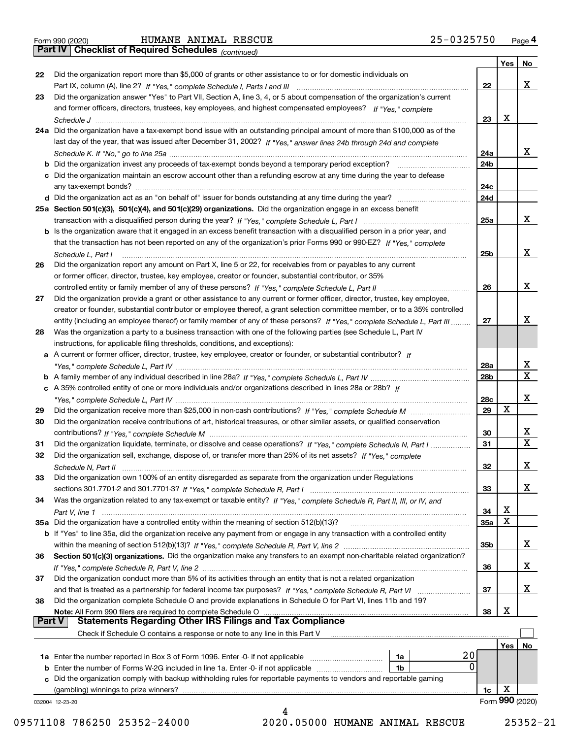Form 990 (2020) HUMANE ANIMAL RESCUE 25-0325750 Page 4

**Part IV Checklist of Required Schedules** *(continued)*

| | | | Yes | No |
|---|---|---|---|---|
| 22 | Did the organization report more than \$5,000 of grants or other assistance to or for domestic individuals on Part IX, column (A), line 2? *If "Yes," complete Schedule I, Parts I and III* | 22 | | X |
| 23 | Did the organization answer "Yes" to Part VII, Section A, line 3, 4, or 5 about compensation of the organization's current and former officers, directors, trustees, key employees, and highest compensated employees? *If "Yes," complete Schedule J* | 23 | X | |
| 24a | Did the organization have a tax-exempt bond issue with an outstanding principal amount of more than \$100,000 as of the last day of the year, that was issued after December 31, 2002? *If "Yes," answer lines 24b through 24d and complete Schedule K. If "No," go to line 25a* | 24a | | X |
| b | Did the organization invest any proceeds of tax-exempt bonds beyond a temporary period exception? | 24b | | |
| c | Did the organization maintain an escrow account other than a refunding escrow at any time during the year to defease any tax-exempt bonds? | 24c | | |
| d | Did the organization act as an "on behalf of" issuer for bonds outstanding at any time during the year? | 24d | | |
| 25a | **Section 501(c)(3), 501(c)(4), and 501(c)(29) organizations.** Did the organization engage in an excess benefit transaction with a disqualified person during the year? *If "Yes," complete Schedule L, Part I* | 25a | | X |
| b | Is the organization aware that it engaged in an excess benefit transaction with a disqualified person in a prior year, and that the transaction has not been reported on any of the organization's prior Forms 990 or 990-EZ? *If "Yes," complete Schedule L, Part I* | 25b | | X |
| 26 | Did the organization report any amount on Part X, line 5 or 22, for receivables from or payables to any current or former officer, director, trustee, key employee, creator or founder, substantial contributor, or 35% controlled entity or family member of any of these persons? *If "Yes," complete Schedule L, Part II* | 26 | | X |
| 27 | Did the organization provide a grant or other assistance to any current or former officer, director, trustee, key employee, creator or founder, substantial contributor or employee thereof, a grant selection committee member, or to a 35% controlled entity (including an employee thereof) or family member of any of these persons? *If "Yes," complete Schedule L, Part III* | 27 | | X |
| 28 | Was the organization a party to a business transaction with one of the following parties (see Schedule L, Part IV instructions, for applicable filing thresholds, conditions, and exceptions): | | | |
| a | A current or former officer, director, trustee, key employee, creator or founder, or substantial contributor? *If "Yes," complete Schedule L, Part IV* | 28a | | X |
| b | A family member of any individual described in line 28a? *If "Yes," complete Schedule L, Part IV* | 28b | | X |
| c | A 35% controlled entity of one or more individuals and/or organizations described in lines 28a or 28b? *If "Yes," complete Schedule L, Part IV* | 28c | | X |
| 29 | Did the organization receive more than \$25,000 in non-cash contributions? *If "Yes," complete Schedule M* | 29 | X | |
| 30 | Did the organization receive contributions of art, historical treasures, or other similar assets, or qualified conservation contributions? *If "Yes," complete Schedule M* | 30 | | X |
| 31 | Did the organization liquidate, terminate, or dissolve and cease operations? *If "Yes," complete Schedule N, Part I* | 31 | | X |
| 32 | Did the organization sell, exchange, dispose of, or transfer more than 25% of its net assets? *If "Yes," complete Schedule N, Part II* | 32 | | X |
| 33 | Did the organization own 100% of an entity disregarded as separate from the organization under Regulations sections 301.7701-2 and 301.7701-3? *If "Yes," complete Schedule R, Part I* | 33 | | X |
| 34 | Was the organization related to any tax-exempt or taxable entity? *If "Yes," complete Schedule R, Part II, III, or IV, and Part V, line 1* | 34 | X | |
| 35a | Did the organization have a controlled entity within the meaning of section 512(b)(13)? | 35a | X | |
| b | If "Yes" to line 35a, did the organization receive any payment from or engage in any transaction with a controlled entity within the meaning of section 512(b)(13)? *If "Yes," complete Schedule R, Part V, line 2* | 35b | | X |
| 36 | **Section 501(c)(3) organizations.** Did the organization make any transfers to an exempt non-charitable related organization? *If "Yes," complete Schedule R, Part V, line 2* | 36 | | X |
| 37 | Did the organization conduct more than 5% of its activities through an entity that is not a related organization and that is treated as a partnership for federal income tax purposes? *If "Yes," complete Schedule R, Part VI* | 37 | | X |
| 38 | Did the organization complete Schedule O and provide explanations in Schedule O for Part VI, lines 11b and 19? **Note:** All Form 990 filers are required to complete Schedule O | 38 | X | |

**Part V Statements Regarding Other IRS Filings and Tax Compliance**

Check if Schedule O contains a response or note to any line in this Part V ☐

| | | | | | Yes | No |
|---|---|---|---|---|---|---|
| 1a | Enter the number reported in Box 3 of Form 1096. Enter -0- if not applicable | 1a | 20 | | | |
| b | Enter the number of Forms W-2G included in line 1a. Enter -0- if not applicable | 1b | 0 | | | |
| c | Did the organization comply with backup withholding rules for reportable payments to vendors and reportable gaming (gambling) winnings to prize winners? | | | 1c | X | |

032004 12-23-20 Form **990** (2020)

09571108 786250 25352-24000 2020.05000 HUMANE ANIMAL RESCUE 25352-21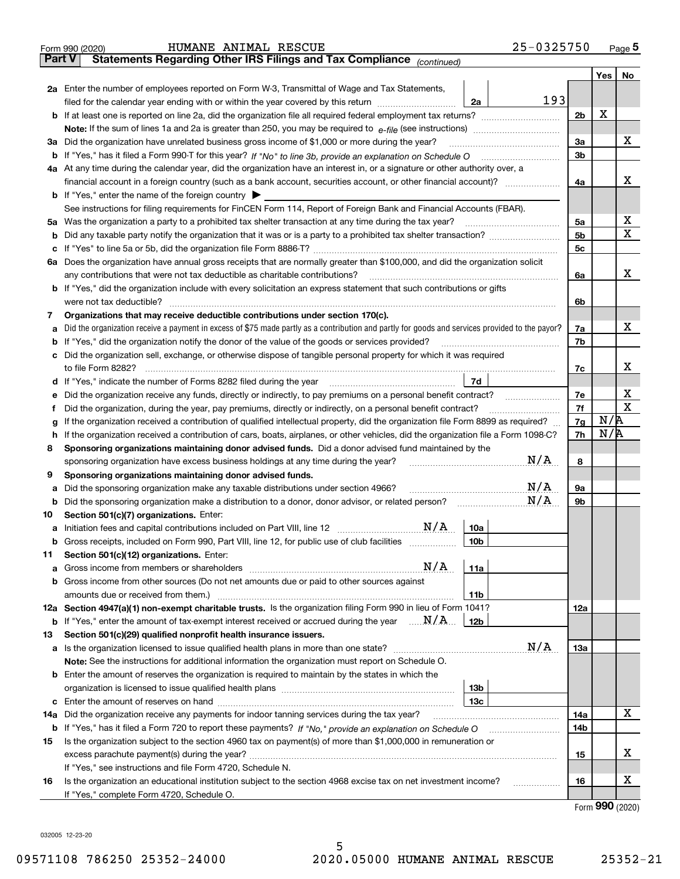Form 990 (2020) HUMANE ANIMAL RESCUE 25-0325750 Page **5**

## Part V Statements Regarding Other IRS Filings and Tax Compliance *(continued)*

| | | | | | Yes | No |
|---|---|---|---|---|---|---|
| **2a** | Enter the number of employees reported on Form W-3, Transmittal of Wage and Tax Statements, filed for the calendar year ending with or within the year covered by this return | 2a | 193 | | | |
| **b** | If at least one is reported on line 2a, did the organization file all required federal employment tax returns? | | | 2b | X | |
| | **Note:** If the sum of lines 1a and 2a is greater than 250, you may be required to *e-file* (see instructions) | | | | | |
| **3a** | Did the organization have unrelated business gross income of $1,000 or more during the year? | | | 3a | | X |
| **b** | If "Yes," has it filed a Form 990-T for this year? *If "No" to line 3b, provide an explanation on Schedule O* | | | 3b | | |
| **4a** | At any time during the calendar year, did the organization have an interest in, or a signature or other authority over, a financial account in a foreign country (such as a bank account, securities account, or other financial account)? | | | 4a | | X |
| **b** | If "Yes," enter the name of the foreign country ▶ | | | | | |
| | See instructions for filing requirements for FinCEN Form 114, Report of Foreign Bank and Financial Accounts (FBAR). | | | | | |
| **5a** | Was the organization a party to a prohibited tax shelter transaction at any time during the tax year? | | | 5a | | X |
| **b** | Did any taxable party notify the organization that it was or is a party to a prohibited tax shelter transaction? | | | 5b | | X |
| **c** | If "Yes" to line 5a or 5b, did the organization file Form 8886-T? | | | 5c | | |
| **6a** | Does the organization have annual gross receipts that are normally greater than $100,000, and did the organization solicit any contributions that were not tax deductible as charitable contributions? | | | 6a | | X |
| **b** | If "Yes," did the organization include with every solicitation an express statement that such contributions or gifts were not tax deductible? | | | 6b | | |
| **7** | **Organizations that may receive deductible contributions under section 170(c).** | | | | | |
| **a** | Did the organization receive a payment in excess of $75 made partly as a contribution and partly for goods and services provided to the payor? | | | 7a | | X |
| **b** | If "Yes," did the organization notify the donor of the value of the goods or services provided? | | | 7b | | |
| **c** | Did the organization sell, exchange, or otherwise dispose of tangible personal property for which it was required to file Form 8282? | | | 7c | | X |
| **d** | If "Yes," indicate the number of Forms 8282 filed during the year | 7d | | | | |
| **e** | Did the organization receive any funds, directly or indirectly, to pay premiums on a personal benefit contract? | | | 7e | | X |
| **f** | Did the organization, during the year, pay premiums, directly or indirectly, on a personal benefit contract? | | | 7f | | X |
| **g** | If the organization received a contribution of qualified intellectual property, did the organization file Form 8899 as required? | | | 7g | N/A | |
| **h** | If the organization received a contribution of cars, boats, airplanes, or other vehicles, did the organization file a Form 1098-C? | | | 7h | N/A | |
| **8** | **Sponsoring organizations maintaining donor advised funds.** Did a donor advised fund maintained by the sponsoring organization have excess business holdings at any time during the year? N/A | | | 8 | | |
| **9** | **Sponsoring organizations maintaining donor advised funds.** | | | | | |
| **a** | Did the sponsoring organization make any taxable distributions under section 4966? N/A | | | 9a | | |
| **b** | Did the sponsoring organization make a distribution to a donor, donor advisor, or related person? N/A | | | 9b | | |
| **10** | **Section 501(c)(7) organizations.** Enter: | | | | | |
| **a** | Initiation fees and capital contributions included on Part VIII, line 12 N/A | 10a | | | | |
| **b** | Gross receipts, included on Form 990, Part VIII, line 12, for public use of club facilities | 10b | | | | |
| **11** | **Section 501(c)(12) organizations.** Enter: | | | | | |
| **a** | Gross income from members or shareholders N/A | 11a | | | | |
| **b** | Gross income from other sources (Do not net amounts due or paid to other sources against amounts due or received from them.) | 11b | | | | |
| **12a** | **Section 4947(a)(1) non-exempt charitable trusts.** Is the organization filing Form 990 in lieu of Form 1041? | | | 12a | | |
| **b** | If "Yes," enter the amount of tax-exempt interest received or accrued during the year N/A | 12b | | | | |
| **13** | **Section 501(c)(29) qualified nonprofit health insurance issuers.** | | | | | |
| **a** | Is the organization licensed to issue qualified health plans in more than one state? N/A | | | 13a | | |
| | **Note:** See the instructions for additional information the organization must report on Schedule O. | | | | | |
| **b** | Enter the amount of reserves the organization is required to maintain by the states in which the organization is licensed to issue qualified health plans | 13b | | | | |
| **c** | Enter the amount of reserves on hand | 13c | | | | |
| **14a** | Did the organization receive any payments for indoor tanning services during the tax year? | | | 14a | | X |
| **b** | If "Yes," has it filed a Form 720 to report these payments? *If "No," provide an explanation on Schedule O* | | | 14b | | |
| **15** | Is the organization subject to the section 4960 tax on payment(s) of more than $1,000,000 in remuneration or excess parachute payment(s) during the year? | | | 15 | | X |
| | If "Yes," see instructions and file Form 4720, Schedule N. | | | | | |
| **16** | Is the organization an educational institution subject to the section 4968 excise tax on net investment income? | | | 16 | | X |
| | If "Yes," complete Form 4720, Schedule O. | | | | | |

Form **990** (2020)

032005 12-23-20

09571108 786250 25352-24000 2020.05000 HUMANE ANIMAL RESCUE 25352-21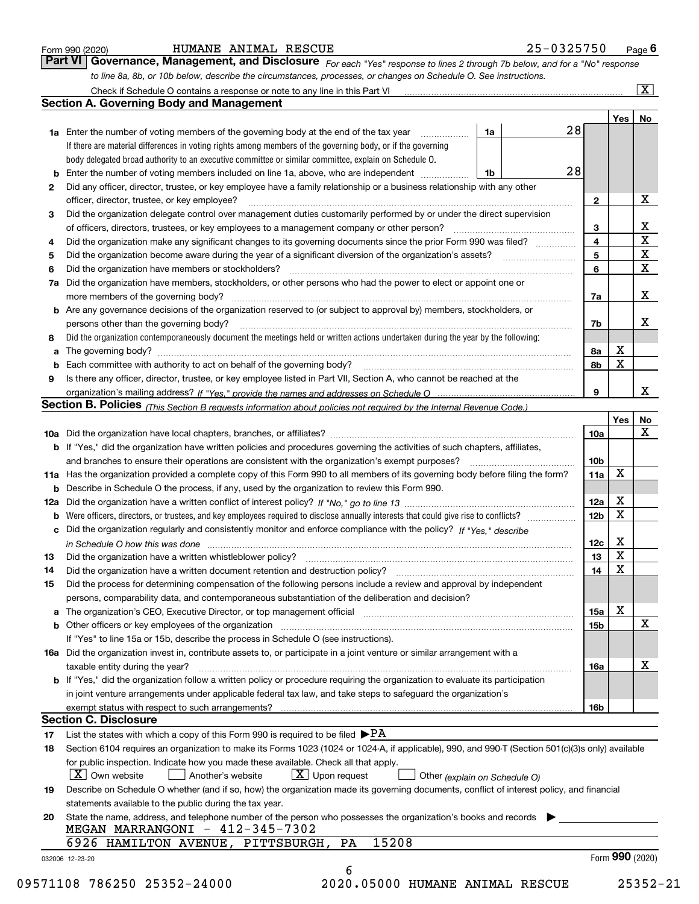Form 990 (2020) HUMANE ANIMAL RESCUE 25-0325750 Page **6**

## Part VI Governance, Management, and Disclosure

*For each "Yes" response to lines 2 through 7b below, and for a "No" response to line 8a, 8b, or 10b below, describe the circumstances, processes, or changes on Schedule O. See instructions.*

Check if Schedule O contains a response or note to any line in this Part VI ..... [X]

### Section A. Governing Body and Management

| | | | | Yes | No |
|---|---|---|---|---|---|
| **1a** | Enter the number of voting members of the governing body at the end of the tax year. If there are material differences in voting rights among members of the governing body, or if the governing body delegated broad authority to an executive committee or similar committee, explain on Schedule O. | 1a | 28 | | |
| **b** | Enter the number of voting members included on line 1a, above, who are independent | 1b | 28 | | |
| **2** | Did any officer, director, trustee, or key employee have a family relationship or a business relationship with any other officer, director, trustee, or key employee? | 2 | | | X |
| **3** | Did the organization delegate control over management duties customarily performed by or under the direct supervision of officers, directors, trustees, or key employees to a management company or other person? | 3 | | | X |
| **4** | Did the organization make any significant changes to its governing documents since the prior Form 990 was filed? | 4 | | | X |
| **5** | Did the organization become aware during the year of a significant diversion of the organization's assets? | 5 | | | X |
| **6** | Did the organization have members or stockholders? | 6 | | | X |
| **7a** | Did the organization have members, stockholders, or other persons who had the power to elect or appoint one or more members of the governing body? | 7a | | | X |
| **b** | Are any governance decisions of the organization reserved to (or subject to approval by) members, stockholders, or persons other than the governing body? | 7b | | | X |
| **8** | Did the organization contemporaneously document the meetings held or written actions undertaken during the year by the following: | | | | |
| **a** | The governing body? | 8a | | X | |
| **b** | Each committee with authority to act on behalf of the governing body? | 8b | | X | |
| **9** | Is there any officer, director, trustee, or key employee listed in Part VII, Section A, who cannot be reached at the organization's mailing address? *If "Yes," provide the names and addresses on Schedule O* | 9 | | | X |

### Section B. Policies *(This Section B requests information about policies not required by the Internal Revenue Code.)*

| | | | Yes | No |
|---|---|---|---|---|
| **10a** | Did the organization have local chapters, branches, or affiliates? | 10a | | X |
| **b** | If "Yes," did the organization have written policies and procedures governing the activities of such chapters, affiliates, and branches to ensure their operations are consistent with the organization's exempt purposes? | 10b | | |
| **11a** | Has the organization provided a complete copy of this Form 990 to all members of its governing body before filing the form? | 11a | X | |
| **b** | Describe in Schedule O the process, if any, used by the organization to review this Form 990. | | | |
| **12a** | Did the organization have a written conflict of interest policy? *If "No," go to line 13* | 12a | X | |
| **b** | Were officers, directors, or trustees, and key employees required to disclose annually interests that could give rise to conflicts? | 12b | X | |
| **c** | Did the organization regularly and consistently monitor and enforce compliance with the policy? *If "Yes," describe in Schedule O how this was done* | 12c | X | |
| **13** | Did the organization have a written whistleblower policy? | 13 | X | |
| **14** | Did the organization have a written document retention and destruction policy? | 14 | X | |
| **15** | Did the process for determining compensation of the following persons include a review and approval by independent persons, comparability data, and contemporaneous substantiation of the deliberation and decision? | | | |
| **a** | The organization's CEO, Executive Director, or top management official | 15a | X | |
| **b** | Other officers or key employees of the organization | 15b | | X |
| | If "Yes" to line 15a or 15b, describe the process in Schedule O (see instructions). | | | |
| **16a** | Did the organization invest in, contribute assets to, or participate in a joint venture or similar arrangement with a taxable entity during the year? | 16a | | X |
| **b** | If "Yes," did the organization follow a written policy or procedure requiring the organization to evaluate its participation in joint venture arrangements under applicable federal tax law, and take steps to safeguard the organization's exempt status with respect to such arrangements? | 16b | | |

### Section C. Disclosure

**17** List the states with which a copy of this Form 990 is required to be filed ▶ PA

**18** Section 6104 requires an organization to make its Forms 1023 (1024 or 1024-A, if applicable), 990, and 990-T (Section 501(c)(3)s only) available for public inspection. Indicate how you made these available. Check all that apply.

[X] Own website [ ] Another's website [X] Upon request [ ] Other *(explain on Schedule O)*

**19** Describe on Schedule O whether (and if so, how) the organization made its governing documents, conflict of interest policy, and financial statements available to the public during the tax year.

**20** State the name, address, and telephone number of the person who possesses the organization's books and records ▶

MEGAN MARRANGONI - 412-345-7302
6926 HAMILTON AVENUE, PITTSBURGH, PA 15208

032006 12-23-20 Form **990** (2020)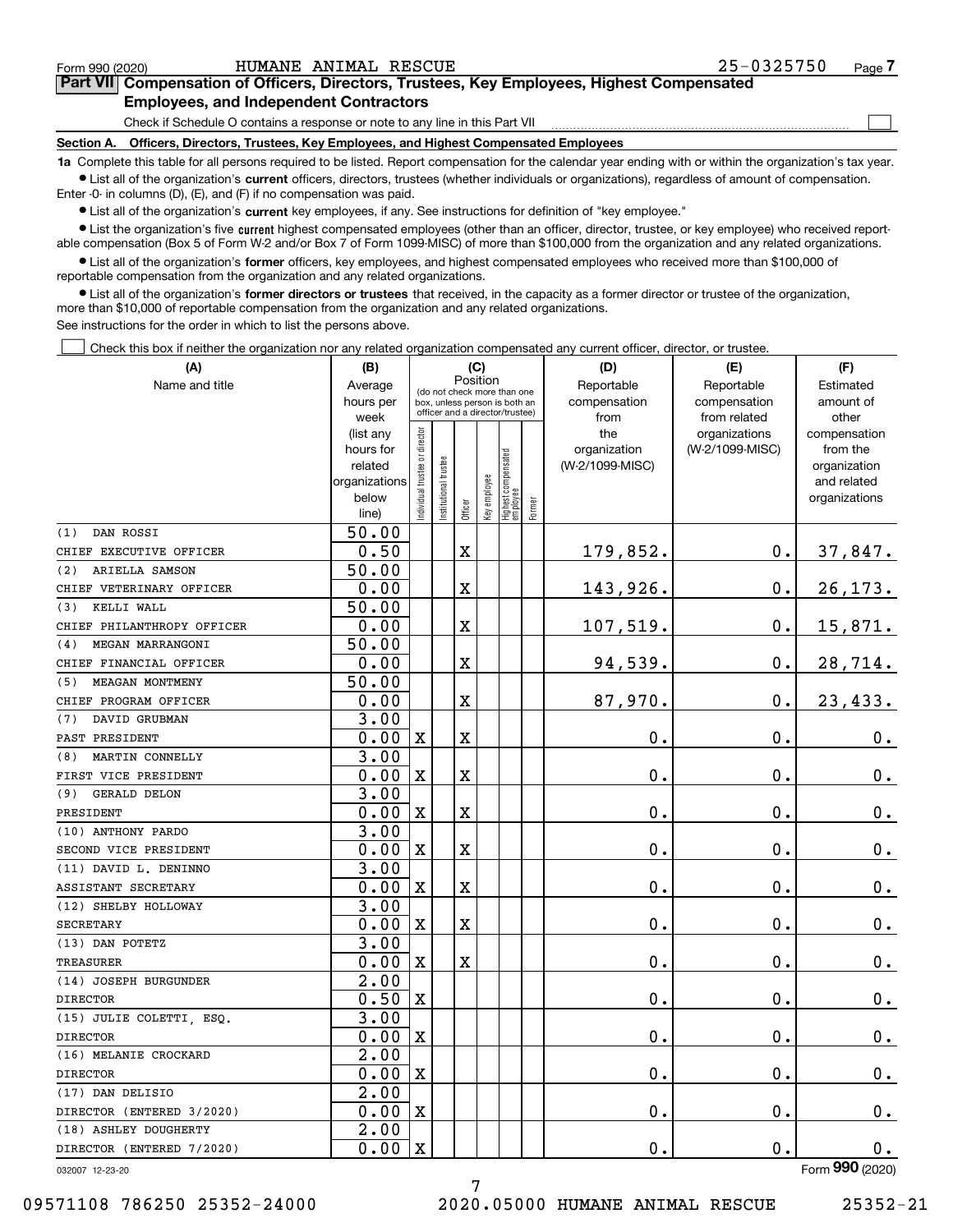Form 990 (2020) HUMANE ANIMAL RESCUE 25-0325750 Page 7

**Part VII Compensation of Officers, Directors, Trustees, Key Employees, Highest Compensated Employees, and Independent Contractors**

Check if Schedule O contains a response or note to any line in this Part VII

**Section A. Officers, Directors, Trustees, Key Employees, and Highest Compensated Employees**

**1a** Complete this table for all persons required to be listed. Report compensation for the calendar year ending with or within the organization's tax year.

- List all of the organization's **current** officers, directors, trustees (whether individuals or organizations), regardless of amount of compensation. Enter -0- in columns (D), (E), and (F) if no compensation was paid.
- List all of the organization's **current** key employees, if any. See instructions for definition of "key employee."
- List the organization's five **current** highest compensated employees (other than an officer, director, trustee, or key employee) who received reportable compensation (Box 5 of Form W-2 and/or Box 7 of Form 1099-MISC) of more than $100,000 from the organization and any related organizations.
- List all of the organization's **former** officers, key employees, and highest compensated employees who received more than $100,000 of reportable compensation from the organization and any related organizations.
- List all of the organization's **former directors or trustees** that received, in the capacity as a former director or trustee of the organization, more than $10,000 of reportable compensation from the organization and any related organizations.

See instructions for the order in which to list the persons above.

Check this box if neither the organization nor any related organization compensated any current officer, director, or trustee.

| (A) Name and title | (B) Average hours per week (list any hours for related organizations below line) | (C) Position: Individual trustee or director | Institutional trustee | Officer | Key employee | Highest compensated employee | Former | (D) Reportable compensation from the organization (W-2/1099-MISC) | (E) Reportable compensation from related organizations (W-2/1099-MISC) | (F) Estimated amount of other compensation from the organization and related organizations |
|---|---|---|---|---|---|---|---|---|---|---|
| (1) DAN ROSSI<br>CHIEF EXECUTIVE OFFICER | 50.00<br>0.50 | | | X | | | | 179,852. | 0. | 37,847. |
| (2) ARIELLA SAMSON<br>CHIEF VETERINARY OFFICER | 50.00<br>0.00 | | | X | | | | 143,926. | 0. | 26,173. |
| (3) KELLI WALL<br>CHIEF PHILANTHROPY OFFICER | 50.00<br>0.00 | | | X | | | | 107,519. | 0. | 15,871. |
| (4) MEGAN MARRANGONI<br>CHIEF FINANCIAL OFFICER | 50.00<br>0.00 | | | X | | | | 94,539. | 0. | 28,714. |
| (5) MEAGAN MONTMENY<br>CHIEF PROGRAM OFFICER | 50.00<br>0.00 | | | X | | | | 87,970. | 0. | 23,433. |
| (7) DAVID GRUBMAN<br>PAST PRESIDENT | 3.00<br>0.00 | X | | X | | | | 0. | 0. | 0. |
| (8) MARTIN CONNELLY<br>FIRST VICE PRESIDENT | 3.00<br>0.00 | X | | X | | | | 0. | 0. | 0. |
| (9) GERALD DELON<br>PRESIDENT | 3.00<br>0.00 | X | | X | | | | 0. | 0. | 0. |
| (10) ANTHONY PARDO<br>SECOND VICE PRESIDENT | 3.00<br>0.00 | X | | X | | | | 0. | 0. | 0. |
| (11) DAVID L. DENINNO<br>ASSISTANT SECRETARY | 3.00<br>0.00 | X | | X | | | | 0. | 0. | 0. |
| (12) SHELBY HOLLOWAY<br>SECRETARY | 3.00<br>0.00 | X | | X | | | | 0. | 0. | 0. |
| (13) DAN POTETZ<br>TREASURER | 3.00<br>0.00 | X | | X | | | | 0. | 0. | 0. |
| (14) JOSEPH BURGUNDER<br>DIRECTOR | 2.00<br>0.50 | X | | | | | | 0. | 0. | 0. |
| (15) JULIE COLETTI, ESQ.<br>DIRECTOR | 3.00<br>0.00 | X | | | | | | 0. | 0. | 0. |
| (16) MELANIE CROCKARD<br>DIRECTOR | 2.00<br>0.00 | X | | | | | | 0. | 0. | 0. |
| (17) DAN DELISIO<br>DIRECTOR (ENTERED 3/2020) | 2.00<br>0.00 | X | | | | | | 0. | 0. | 0. |
| (18) ASHLEY DOUGHERTY<br>DIRECTOR (ENTERED 7/2020) | 2.00<br>0.00 | X | | | | | | 0. | 0. | 0. |

032007 12-23-20 Form **990** (2020)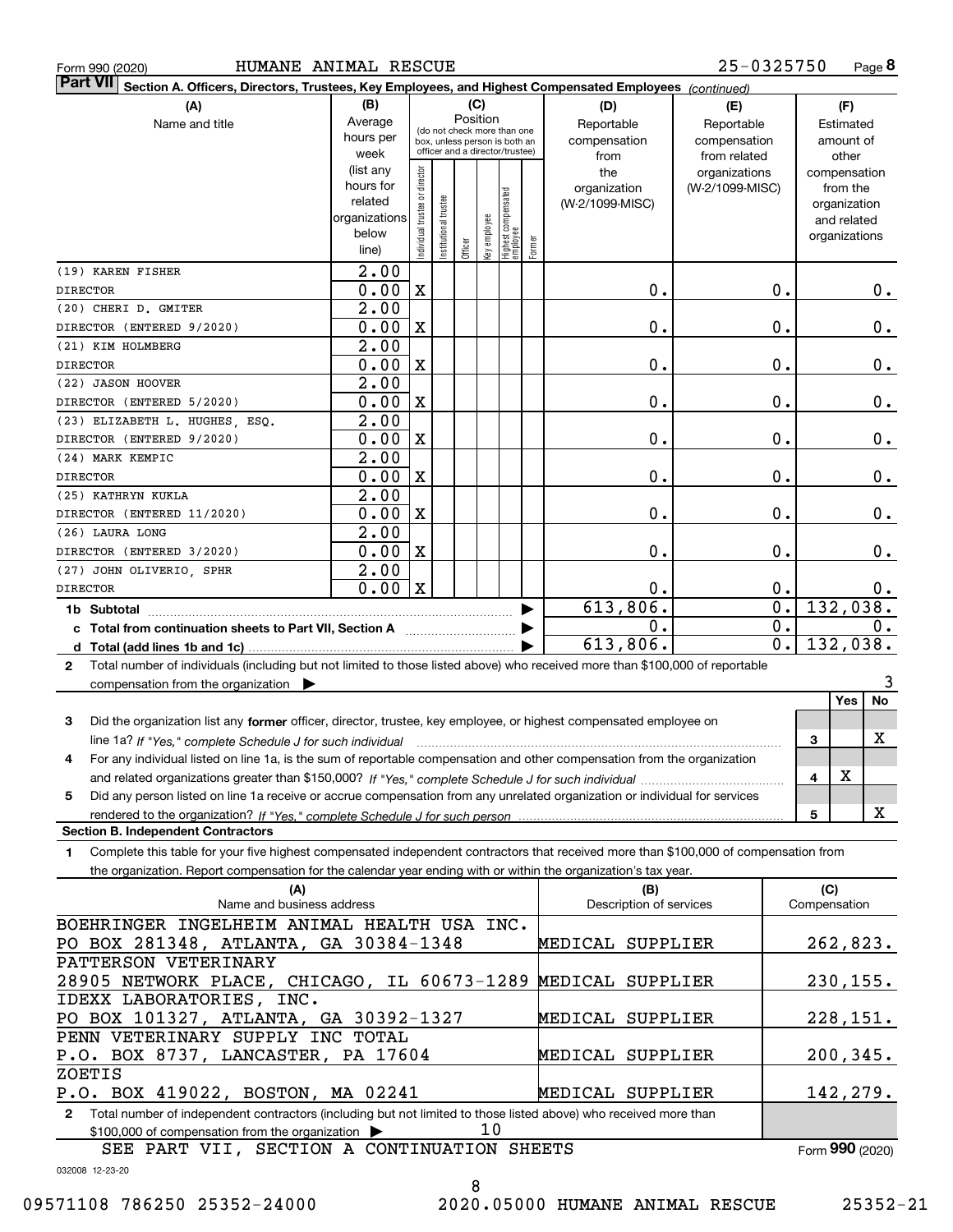Form 990 (2020) HUMANE ANIMAL RESCUE 25-0325750 Page 8

**Part VII Section A. Officers, Directors, Trustees, Key Employees, and Highest Compensated Employees** *(continued)*

| (A) Name and title | (B) Average hours per week (list any hours for related organizations below line) | (C) Position: Individual trustee or director | Institutional trustee | Officer | Key employee | Highest compensated employee | Former | (D) Reportable compensation from the organization (W-2/1099-MISC) | (E) Reportable compensation from related organizations (W-2/1099-MISC) | (F) Estimated amount of other compensation from the organization and related organizations |
|---|---|---|---|---|---|---|---|---|---|---|
| (19) KAREN FISHER<br>DIRECTOR | 2.00<br>0.00 | X | | | | | | 0. | 0. | 0. |
| (20) CHERI D. GMITER<br>DIRECTOR (ENTERED 9/2020) | 2.00<br>0.00 | X | | | | | | 0. | 0. | 0. |
| (21) KIM HOLMBERG<br>DIRECTOR | 2.00<br>0.00 | X | | | | | | 0. | 0. | 0. |
| (22) JASON HOOVER<br>DIRECTOR (ENTERED 5/2020) | 2.00<br>0.00 | X | | | | | | 0. | 0. | 0. |
| (23) ELIZABETH L. HUGHES, ESQ.<br>DIRECTOR (ENTERED 9/2020) | 2.00<br>0.00 | X | | | | | | 0. | 0. | 0. |
| (24) MARK KEMPIC<br>DIRECTOR | 2.00<br>0.00 | X | | | | | | 0. | 0. | 0. |
| (25) KATHRYN KUKLA<br>DIRECTOR (ENTERED 11/2020) | 2.00<br>0.00 | X | | | | | | 0. | 0. | 0. |
| (26) LAURA LONG<br>DIRECTOR (ENTERED 3/2020) | 2.00<br>0.00 | X | | | | | | 0. | 0. | 0. |
| (27) JOHN OLIVERIO, SPHR<br>DIRECTOR | 2.00<br>0.00 | X | | | | | | 0. | 0. | 0. |
| **1b Subtotal** | | | | | | | | 613,806. | 0. | 132,038. |
| **c Total from continuation sheets to Part VII, Section A** | | | | | | | | 0. | 0. | 0. |
| **d Total (add lines 1b and 1c)** | | | | | | | | 613,806. | 0. | 132,038. |

**2** Total number of individuals (including but not limited to those listed above) who received more than $100,000 of reportable compensation from the organization ▶ 3

| | | Yes | No |
|---|---|---|---|
| **3** Did the organization list any **former** officer, director, trustee, key employee, or highest compensated employee on line 1a? *If "Yes," complete Schedule J for such individual* | 3 | | X |
| **4** For any individual listed on line 1a, is the sum of reportable compensation and other compensation from the organization and related organizations greater than $150,000? *If "Yes," complete Schedule J for such individual* | 4 | X | |
| **5** Did any person listed on line 1a receive or accrue compensation from any unrelated organization or individual for services rendered to the organization? *If "Yes," complete Schedule J for such person* | 5 | | X |

**Section B. Independent Contractors**

**1** Complete this table for your five highest compensated independent contractors that received more than $100,000 of compensation from the organization. Report compensation for the calendar year ending with or within the organization's tax year.

| (A) Name and business address | (B) Description of services | (C) Compensation |
|---|---|---|
| BOEHRINGER INGELHEIM ANIMAL HEALTH USA INC.<br>PO BOX 281348, ATLANTA, GA 30384-1348 | MEDICAL SUPPLIER | 262,823. |
| PATTERSON VETERINARY<br>28905 NETWORK PLACE, CHICAGO, IL 60673-1289 | MEDICAL SUPPLIER | 230,155. |
| IDEXX LABORATORIES, INC.<br>PO BOX 101327, ATLANTA, GA 30392-1327 | MEDICAL SUPPLIER | 228,151. |
| PENN VETERINARY SUPPLY INC TOTAL<br>P.O. BOX 8737, LANCASTER, PA 17604 | MEDICAL SUPPLIER | 200,345. |
| ZOETIS<br>P.O. BOX 419022, BOSTON, MA 02241 | MEDICAL SUPPLIER | 142,279. |

**2** Total number of independent contractors (including but not limited to those listed above) who received more than $100,000 of compensation from the organization ▶ 10

SEE PART VII, SECTION A CONTINUATION SHEETS

Form **990** (2020)

032008 12-23-20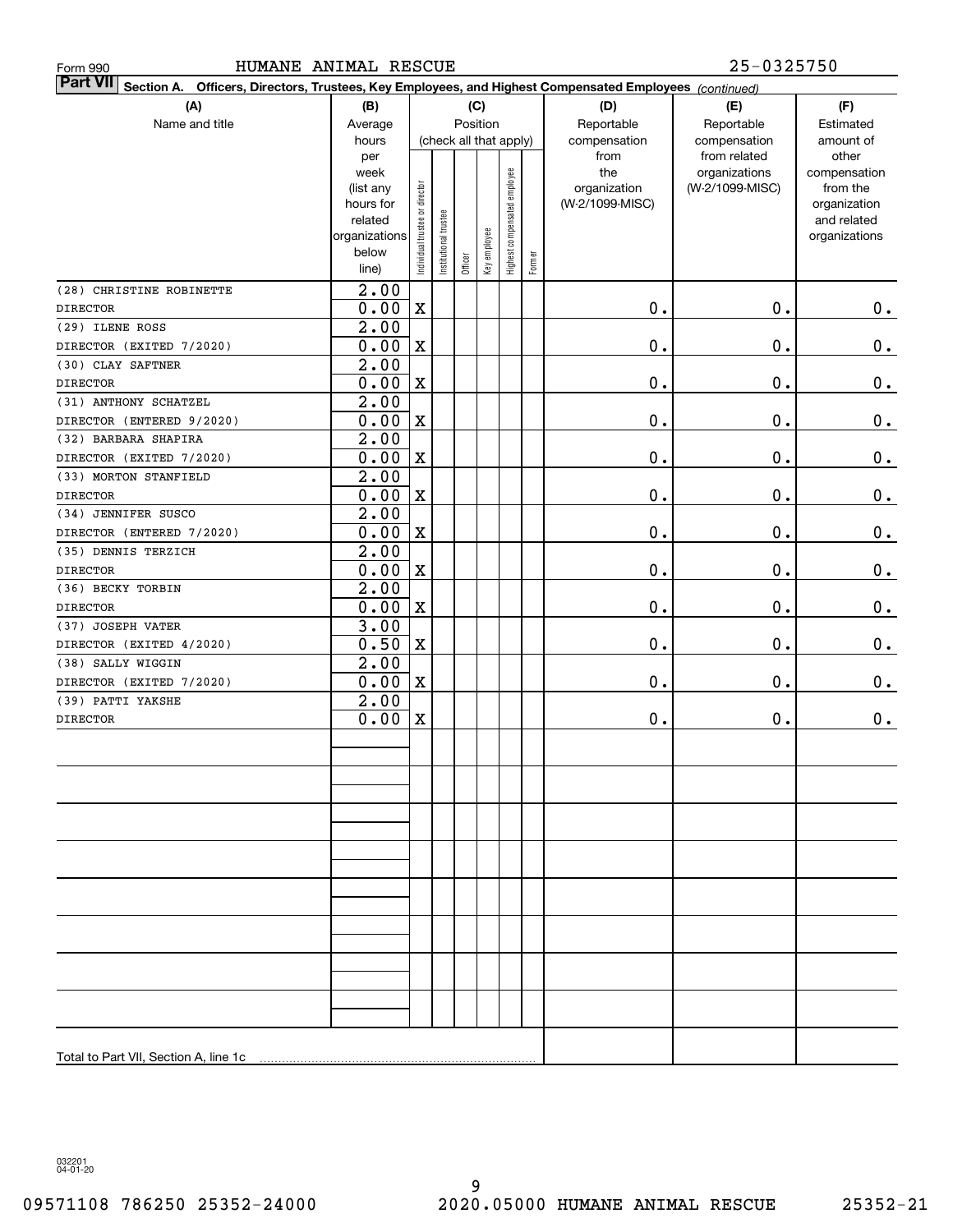Form 990 HUMANE ANIMAL RESCUE 25-0325750

**Part VII Section A. Officers, Directors, Trustees, Key Employees, and Highest Compensated Employees** *(continued)*

| (A) Name and title | (B) Average hours per week (list any hours for related organizations below line) | (C) Position (check all that apply): Individual trustee or director | Institutional trustee | Officer | Key employee | Highest compensated employee | Former | (D) Reportable compensation from the organization (W-2/1099-MISC) | (E) Reportable compensation from related organizations (W-2/1099-MISC) | (F) Estimated amount of other compensation from the organization and related organizations |
|---|---|---|---|---|---|---|---|---|---|---|
| (28) CHRISTINE ROBINETTE<br>DIRECTOR | 2.00<br>0.00 | X | | | | | | 0. | 0. | 0. |
| (29) ILENE ROSS<br>DIRECTOR (EXITED 7/2020) | 2.00<br>0.00 | X | | | | | | 0. | 0. | 0. |
| (30) CLAY SAFTNER<br>DIRECTOR | 2.00<br>0.00 | X | | | | | | 0. | 0. | 0. |
| (31) ANTHONY SCHATZEL<br>DIRECTOR (ENTERED 9/2020) | 2.00<br>0.00 | X | | | | | | 0. | 0. | 0. |
| (32) BARBARA SHAPIRA<br>DIRECTOR (EXITED 7/2020) | 2.00<br>0.00 | X | | | | | | 0. | 0. | 0. |
| (33) MORTON STANFIELD<br>DIRECTOR | 2.00<br>0.00 | X | | | | | | 0. | 0. | 0. |
| (34) JENNIFER SUSCO<br>DIRECTOR (ENTERED 7/2020) | 2.00<br>0.00 | X | | | | | | 0. | 0. | 0. |
| (35) DENNIS TERZICH<br>DIRECTOR | 2.00<br>0.00 | X | | | | | | 0. | 0. | 0. |
| (36) BECKY TORBIN<br>DIRECTOR | 2.00<br>0.00 | X | | | | | | 0. | 0. | 0. |
| (37) JOSEPH VATER<br>DIRECTOR (EXITED 4/2020) | 3.00<br>0.50 | X | | | | | | 0. | 0. | 0. |
| (38) SALLY WIGGIN<br>DIRECTOR (EXITED 7/2020) | 2.00<br>0.00 | X | | | | | | 0. | 0. | 0. |
| (39) PATTI YAKSHE<br>DIRECTOR | 2.00<br>0.00 | X | | | | | | 0. | 0. | 0. |
| Total to Part VII, Section A, line 1c | | | | | | | | | | |

032201 04-01-20

09571108 786250 25352-24000 2020.05000 HUMANE ANIMAL RESCUE 25352-21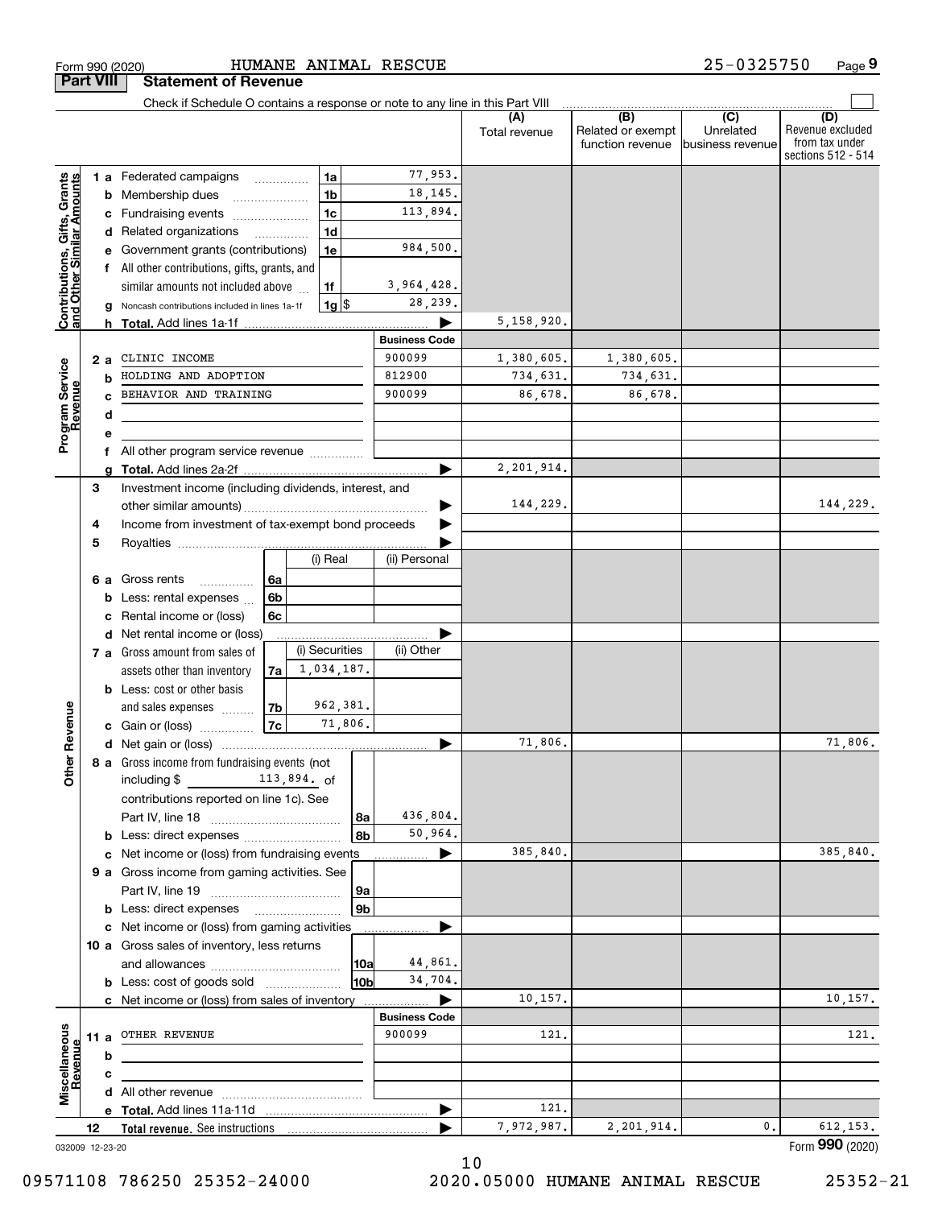Form 990 (2020) HUMANE ANIMAL RESCUE 25-0325750 Page 9

## Part VIII Statement of Revenue

Check if Schedule O contains a response or note to any line in this Part VIII

| | | | | (A) Total revenue | (B) Related or exempt function revenue | (C) Unrelated business revenue | (D) Revenue excluded from tax under sections 512 - 514 |
|---|---|---|---|---|---|---|---|
| **Contributions, Gifts, Grants and Other Similar Amounts** | 1 a Federated campaigns | 1a | 77,953. | | | | |
| | b Membership dues | 1b | 18,145. | | | | |
| | c Fundraising events | 1c | 113,894. | | | | |
| | d Related organizations | 1d | | | | | |
| | e Government grants (contributions) | 1e | 984,500. | | | | |
| | f All other contributions, gifts, grants, and similar amounts not included above | 1f | 3,964,428. | | | | |
| | g Noncash contributions included in lines 1a-1f | 1g $ | 28,239. | | | | |
| | h **Total.** Add lines 1a-1f | | | 5,158,920. | | | |
| **Program Service Revenue** | | | **Business Code** | | | | |
| | 2 a CLINIC INCOME | | 900099 | 1,380,605. | 1,380,605. | | |
| | b HOLDING AND ADOPTION | | 812900 | 734,631. | 734,631. | | |
| | c BEHAVIOR AND TRAINING | | 900099 | 86,678. | 86,678. | | |
| | d | | | | | | |
| | e | | | | | | |
| | f All other program service revenue | | | | | | |
| | g **Total.** Add lines 2a-2f | | | 2,201,914. | | | |
| **Other Revenue** | 3 Investment income (including dividends, interest, and other similar amounts) | | | 144,229. | | | 144,229. |
| | 4 Income from investment of tax-exempt bond proceeds | | | | | | |
| | 5 Royalties | | | | | | |
| | | (i) Real | (ii) Personal | | | | |
| | 6 a Gross rents 6a | | | | | | |
| | b Less: rental expenses 6b | | | | | | |
| | c Rental income or (loss) 6c | | | | | | |
| | d Net rental income or (loss) | | | | | | |
| | | (i) Securities | (ii) Other | | | | |
| | 7 a Gross amount from sales of assets other than inventory 7a | 1,034,187. | | | | | |
| | b Less: cost or other basis and sales expenses 7b | 962,381. | | | | | |
| | c Gain or (loss) 7c | 71,806. | | | | | |
| | d Net gain or (loss) | | | 71,806. | | | 71,806. |
| | 8 a Gross income from fundraising events (not including $ 113,894. of contributions reported on line 1c). See Part IV, line 18 | 8a | 436,804. | | | | |
| | b Less: direct expenses | 8b | 50,964. | | | | |
| | c Net income or (loss) from fundraising events | | | 385,840. | | | 385,840. |
| | 9 a Gross income from gaming activities. See Part IV, line 19 | 9a | | | | | |
| | b Less: direct expenses | 9b | | | | | |
| | c Net income or (loss) from gaming activities | | | | | | |
| | 10 a Gross sales of inventory, less returns and allowances | 10a | 44,861. | | | | |
| | b Less: cost of goods sold | 10b | 34,704. | | | | |
| | c Net income or (loss) from sales of inventory | | | 10,157. | | | 10,157. |
| **Miscellaneous Revenue** | | | **Business Code** | | | | |
| | 11 a OTHER REVENUE | | 900099 | 121. | | | 121. |
| | b | | | | | | |
| | c | | | | | | |
| | d All other revenue | | | | | | |
| | e **Total.** Add lines 11a-11d | | | 121. | | | |
| | 12 **Total revenue.** See instructions | | | 7,972,987. | 2,201,914. | 0. | 612,153. |

032009 12-23-20 Form **990** (2020)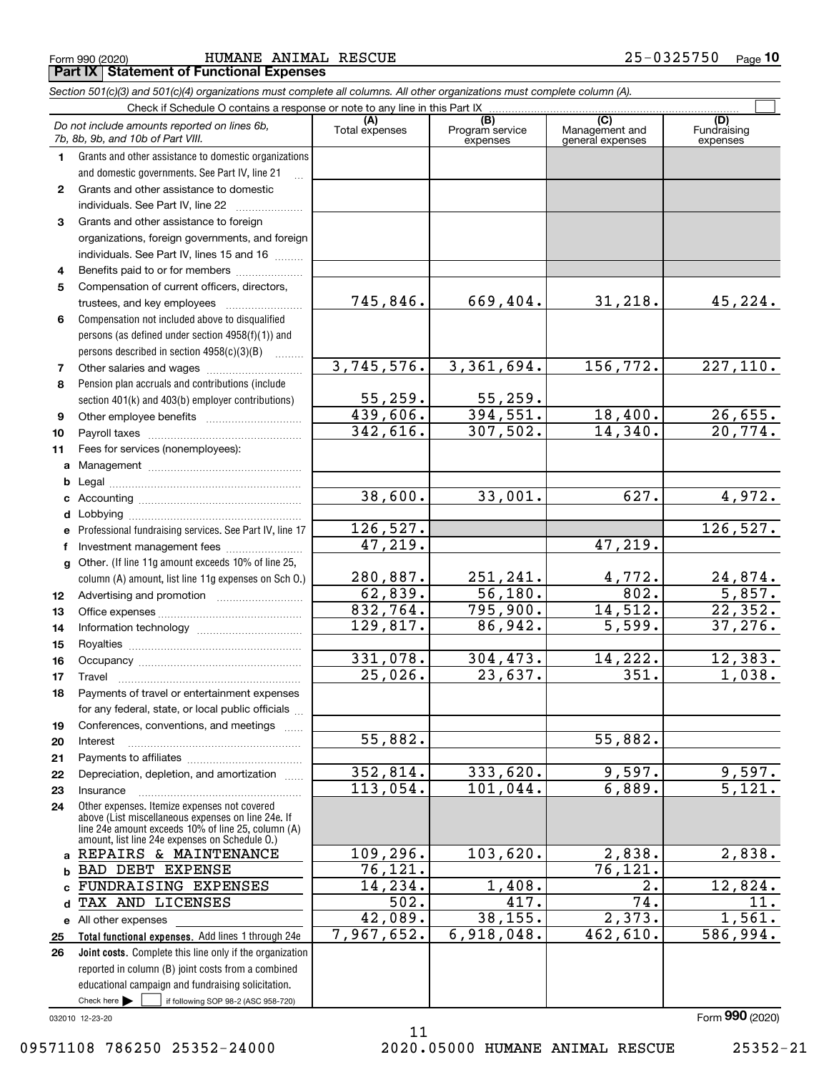Form 990 (2020) HUMANE ANIMAL RESCUE 25-0325750 Page **10**

## Part IX Statement of Functional Expenses

*Section 501(c)(3) and 501(c)(4) organizations must complete all columns. All other organizations must complete column (A).*

Check if Schedule O contains a response or note to any line in this Part IX

| *Do not include amounts reported on lines 6b, 7b, 8b, 9b, and 10b of Part VIII.* | (A) Total expenses | (B) Program service expenses | (C) Management and general expenses | (D) Fundraising expenses |
|---|---|---|---|---|
| **1** Grants and other assistance to domestic organizations and domestic governments. See Part IV, line 21 | | | | |
| **2** Grants and other assistance to domestic individuals. See Part IV, line 22 | | | | |
| **3** Grants and other assistance to foreign organizations, foreign governments, and foreign individuals. See Part IV, lines 15 and 16 | | | | |
| **4** Benefits paid to or for members | | | | |
| **5** Compensation of current officers, directors, trustees, and key employees | 745,846. | 669,404. | 31,218. | 45,224. |
| **6** Compensation not included above to disqualified persons (as defined under section 4958(f)(1)) and persons described in section 4958(c)(3)(B) | | | | |
| **7** Other salaries and wages | 3,745,576. | 3,361,694. | 156,772. | 227,110. |
| **8** Pension plan accruals and contributions (include section 401(k) and 403(b) employer contributions) | 55,259. | 55,259. | | |
| **9** Other employee benefits | 439,606. | 394,551. | 18,400. | 26,655. |
| **10** Payroll taxes | 342,616. | 307,502. | 14,340. | 20,774. |
| **11** Fees for services (nonemployees): | | | | |
| **a** Management | | | | |
| **b** Legal | | | | |
| **c** Accounting | 38,600. | 33,001. | 627. | 4,972. |
| **d** Lobbying | | | | |
| **e** Professional fundraising services. See Part IV, line 17 | 126,527. | | | 126,527. |
| **f** Investment management fees | 47,219. | | 47,219. | |
| **g** Other. (If line 11g amount exceeds 10% of line 25, column (A) amount, list line 11g expenses on Sch O.) | 280,887. | 251,241. | 4,772. | 24,874. |
| **12** Advertising and promotion | 62,839. | 56,180. | 802. | 5,857. |
| **13** Office expenses | 832,764. | 795,900. | 14,512. | 22,352. |
| **14** Information technology | 129,817. | 86,942. | 5,599. | 37,276. |
| **15** Royalties | | | | |
| **16** Occupancy | 331,078. | 304,473. | 14,222. | 12,383. |
| **17** Travel | 25,026. | 23,637. | 351. | 1,038. |
| **18** Payments of travel or entertainment expenses for any federal, state, or local public officials | | | | |
| **19** Conferences, conventions, and meetings | | | | |
| **20** Interest | 55,882. | | 55,882. | |
| **21** Payments to affiliates | | | | |
| **22** Depreciation, depletion, and amortization | 352,814. | 333,620. | 9,597. | 9,597. |
| **23** Insurance | 113,054. | 101,044. | 6,889. | 5,121. |
| **24** Other expenses. Itemize expenses not covered above (List miscellaneous expenses on line 24e. If line 24e amount exceeds 10% of line 25, column (A) amount, list line 24e expenses on Schedule O.) | | | | |
| **a** REPAIRS & MAINTENANCE | 109,296. | 103,620. | 2,838. | 2,838. |
| **b** BAD DEBT EXPENSE | 76,121. | | 76,121. | |
| **c** FUNDRAISING EXPENSES | 14,234. | 1,408. | 2. | 12,824. |
| **d** TAX AND LICENSES | 502. | 417. | 74. | 11. |
| **e** All other expenses | 42,089. | 38,155. | 2,373. | 1,561. |
| **25 Total functional expenses.** Add lines 1 through 24e | 7,967,652. | 6,918,048. | 462,610. | 586,994. |
| **26 Joint costs.** Complete this line only if the organization reported in column (B) joint costs from a combined educational campaign and fundraising solicitation. Check here ☐ if following SOP 98-2 (ASC 958-720) | | | | |

032010 12-23-20 Form **990** (2020)

09571108 786250 25352-24000 2020.05000 HUMANE ANIMAL RESCUE 25352-21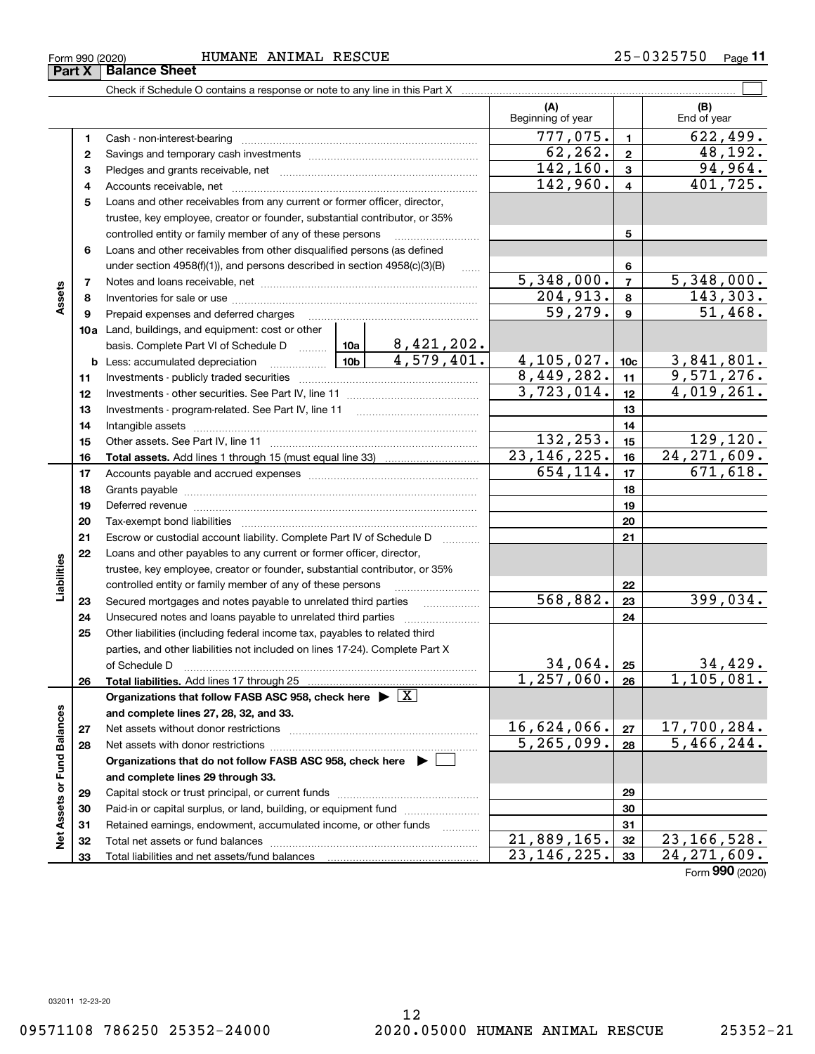Form 990 (2020) HUMANE ANIMAL RESCUE 25-0325750

## Part X Balance Sheet

Check if Schedule O contains a response or note to any line in this Part X

| | | | (A) Beginning of year | | (B) End of year |
|---|---|---|---|---|---|
| Assets | 1 | Cash - non-interest-bearing | 777,075. | 1 | 622,499. |
| | 2 | Savings and temporary cash investments | 62,262. | 2 | 48,192. |
| | 3 | Pledges and grants receivable, net | 142,160. | 3 | 94,964. |
| | 4 | Accounts receivable, net | 142,960. | 4 | 401,725. |
| | 5 | Loans and other receivables from any current or former officer, director, trustee, key employee, creator or founder, substantial contributor, or 35% controlled entity or family member of any of these persons | | 5 | |
| | 6 | Loans and other receivables from other disqualified persons (as defined under section 4958(f)(1)), and persons described in section 4958(c)(3)(B) | | 6 | |
| | 7 | Notes and loans receivable, net | 5,348,000. | 7 | 5,348,000. |
| | 8 | Inventories for sale or use | 204,913. | 8 | 143,303. |
| | 9 | Prepaid expenses and deferred charges | 59,279. | 9 | 51,468. |
| | 10a | Land, buildings, and equipment: cost or other basis. Complete Part VI of Schedule D — 10a: 8,421,202. | | | |
| | b | Less: accumulated depreciation — 10b: 4,579,401. | 4,105,027. | 10c | 3,841,801. |
| | 11 | Investments - publicly traded securities | 8,449,282. | 11 | 9,571,276. |
| | 12 | Investments - other securities. See Part IV, line 11 | 3,723,014. | 12 | 4,019,261. |
| | 13 | Investments - program-related. See Part IV, line 11 | | 13 | |
| | 14 | Intangible assets | | 14 | |
| | 15 | Other assets. See Part IV, line 11 | 132,253. | 15 | 129,120. |
| | 16 | **Total assets.** Add lines 1 through 15 (must equal line 33) | 23,146,225. | 16 | 24,271,609. |
| Liabilities | 17 | Accounts payable and accrued expenses | 654,114. | 17 | 671,618. |
| | 18 | Grants payable | | 18 | |
| | 19 | Deferred revenue | | 19 | |
| | 20 | Tax-exempt bond liabilities | | 20 | |
| | 21 | Escrow or custodial account liability. Complete Part IV of Schedule D | | 21 | |
| | 22 | Loans and other payables to any current or former officer, director, trustee, key employee, creator or founder, substantial contributor, or 35% controlled entity or family member of any of these persons | | 22 | |
| | 23 | Secured mortgages and notes payable to unrelated third parties | 568,882. | 23 | 399,034. |
| | 24 | Unsecured notes and loans payable to unrelated third parties | | 24 | |
| | 25 | Other liabilities (including federal income tax, payables to related third parties, and other liabilities not included on lines 17-24). Complete Part X of Schedule D | 34,064. | 25 | 34,429. |
| | 26 | **Total liabilities.** Add lines 17 through 25 | 1,257,060. | 26 | 1,105,081. |
| Net Assets or Fund Balances | | **Organizations that follow FASB ASC 958, check here** ▶ [X] **and complete lines 27, 28, 32, and 33.** | | | |
| | 27 | Net assets without donor restrictions | 16,624,066. | 27 | 17,700,284. |
| | 28 | Net assets with donor restrictions | 5,265,099. | 28 | 5,466,244. |
| | | **Organizations that do not follow FASB ASC 958, check here** ▶ [ ] **and complete lines 29 through 33.** | | | |
| | 29 | Capital stock or trust principal, or current funds | | 29 | |
| | 30 | Paid-in or capital surplus, or land, building, or equipment fund | | 30 | |
| | 31 | Retained earnings, endowment, accumulated income, or other funds | | 31 | |
| | 32 | Total net assets or fund balances | 21,889,165. | 32 | 23,166,528. |
| | 33 | Total liabilities and net assets/fund balances | 23,146,225. | 33 | 24,271,609. |

Form **990** (2020)

032011 12-23-20

09571108 786250 25352-24000 2020.05000 HUMANE ANIMAL RESCUE 25352-21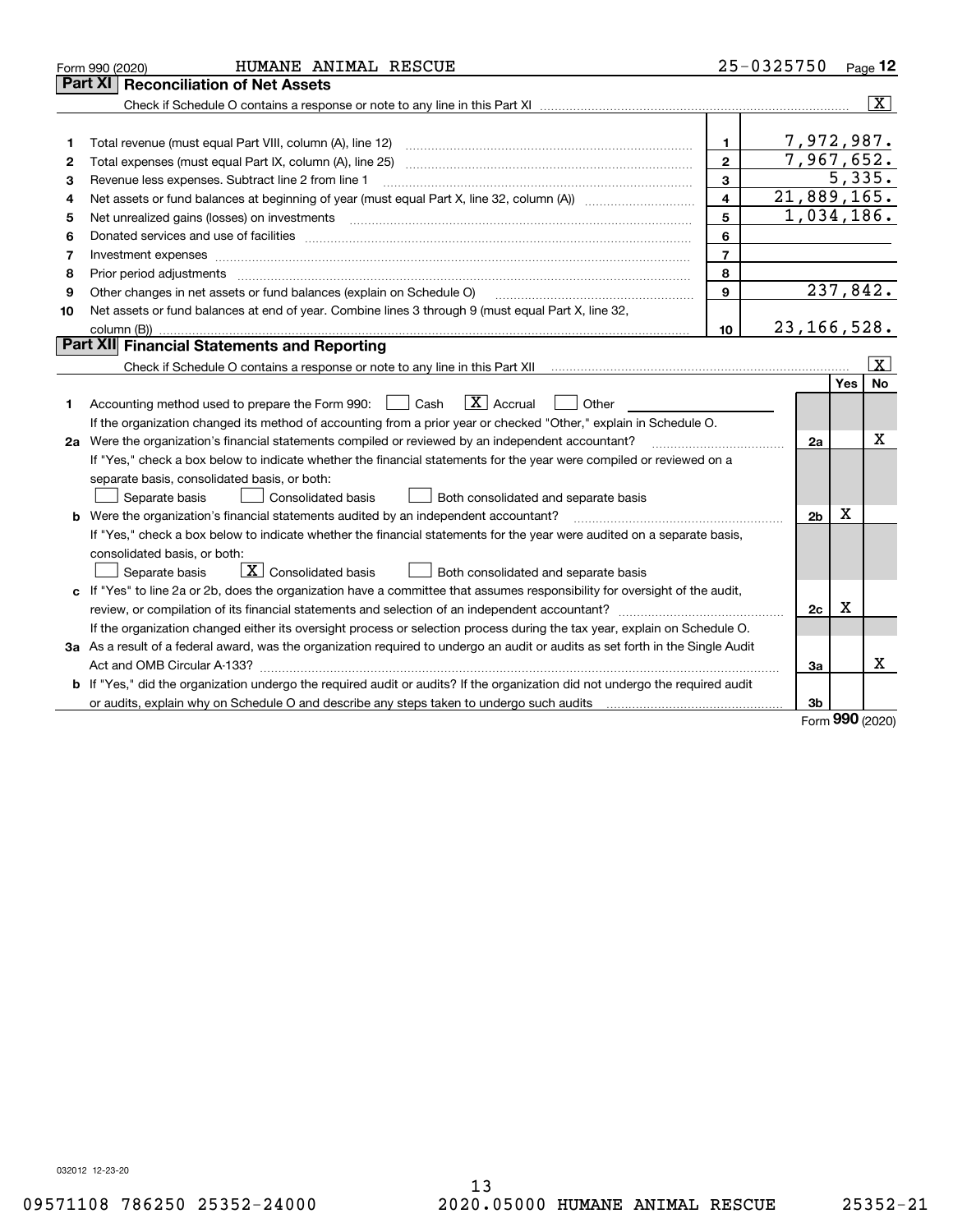Form 990 (2020) HUMANE ANIMAL RESCUE 25-0325750 Page 12

## Part XI Reconciliation of Net Assets

Check if Schedule O contains a response or note to any line in this Part XI [X]

| | | | |
|---|---|---|---|
| 1 | Total revenue (must equal Part VIII, column (A), line 12) | 1 | 7,972,987. |
| 2 | Total expenses (must equal Part IX, column (A), line 25) | 2 | 7,967,652. |
| 3 | Revenue less expenses. Subtract line 2 from line 1 | 3 | 5,335. |
| 4 | Net assets or fund balances at beginning of year (must equal Part X, line 32, column (A)) | 4 | 21,889,165. |
| 5 | Net unrealized gains (losses) on investments | 5 | 1,034,186. |
| 6 | Donated services and use of facilities | 6 | |
| 7 | Investment expenses | 7 | |
| 8 | Prior period adjustments | 8 | |
| 9 | Other changes in net assets or fund balances (explain on Schedule O) | 9 | 237,842. |
| 10 | Net assets or fund balances at end of year. Combine lines 3 through 9 (must equal Part X, line 32, column (B)) | 10 | 23,166,528. |

## Part XII Financial Statements and Reporting

Check if Schedule O contains a response or note to any line in this Part XII [X]

| | | | Yes | No |
|---|---|---|---|---|
| 1 | Accounting method used to prepare the Form 990: [ ] Cash [X] Accrual [ ] Other<br>If the organization changed its method of accounting from a prior year or checked "Other," explain in Schedule O. | | | |
| 2a | Were the organization's financial statements compiled or reviewed by an independent accountant?<br>If "Yes," check a box below to indicate whether the financial statements for the year were compiled or reviewed on a separate basis, consolidated basis, or both:<br>[ ] Separate basis [ ] Consolidated basis [ ] Both consolidated and separate basis | 2a | | X |
| b | Were the organization's financial statements audited by an independent accountant?<br>If "Yes," check a box below to indicate whether the financial statements for the year were audited on a separate basis, consolidated basis, or both:<br>[ ] Separate basis [X] Consolidated basis [ ] Both consolidated and separate basis | 2b | X | |
| c | If "Yes" to line 2a or 2b, does the organization have a committee that assumes responsibility for oversight of the audit, review, or compilation of its financial statements and selection of an independent accountant?<br>If the organization changed either its oversight process or selection process during the tax year, explain on Schedule O. | 2c | X | |
| 3a | As a result of a federal award, was the organization required to undergo an audit or audits as set forth in the Single Audit Act and OMB Circular A-133? | 3a | | X |
| b | If "Yes," did the organization undergo the required audit or audits? If the organization did not undergo the required audit or audits, explain why on Schedule O and describe any steps taken to undergo such audits | 3b | | |

Form 990 (2020)

032012 12-23-20

09571108 786250 25352-24000 2020.05000 HUMANE ANIMAL RESCUE 25352-21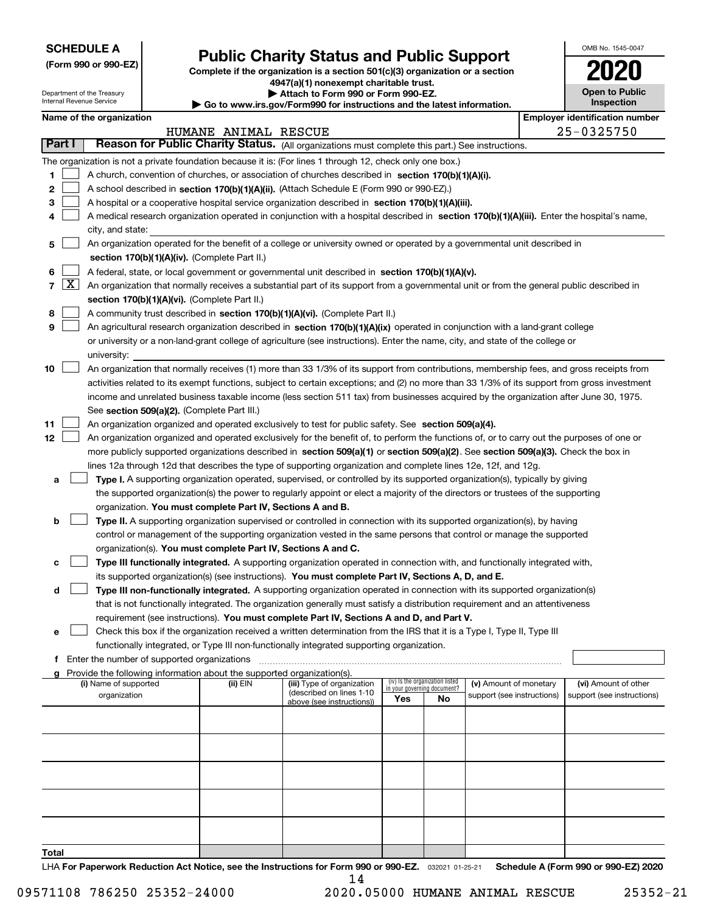**SCHEDULE A**
**(Form 990 or 990-EZ)**

Department of the Treasury
Internal Revenue Service

# Public Charity Status and Public Support

**Complete if the organization is a section 501(c)(3) organization or a section 4947(a)(1) nonexempt charitable trust.**
**▶ Attach to Form 990 or Form 990-EZ.**
**▶ Go to www.irs.gov/Form990 for instructions and the latest information.**

OMB No. 1545-0047
**2020**
**Open to Public Inspection**

**Name of the organization:** HUMANE ANIMAL RESCUE
**Employer identification number:** 25-0325750

## Part I — Reason for Public Charity Status. (All organizations must complete this part.) See instructions.

The organization is not a private foundation because it is: (For lines 1 through 12, check only one box.)

1. [ ] A church, convention of churches, or association of churches described in **section 170(b)(1)(A)(i).**
2. [ ] A school described in **section 170(b)(1)(A)(ii).** (Attach Schedule E (Form 990 or 990-EZ).)
3. [ ] A hospital or a cooperative hospital service organization described in **section 170(b)(1)(A)(iii).**
4. [ ] A medical research organization operated in conjunction with a hospital described in **section 170(b)(1)(A)(iii).** Enter the hospital's name, city, and state:
5. [ ] An organization operated for the benefit of a college or university owned or operated by a governmental unit described in **section 170(b)(1)(A)(iv).** (Complete Part II.)
6. [ ] A federal, state, or local government or governmental unit described in **section 170(b)(1)(A)(v).**
7. [X] An organization that normally receives a substantial part of its support from a governmental unit or from the general public described in **section 170(b)(1)(A)(vi).** (Complete Part II.)
8. [ ] A community trust described in **section 170(b)(1)(A)(vi).** (Complete Part II.)
9. [ ] An agricultural research organization described in **section 170(b)(1)(A)(ix)** operated in conjunction with a land-grant college or university or a non-land-grant college of agriculture (see instructions). Enter the name, city, and state of the college or university:
10. [ ] An organization that normally receives (1) more than 33 1/3% of its support from contributions, membership fees, and gross receipts from activities related to its exempt functions, subject to certain exceptions; and (2) no more than 33 1/3% of its support from gross investment income and unrelated business taxable income (less section 511 tax) from businesses acquired by the organization after June 30, 1975. See **section 509(a)(2).** (Complete Part III.)
11. [ ] An organization organized and operated exclusively to test for public safety. See **section 509(a)(4).**
12. [ ] An organization organized and operated exclusively for the benefit of, to perform the functions of, or to carry out the purposes of one or more publicly supported organizations described in **section 509(a)(1)** or **section 509(a)(2)**. See **section 509(a)(3).** Check the box in lines 12a through 12d that describes the type of supporting organization and complete lines 12e, 12f, and 12g.
   - **a** [ ] **Type I.** A supporting organization operated, supervised, or controlled by its supported organization(s), typically by giving the supported organization(s) the power to regularly appoint or elect a majority of the directors or trustees of the supporting organization. **You must complete Part IV, Sections A and B.**
   - **b** [ ] **Type II.** A supporting organization supervised or controlled in connection with its supported organization(s), by having control or management of the supporting organization vested in the same persons that control or manage the supported organization(s). **You must complete Part IV, Sections A and C.**
   - **c** [ ] **Type III functionally integrated.** A supporting organization operated in connection with, and functionally integrated with, its supported organization(s) (see instructions). **You must complete Part IV, Sections A, D, and E.**
   - **d** [ ] **Type III non-functionally integrated.** A supporting organization operated in connection with its supported organization(s) that is not functionally integrated. The organization generally must satisfy a distribution requirement and an attentiveness requirement (see instructions). **You must complete Part IV, Sections A and D, and Part V.**
   - **e** [ ] Check this box if the organization received a written determination from the IRS that it is a Type I, Type II, Type III functionally integrated, or Type III non-functionally integrated supporting organization.
   - **f** Enter the number of supported organizations
   - **g** Provide the following information about the supported organization(s).

| (i) Name of supported organization | (ii) EIN | (iii) Type of organization (described on lines 1-10 above (see instructions)) | (iv) Is the organization listed in your governing document? Yes | No | (v) Amount of monetary support (see instructions) | (vi) Amount of other support (see instructions) |
|---|---|---|---|---|---|---|
| | | | | | | |
| | | | | | | |
| | | | | | | |
| | | | | | | |
| | | | | | | |
| **Total** | | | | | | |

LHA **For Paperwork Reduction Act Notice, see the Instructions for Form 990 or 990-EZ.** 032021 01-25-21 **Schedule A (Form 990 or 990-EZ) 2020**

09571108 786250 25352-24000 2020.05000 HUMANE ANIMAL RESCUE 25352-21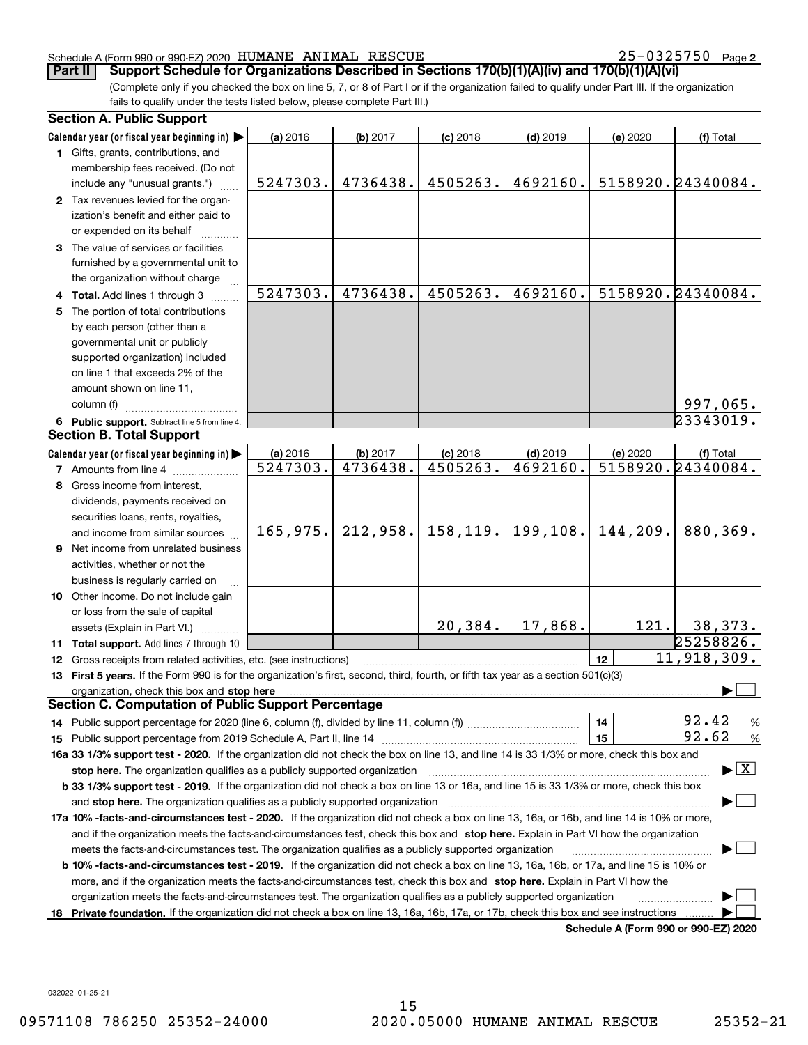Schedule A (Form 990 or 990-EZ) 2020 HUMANE ANIMAL RESCUE 25-0325750 Page 2

**Part II | Support Schedule for Organizations Described in Sections 170(b)(1)(A)(iv) and 170(b)(1)(A)(vi)**

(Complete only if you checked the box on line 5, 7, or 8 of Part I or if the organization failed to qualify under Part III. If the organization fails to qualify under the tests listed below, please complete Part III.)

### Section A. Public Support

| Calendar year (or fiscal year beginning in) ▶ | (a) 2016 | (b) 2017 | (c) 2018 | (d) 2019 | (e) 2020 | (f) Total |
|---|---|---|---|---|---|---|
| **1** Gifts, grants, contributions, and membership fees received. (Do not include any "unusual grants.") | 5247303. | 4736438. | 4505263. | 4692160. | 5158920. | 24340084. |
| **2** Tax revenues levied for the organization's benefit and either paid to or expended on its behalf | | | | | | |
| **3** The value of services or facilities furnished by a governmental unit to the organization without charge | | | | | | |
| **4 Total.** Add lines 1 through 3 | 5247303. | 4736438. | 4505263. | 4692160. | 5158920. | 24340084. |
| **5** The portion of total contributions by each person (other than a governmental unit or publicly supported organization) included on line 1 that exceeds 2% of the amount shown on line 11, column (f) | | | | | | 997,065. |
| **6 Public support.** Subtract line 5 from line 4. | | | | | | 23343019. |

### Section B. Total Support

| Calendar year (or fiscal year beginning in) ▶ | (a) 2016 | (b) 2017 | (c) 2018 | (d) 2019 | (e) 2020 | (f) Total |
|---|---|---|---|---|---|---|
| **7** Amounts from line 4 | 5247303. | 4736438. | 4505263. | 4692160. | 5158920. | 24340084. |
| **8** Gross income from interest, dividends, payments received on securities loans, rents, royalties, and income from similar sources | 165,975. | 212,958. | 158,119. | 199,108. | 144,209. | 880,369. |
| **9** Net income from unrelated business activities, whether or not the business is regularly carried on | | | | | | |
| **10** Other income. Do not include gain or loss from the sale of capital assets (Explain in Part VI.) | | | 20,384. | 17,868. | 121. | 38,373. |
| **11 Total support.** Add lines 7 through 10 | | | | | | 25258826. |

**12** Gross receipts from related activities, etc. (see instructions) — **12** — 11,918,309.

**13 First 5 years.** If the Form 990 is for the organization's first, second, third, fourth, or fifth tax year as a section 501(c)(3) organization, check this box and **stop here** ▶ ☐

### Section C. Computation of Public Support Percentage

**14** Public support percentage for 2020 (line 6, column (f), divided by line 11, column (f)) — **14** — 92.42 %

**15** Public support percentage from 2019 Schedule A, Part II, line 14 — **15** — 92.62 %

**16a 33 1/3% support test - 2020.** If the organization did not check the box on line 13, and line 14 is 33 1/3% or more, check this box and **stop here.** The organization qualifies as a publicly supported organization ▶ ☒

**b 33 1/3% support test - 2019.** If the organization did not check a box on line 13 or 16a, and line 15 is 33 1/3% or more, check this box and **stop here.** The organization qualifies as a publicly supported organization ▶ ☐

**17a 10% -facts-and-circumstances test - 2020.** If the organization did not check a box on line 13, 16a, or 16b, and line 14 is 10% or more, and if the organization meets the facts-and-circumstances test, check this box and **stop here.** Explain in Part VI how the organization meets the facts-and-circumstances test. The organization qualifies as a publicly supported organization ▶ ☐

**b 10% -facts-and-circumstances test - 2019.** If the organization did not check a box on line 13, 16a, 16b, or 17a, and line 15 is 10% or more, and if the organization meets the facts-and-circumstances test, check this box and **stop here.** Explain in Part VI how the organization meets the facts-and-circumstances test. The organization qualifies as a publicly supported organization ▶ ☐

**18 Private foundation.** If the organization did not check a box on line 13, 16a, 16b, 17a, or 17b, check this box and see instructions ▶ ☐

**Schedule A (Form 990 or 990-EZ) 2020**

032022 01-25-21

09571108 786250 25352-24000 2020.05000 HUMANE ANIMAL RESCUE 25352-21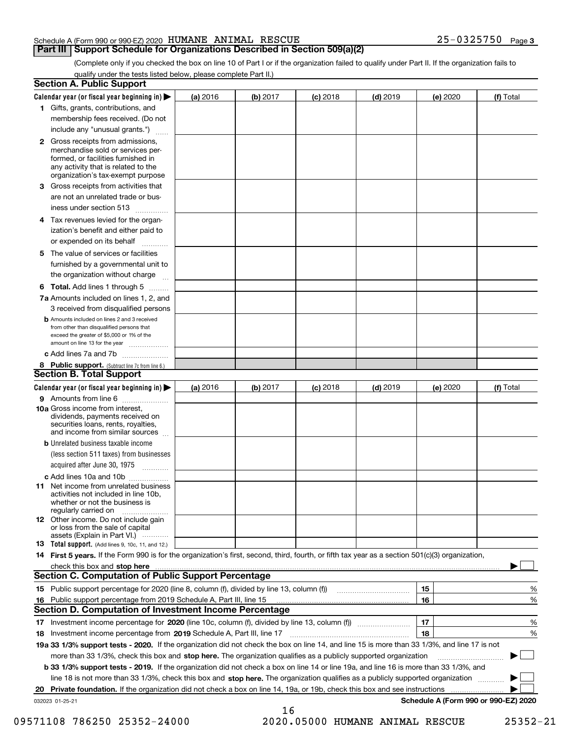Schedule A (Form 990 or 990-EZ) 2020 HUMANE ANIMAL RESCUE 25-0325750 Page 3

## Part III Support Schedule for Organizations Described in Section 509(a)(2)

(Complete only if you checked the box on line 10 of Part I or if the organization failed to qualify under Part II. If the organization fails to qualify under the tests listed below, please complete Part II.)

### Section A. Public Support

| Calendar year (or fiscal year beginning in) ▶ | (a) 2016 | (b) 2017 | (c) 2018 | (d) 2019 | (e) 2020 | (f) Total |
|---|---|---|---|---|---|---|
| 1 Gifts, grants, contributions, and membership fees received. (Do not include any "unusual grants.") | | | | | | |
| 2 Gross receipts from admissions, merchandise sold or services performed, or facilities furnished in any activity that is related to the organization's tax-exempt purpose | | | | | | |
| 3 Gross receipts from activities that are not an unrelated trade or business under section 513 | | | | | | |
| 4 Tax revenues levied for the organization's benefit and either paid to or expended on its behalf | | | | | | |
| 5 The value of services or facilities furnished by a governmental unit to the organization without charge | | | | | | |
| 6 Total. Add lines 1 through 5 | | | | | | |
| 7a Amounts included on lines 1, 2, and 3 received from disqualified persons | | | | | | |
| b Amounts included on lines 2 and 3 received from other than disqualified persons that exceed the greater of $5,000 or 1% of the amount on line 13 for the year | | | | | | |
| c Add lines 7a and 7b | | | | | | |
| 8 Public support. (Subtract line 7c from line 6.) | | | | | | |

### Section B. Total Support

| Calendar year (or fiscal year beginning in) ▶ | (a) 2016 | (b) 2017 | (c) 2018 | (d) 2019 | (e) 2020 | (f) Total |
|---|---|---|---|---|---|---|
| 9 Amounts from line 6 | | | | | | |
| 10a Gross income from interest, dividends, payments received on securities loans, rents, royalties, and income from similar sources | | | | | | |
| b Unrelated business taxable income (less section 511 taxes) from businesses acquired after June 30, 1975 | | | | | | |
| c Add lines 10a and 10b | | | | | | |
| 11 Net income from unrelated business activities not included in line 10b, whether or not the business is regularly carried on | | | | | | |
| 12 Other income. Do not include gain or loss from the sale of capital assets (Explain in Part VI.) | | | | | | |
| 13 Total support. (Add lines 9, 10c, 11, and 12.) | | | | | | |

14 **First 5 years.** If the Form 990 is for the organization's first, second, third, fourth, or fifth tax year as a section 501(c)(3) organization, check this box and **stop here** ▶ ☐

### Section C. Computation of Public Support Percentage

| | | | |
|---|---|---|---|
| 15 | Public support percentage for 2020 (line 8, column (f), divided by line 13, column (f)) | 15 | % |
| 16 | Public support percentage from 2019 Schedule A, Part III, line 15 | 16 | % |

### Section D. Computation of Investment Income Percentage

| | | | |
|---|---|---|---|
| 17 | Investment income percentage for **2020** (line 10c, column (f), divided by line 13, column (f)) | 17 | % |
| 18 | Investment income percentage from **2019** Schedule A, Part III, line 17 | 18 | % |

**19a 33 1/3% support tests - 2020.** If the organization did not check the box on line 14, and line 15 is more than 33 1/3%, and line 17 is not more than 33 1/3%, check this box and **stop here.** The organization qualifies as a publicly supported organization ▶ ☐

**b 33 1/3% support tests - 2019.** If the organization did not check a box on line 14 or line 19a, and line 16 is more than 33 1/3%, and line 18 is not more than 33 1/3%, check this box and **stop here.** The organization qualifies as a publicly supported organization ▶ ☐

**20 Private foundation.** If the organization did not check a box on line 14, 19a, or 19b, check this box and see instructions ▶ ☐

032023 01-25-21

**Schedule A (Form 990 or 990-EZ) 2020**

09571108 786250 25352-24000 2020.05000 HUMANE ANIMAL RESCUE 25352-21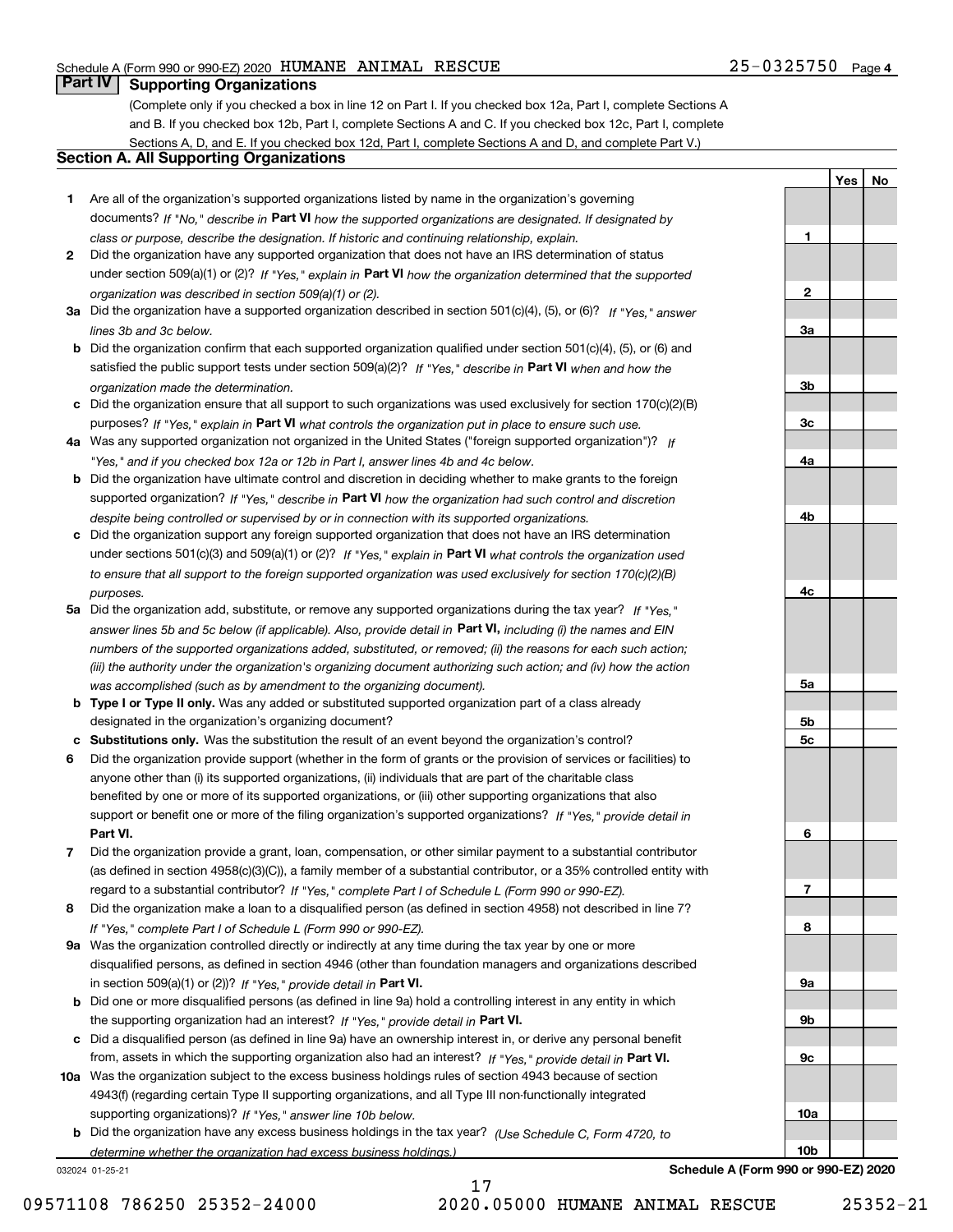Schedule A (Form 990 or 990-EZ) 2020 HUMANE ANIMAL RESCUE 25-0325750 Page 4

## Part IV Supporting Organizations

(Complete only if you checked a box in line 12 on Part I. If you checked box 12a, Part I, complete Sections A and B. If you checked box 12b, Part I, complete Sections A and C. If you checked box 12c, Part I, complete Sections A, D, and E. If you checked box 12d, Part I, complete Sections A and D, and complete Part V.)

### Section A. All Supporting Organizations

| | | | Yes | No |
|---|---|---|---|---|
| 1 | Are all of the organization's supported organizations listed by name in the organization's governing documents? *If "No," describe in* **Part VI** *how the supported organizations are designated. If designated by class or purpose, describe the designation. If historic and continuing relationship, explain.* | 1 | | |
| 2 | Did the organization have any supported organization that does not have an IRS determination of status under section 509(a)(1) or (2)? *If "Yes," explain in* **Part VI** *how the organization determined that the supported organization was described in section 509(a)(1) or (2).* | 2 | | |
| 3a | Did the organization have a supported organization described in section 501(c)(4), (5), or (6)? *If "Yes," answer lines 3b and 3c below.* | 3a | | |
| b | Did the organization confirm that each supported organization qualified under section 501(c)(4), (5), or (6) and satisfied the public support tests under section 509(a)(2)? *If "Yes," describe in* **Part VI** *when and how the organization made the determination.* | 3b | | |
| c | Did the organization ensure that all support to such organizations was used exclusively for section 170(c)(2)(B) purposes? *If "Yes," explain in* **Part VI** *what controls the organization put in place to ensure such use.* | 3c | | |
| 4a | Was any supported organization not organized in the United States ("foreign supported organization")? *If "Yes," and if you checked box 12a or 12b in Part I, answer lines 4b and 4c below.* | 4a | | |
| b | Did the organization have ultimate control and discretion in deciding whether to make grants to the foreign supported organization? *If "Yes," describe in* **Part VI** *how the organization had such control and discretion despite being controlled or supervised by or in connection with its supported organizations.* | 4b | | |
| c | Did the organization support any foreign supported organization that does not have an IRS determination under sections 501(c)(3) and 509(a)(1) or (2)? *If "Yes," explain in* **Part VI** *what controls the organization used to ensure that all support to the foreign supported organization was used exclusively for section 170(c)(2)(B) purposes.* | 4c | | |
| 5a | Did the organization add, substitute, or remove any supported organizations during the tax year? *If "Yes," answer lines 5b and 5c below (if applicable). Also, provide detail in* **Part VI,** *including (i) the names and EIN numbers of the supported organizations added, substituted, or removed; (ii) the reasons for each such action; (iii) the authority under the organization's organizing document authorizing such action; and (iv) how the action was accomplished (such as by amendment to the organizing document).* | 5a | | |
| b | **Type I or Type II only.** Was any added or substituted supported organization part of a class already designated in the organization's organizing document? | 5b | | |
| c | **Substitutions only.** Was the substitution the result of an event beyond the organization's control? | 5c | | |
| 6 | Did the organization provide support (whether in the form of grants or the provision of services or facilities) to anyone other than (i) its supported organizations, (ii) individuals that are part of the charitable class benefited by one or more of its supported organizations, or (iii) other supporting organizations that also support or benefit one or more of the filing organization's supported organizations? *If "Yes," provide detail in* **Part VI.** | 6 | | |
| 7 | Did the organization provide a grant, loan, compensation, or other similar payment to a substantial contributor (as defined in section 4958(c)(3)(C)), a family member of a substantial contributor, or a 35% controlled entity with regard to a substantial contributor? *If "Yes," complete Part I of Schedule L (Form 990 or 990-EZ).* | 7 | | |
| 8 | Did the organization make a loan to a disqualified person (as defined in section 4958) not described in line 7? *If "Yes," complete Part I of Schedule L (Form 990 or 990-EZ).* | 8 | | |
| 9a | Was the organization controlled directly or indirectly at any time during the tax year by one or more disqualified persons, as defined in section 4946 (other than foundation managers and organizations described in section 509(a)(1) or (2))? *If "Yes," provide detail in* **Part VI.** | 9a | | |
| b | Did one or more disqualified persons (as defined in line 9a) hold a controlling interest in any entity in which the supporting organization had an interest? *If "Yes," provide detail in* **Part VI.** | 9b | | |
| c | Did a disqualified person (as defined in line 9a) have an ownership interest in, or derive any personal benefit from, assets in which the supporting organization also had an interest? *If "Yes," provide detail in* **Part VI.** | 9c | | |
| 10a | Was the organization subject to the excess business holdings rules of section 4943 because of section 4943(f) (regarding certain Type II supporting organizations, and all Type III non-functionally integrated supporting organizations)? *If "Yes," answer line 10b below.* | 10a | | |
| b | Did the organization have any excess business holdings in the tax year? *(Use Schedule C, Form 4720, to determine whether the organization had excess business holdings.)* | 10b | | |

032024 01-25-21 **Schedule A (Form 990 or 990-EZ) 2020**

09571108 786250 25352-24000 2020.05000 HUMANE ANIMAL RESCUE 25352-21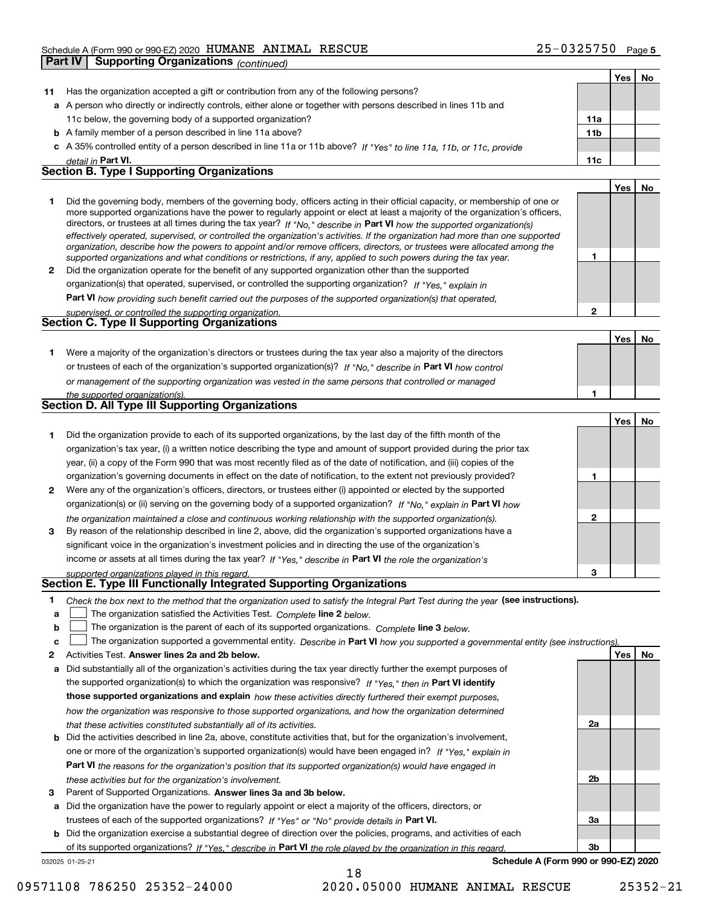Schedule A (Form 990 or 990-EZ) 2020 HUMANE ANIMAL RESCUE 25-0325750 Page 5

**Part IV Supporting Organizations** *(continued)*

| | | | Yes | No |
|---|---|---|---|---|
| **11** | Has the organization accepted a gift or contribution from any of the following persons? | | | |
| **a** | A person who directly or indirectly controls, either alone or together with persons described in lines 11b and 11c below, the governing body of a supported organization? | **11a** | | |
| **b** | A family member of a person described in line 11a above? | **11b** | | |
| **c** | A 35% controlled entity of a person described in line 11a or 11b above? *If "Yes" to line 11a, 11b, or 11c, provide detail in* **Part VI.** | **11c** | | |

**Section B. Type I Supporting Organizations**

| | | | Yes | No |
|---|---|---|---|---|
| **1** | Did the governing body, members of the governing body, officers acting in their official capacity, or membership of one or more supported organizations have the power to regularly appoint or elect at least a majority of the organization's officers, directors, or trustees at all times during the tax year? *If "No," describe in* **Part VI** *how the supported organization(s) effectively operated, supervised, or controlled the organization's activities. If the organization had more than one supported organization, describe how the powers to appoint and/or remove officers, directors, or trustees were allocated among the supported organizations and what conditions or restrictions, if any, applied to such powers during the tax year.* | **1** | | |
| **2** | Did the organization operate for the benefit of any supported organization other than the supported organization(s) that operated, supervised, or controlled the supporting organization? *If "Yes," explain in* **Part VI** *how providing such benefit carried out the purposes of the supported organization(s) that operated, supervised, or controlled the supporting organization.* | **2** | | |

**Section C. Type II Supporting Organizations**

| | | | Yes | No |
|---|---|---|---|---|
| **1** | Were a majority of the organization's directors or trustees during the tax year also a majority of the directors or trustees of each of the organization's supported organization(s)? *If "No," describe in* **Part VI** *how control or management of the supporting organization was vested in the same persons that controlled or managed the supported organization(s).* | **1** | | |

**Section D. All Type III Supporting Organizations**

| | | | Yes | No |
|---|---|---|---|---|
| **1** | Did the organization provide to each of its supported organizations, by the last day of the fifth month of the organization's tax year, (i) a written notice describing the type and amount of support provided during the prior tax year, (ii) a copy of the Form 990 that was most recently filed as of the date of notification, and (iii) copies of the organization's governing documents in effect on the date of notification, to the extent not previously provided? | **1** | | |
| **2** | Were any of the organization's officers, directors, or trustees either (i) appointed or elected by the supported organization(s) or (ii) serving on the governing body of a supported organization? *If "No," explain in* **Part VI** *how the organization maintained a close and continuous working relationship with the supported organization(s).* | **2** | | |
| **3** | By reason of the relationship described in line 2, above, did the organization's supported organizations have a significant voice in the organization's investment policies and in directing the use of the organization's income or assets at all times during the tax year? *If "Yes," describe in* **Part VI** *the role the organization's supported organizations played in this regard.* | **3** | | |

**Section E. Type III Functionally Integrated Supporting Organizations**

**1** *Check the box next to the method that the organization used to satisfy the Integral Part Test during the year* **(see instructions).**

**a** ☐ The organization satisfied the Activities Test. *Complete* **line 2** *below.*

**b** ☐ The organization is the parent of each of its supported organizations. *Complete* **line 3** *below.*

**c** ☐ The organization supported a governmental entity. *Describe in* **Part VI** *how you supported a governmental entity (see instructions).*

| | | | Yes | No |
|---|---|---|---|---|
| **2** | Activities Test. **Answer lines 2a and 2b below.** | | | |
| **a** | Did substantially all of the organization's activities during the tax year directly further the exempt purposes of the supported organization(s) to which the organization was responsive? *If "Yes," then in* **Part VI identify those supported organizations and explain** *how these activities directly furthered their exempt purposes, how the organization was responsive to those supported organizations, and how the organization determined that these activities constituted substantially all of its activities.* | **2a** | | |
| **b** | Did the activities described in line 2a, above, constitute activities that, but for the organization's involvement, one or more of the organization's supported organization(s) would have been engaged in? *If "Yes," explain in* **Part VI** *the reasons for the organization's position that its supported organization(s) would have engaged in these activities but for the organization's involvement.* | **2b** | | |
| **3** | Parent of Supported Organizations. **Answer lines 3a and 3b below.** | | | |
| **a** | Did the organization have the power to regularly appoint or elect a majority of the officers, directors, or trustees of each of the supported organizations? *If "Yes" or "No" provide details in* **Part VI.** | **3a** | | |
| **b** | Did the organization exercise a substantial degree of direction over the policies, programs, and activities of each of its supported organizations? *If "Yes," describe in* **Part VI** *the role played by the organization in this regard.* | **3b** | | |

032025 01-25-21 **Schedule A (Form 990 or 990-EZ) 2020**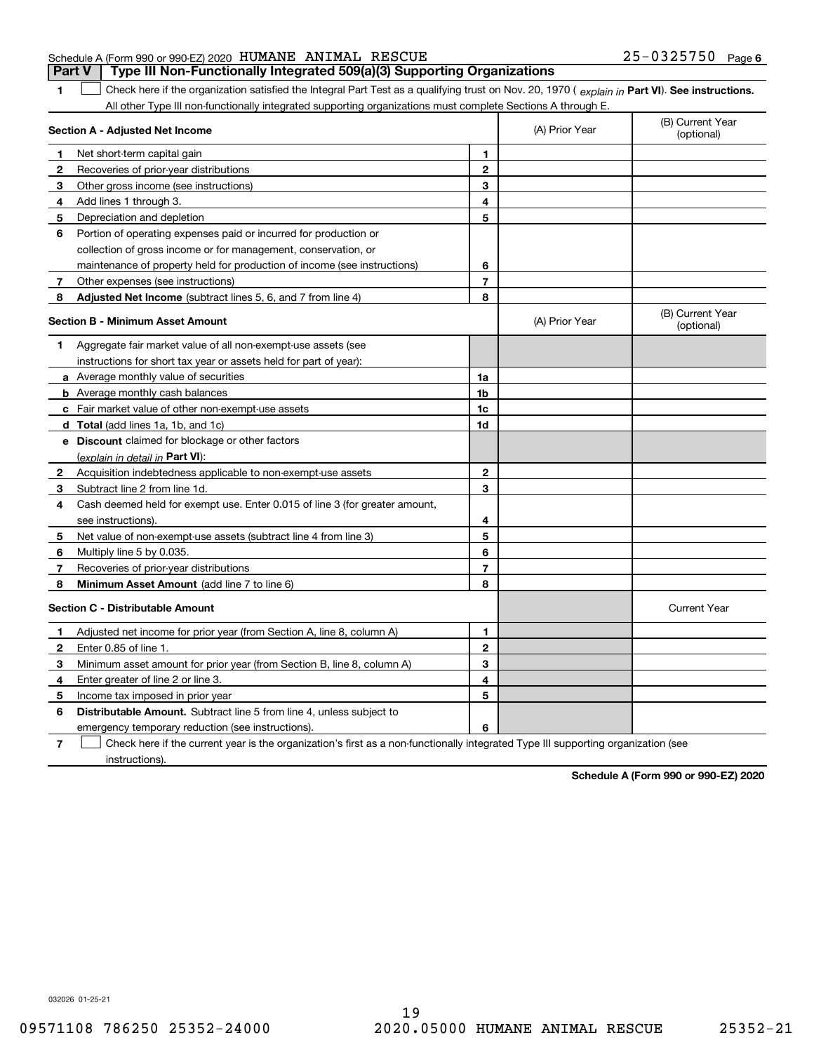Schedule A (Form 990 or 990-EZ) 2020 HUMANE ANIMAL RESCUE 25-0325750 Page 6

## Part V Type III Non-Functionally Integrated 509(a)(3) Supporting Organizations

**1** ☐ Check here if the organization satisfied the Integral Part Test as a qualifying trust on Nov. 20, 1970 ( *explain in* **Part VI**). **See instructions.** All other Type III non-functionally integrated supporting organizations must complete Sections A through E.

| **Section A - Adjusted Net Income** | | | (A) Prior Year | (B) Current Year (optional) |
|---|---|---|---|---|
| 1 | Net short-term capital gain | 1 | | |
| 2 | Recoveries of prior-year distributions | 2 | | |
| 3 | Other gross income (see instructions) | 3 | | |
| 4 | Add lines 1 through 3. | 4 | | |
| 5 | Depreciation and depletion | 5 | | |
| 6 | Portion of operating expenses paid or incurred for production or collection of gross income or for management, conservation, or maintenance of property held for production of income (see instructions) | 6 | | |
| 7 | Other expenses (see instructions) | 7 | | |
| 8 | **Adjusted Net Income** (subtract lines 5, 6, and 7 from line 4) | 8 | | |

| **Section B - Minimum Asset Amount** | | | (A) Prior Year | (B) Current Year (optional) |
|---|---|---|---|---|
| 1 | Aggregate fair market value of all non-exempt-use assets (see instructions for short tax year or assets held for part of year): | | | |
| a | Average monthly value of securities | 1a | | |
| b | Average monthly cash balances | 1b | | |
| c | Fair market value of other non-exempt-use assets | 1c | | |
| d | **Total** (add lines 1a, 1b, and 1c) | 1d | | |
| e | **Discount** claimed for blockage or other factors (*explain in detail in* **Part VI**): | | | |
| 2 | Acquisition indebtedness applicable to non-exempt-use assets | 2 | | |
| 3 | Subtract line 2 from line 1d. | 3 | | |
| 4 | Cash deemed held for exempt use. Enter 0.015 of line 3 (for greater amount, see instructions). | 4 | | |
| 5 | Net value of non-exempt-use assets (subtract line 4 from line 3) | 5 | | |
| 6 | Multiply line 5 by 0.035. | 6 | | |
| 7 | Recoveries of prior-year distributions | 7 | | |
| 8 | **Minimum Asset Amount** (add line 7 to line 6) | 8 | | |

| **Section C - Distributable Amount** | | | | Current Year |
|---|---|---|---|---|
| 1 | Adjusted net income for prior year (from Section A, line 8, column A) | 1 | | |
| 2 | Enter 0.85 of line 1. | 2 | | |
| 3 | Minimum asset amount for prior year (from Section B, line 8, column A) | 3 | | |
| 4 | Enter greater of line 2 or line 3. | 4 | | |
| 5 | Income tax imposed in prior year | 5 | | |
| 6 | **Distributable Amount.** Subtract line 5 from line 4, unless subject to emergency temporary reduction (see instructions). | 6 | | |

**7** ☐ Check here if the current year is the organization's first as a non-functionally integrated Type III supporting organization (see instructions).

**Schedule A (Form 990 or 990-EZ) 2020**

032026 01-25-21

09571108 786250 25352-24000 2020.05000 HUMANE ANIMAL RESCUE 25352-21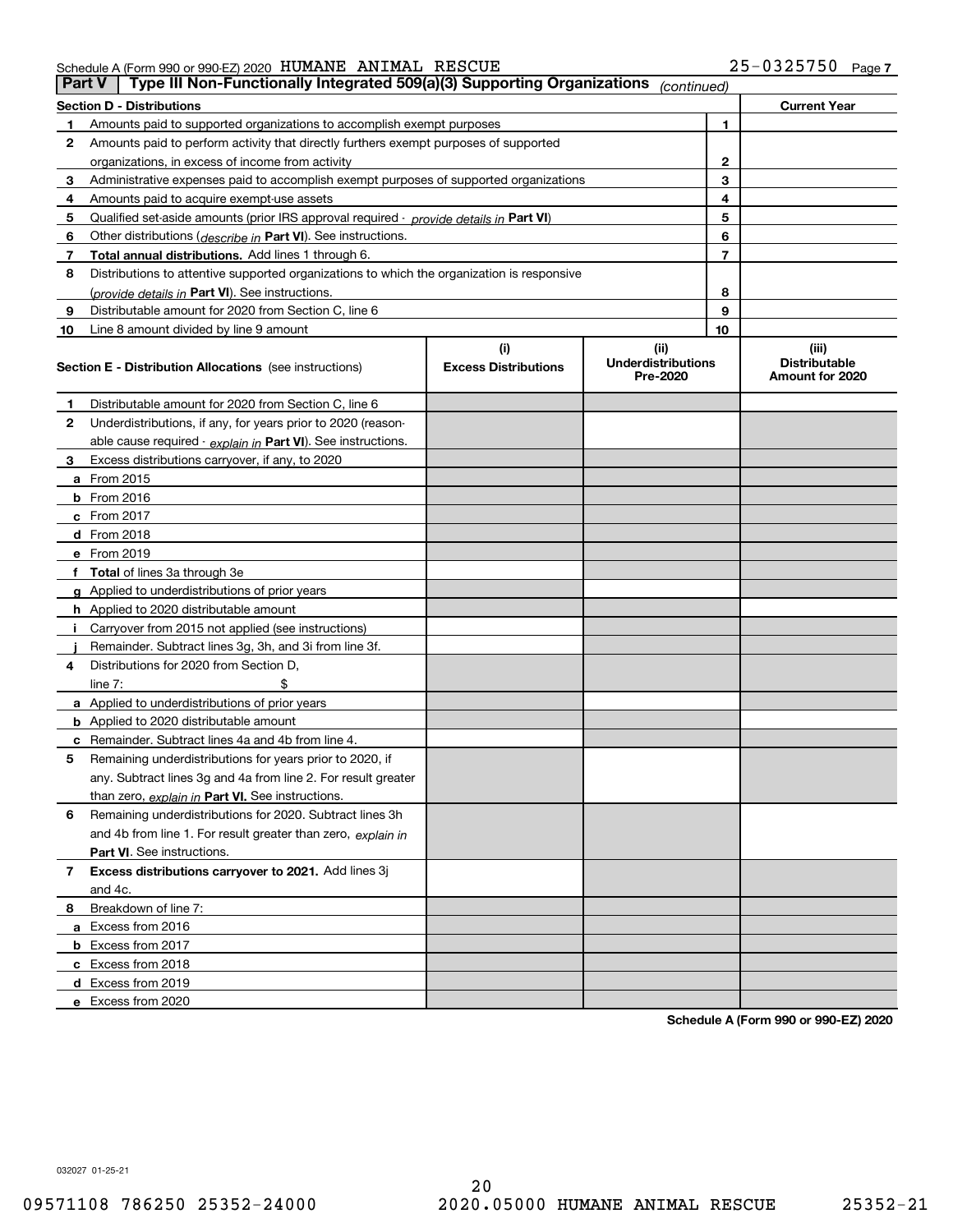Schedule A (Form 990 or 990-EZ) 2020 HUMANE ANIMAL RESCUE 25-0325750 Page 7

**Part V | Type III Non-Functionally Integrated 509(a)(3) Supporting Organizations** *(continued)*

| **Section D - Distributions** | | | **Current Year** |
|---|---|---|---|
| 1 | Amounts paid to supported organizations to accomplish exempt purposes | 1 | |
| 2 | Amounts paid to perform activity that directly furthers exempt purposes of supported organizations, in excess of income from activity | 2 | |
| 3 | Administrative expenses paid to accomplish exempt purposes of supported organizations | 3 | |
| 4 | Amounts paid to acquire exempt-use assets | 4 | |
| 5 | Qualified set-aside amounts (prior IRS approval required - *provide details in* **Part VI**) | 5 | |
| 6 | Other distributions (*describe in* **Part VI**). See instructions. | 6 | |
| 7 | **Total annual distributions.** Add lines 1 through 6. | 7 | |
| 8 | Distributions to attentive supported organizations to which the organization is responsive (*provide details in* **Part VI**). See instructions. | 8 | |
| 9 | Distributable amount for 2020 from Section C, line 6 | 9 | |
| 10 | Line 8 amount divided by line 9 amount | 10 | |

| **Section E - Distribution Allocations** (see instructions) | (i) **Excess Distributions** | (ii) **Underdistributions Pre-2020** | (iii) **Distributable Amount for 2020** |
|---|---|---|---|
| **1** Distributable amount for 2020 from Section C, line 6 | | | |
| **2** Underdistributions, if any, for years prior to 2020 (reasonable cause required - *explain in* **Part VI**). See instructions. | | | |
| **3** Excess distributions carryover, if any, to 2020 | | | |
| **a** From 2015 | | | |
| **b** From 2016 | | | |
| **c** From 2017 | | | |
| **d** From 2018 | | | |
| **e** From 2019 | | | |
| **f** **Total** of lines 3a through 3e | | | |
| **g** Applied to underdistributions of prior years | | | |
| **h** Applied to 2020 distributable amount | | | |
| **i** Carryover from 2015 not applied (see instructions) | | | |
| **j** Remainder. Subtract lines 3g, 3h, and 3i from line 3f. | | | |
| **4** Distributions for 2020 from Section D, line 7: $ | | | |
| **a** Applied to underdistributions of prior years | | | |
| **b** Applied to 2020 distributable amount | | | |
| **c** Remainder. Subtract lines 4a and 4b from line 4. | | | |
| **5** Remaining underdistributions for years prior to 2020, if any. Subtract lines 3g and 4a from line 2. For result greater than zero, *explain in* **Part VI.** See instructions. | | | |
| **6** Remaining underdistributions for 2020. Subtract lines 3h and 4b from line 1. For result greater than zero, *explain in* **Part VI**. See instructions. | | | |
| **7** **Excess distributions carryover to 2021.** Add lines 3j and 4c. | | | |
| **8** Breakdown of line 7: | | | |
| **a** Excess from 2016 | | | |
| **b** Excess from 2017 | | | |
| **c** Excess from 2018 | | | |
| **d** Excess from 2019 | | | |
| **e** Excess from 2020 | | | |

**Schedule A (Form 990 or 990-EZ) 2020**

032027 01-25-21

09571108 786250 25352-24000 2020.05000 HUMANE ANIMAL RESCUE 25352-21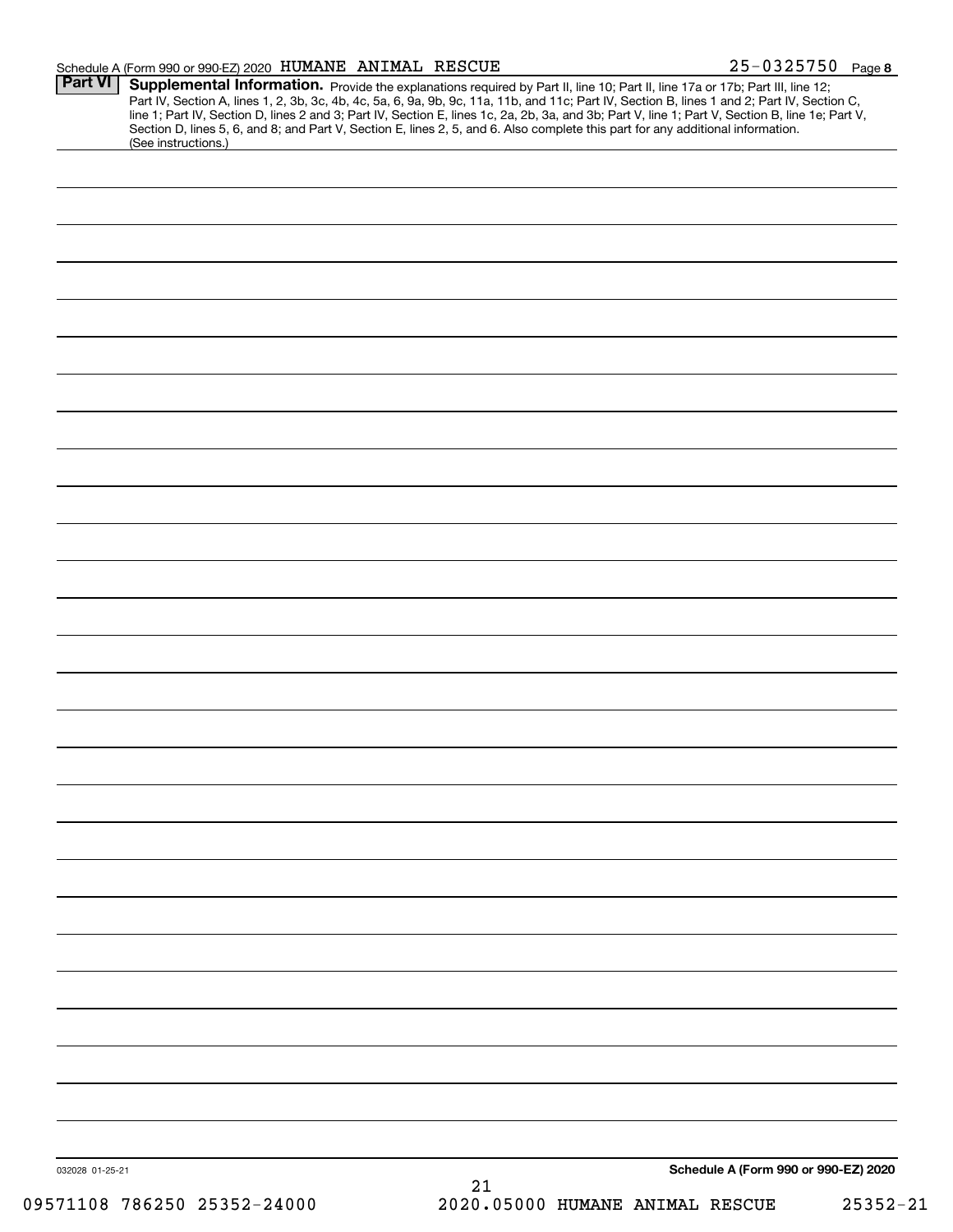Schedule A (Form 990 or 990-EZ) 2020 HUMANE ANIMAL RESCUE 25-0325750 Page 8

**Part VI** **Supplemental Information.** Provide the explanations required by Part II, line 10; Part II, line 17a or 17b; Part III, line 12; Part IV, Section A, lines 1, 2, 3b, 3c, 4b, 4c, 5a, 6, 9a, 9b, 9c, 11a, 11b, and 11c; Part IV, Section B, lines 1 and 2; Part IV, Section C, line 1; Part IV, Section D, lines 2 and 3; Part IV, Section E, lines 1c, 2a, 2b, 3a, and 3b; Part V, line 1; Part V, Section B, line 1e; Part V, Section D, lines 5, 6, and 8; and Part V, Section E, lines 2, 5, and 6. Also complete this part for any additional information. (See instructions.)

032028 01-25-21 **Schedule A (Form 990 or 990-EZ) 2020**

09571108 786250 25352-24000 2020.05000 HUMANE ANIMAL RESCUE 25352-21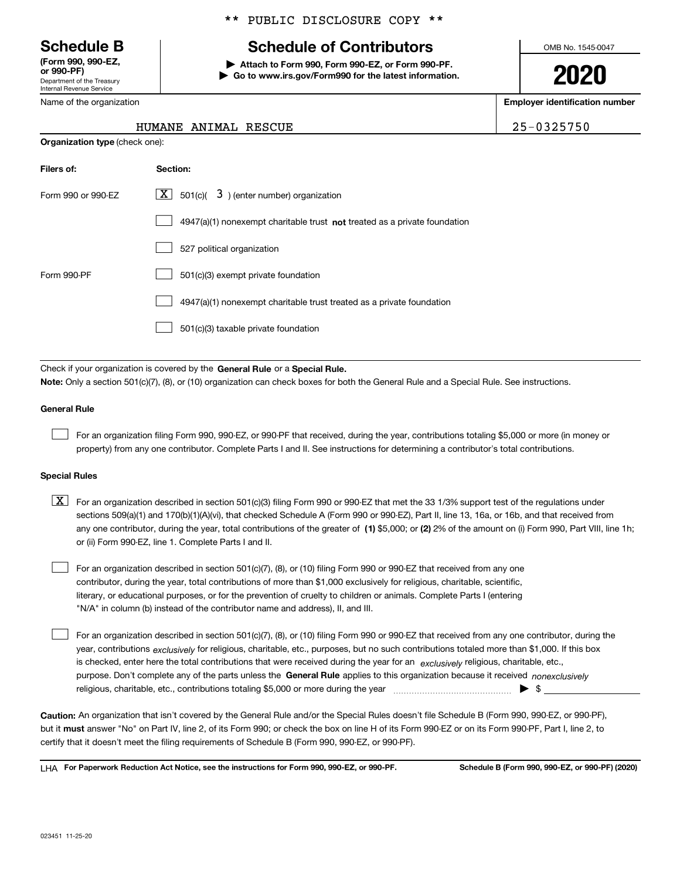** PUBLIC DISCLOSURE COPY **

**Schedule B**
**(Form 990, 990-EZ, or 990-PF)**
Department of the Treasury
Internal Revenue Service

# Schedule of Contributors

▶ **Attach to Form 990, Form 990-EZ, or Form 990-PF.**
▶ **Go to www.irs.gov/Form990 for the latest information.**

OMB No. 1545-0047

**2020**

Name of the organization: HUMANE ANIMAL RESCUE

**Employer identification number**: 25-0325750

**Organization type** (check one):

| **Filers of:** | **Section:** |
|---|---|
| Form 990 or 990-EZ | [X] 501(c)( 3 ) (enter number) organization |
| | [ ] 4947(a)(1) nonexempt charitable trust **not** treated as a private foundation |
| | [ ] 527 political organization |
| Form 990-PF | [ ] 501(c)(3) exempt private foundation |
| | [ ] 4947(a)(1) nonexempt charitable trust treated as a private foundation |
| | [ ] 501(c)(3) taxable private foundation |

Check if your organization is covered by the **General Rule** or a **Special Rule.**
**Note:** Only a section 501(c)(7), (8), or (10) organization can check boxes for both the General Rule and a Special Rule. See instructions.

**General Rule**

[ ] For an organization filing Form 990, 990-EZ, or 990-PF that received, during the year, contributions totaling $5,000 or more (in money or property) from any one contributor. Complete Parts I and II. See instructions for determining a contributor's total contributions.

**Special Rules**

[X] For an organization described in section 501(c)(3) filing Form 990 or 990-EZ that met the 33 1/3% support test of the regulations under sections 509(a)(1) and 170(b)(1)(A)(vi), that checked Schedule A (Form 990 or 990-EZ), Part II, line 13, 16a, or 16b, and that received from any one contributor, during the year, total contributions of the greater of **(1)** $5,000; or **(2)** 2% of the amount on (i) Form 990, Part VIII, line 1h; or (ii) Form 990-EZ, line 1. Complete Parts I and II.

[ ] For an organization described in section 501(c)(7), (8), or (10) filing Form 990 or 990-EZ that received from any one contributor, during the year, total contributions of more than $1,000 exclusively for religious, charitable, scientific, literary, or educational purposes, or for the prevention of cruelty to children or animals. Complete Parts I (entering "N/A" in column (b) instead of the contributor name and address), II, and III.

[ ] For an organization described in section 501(c)(7), (8), or (10) filing Form 990 or 990-EZ that received from any one contributor, during the year, contributions *exclusively* for religious, charitable, etc., purposes, but no such contributions totaled more than $1,000. If this box is checked, enter here the total contributions that were received during the year for an *exclusively* religious, charitable, etc., purpose. Don't complete any of the parts unless the **General Rule** applies to this organization because it received *nonexclusively* religious, charitable, etc., contributions totaling $5,000 or more during the year ▶ $ ____________

**Caution:** An organization that isn't covered by the General Rule and/or the Special Rules doesn't file Schedule B (Form 990, 990-EZ, or 990-PF), but it **must** answer "No" on Part IV, line 2, of its Form 990; or check the box on line H of its Form 990-EZ or on its Form 990-PF, Part I, line 2, to certify that it doesn't meet the filing requirements of Schedule B (Form 990, 990-EZ, or 990-PF).

LHA **For Paperwork Reduction Act Notice, see the instructions for Form 990, 990-EZ, or 990-PF.** **Schedule B (Form 990, 990-EZ, or 990-PF) (2020)**

023451 11-25-20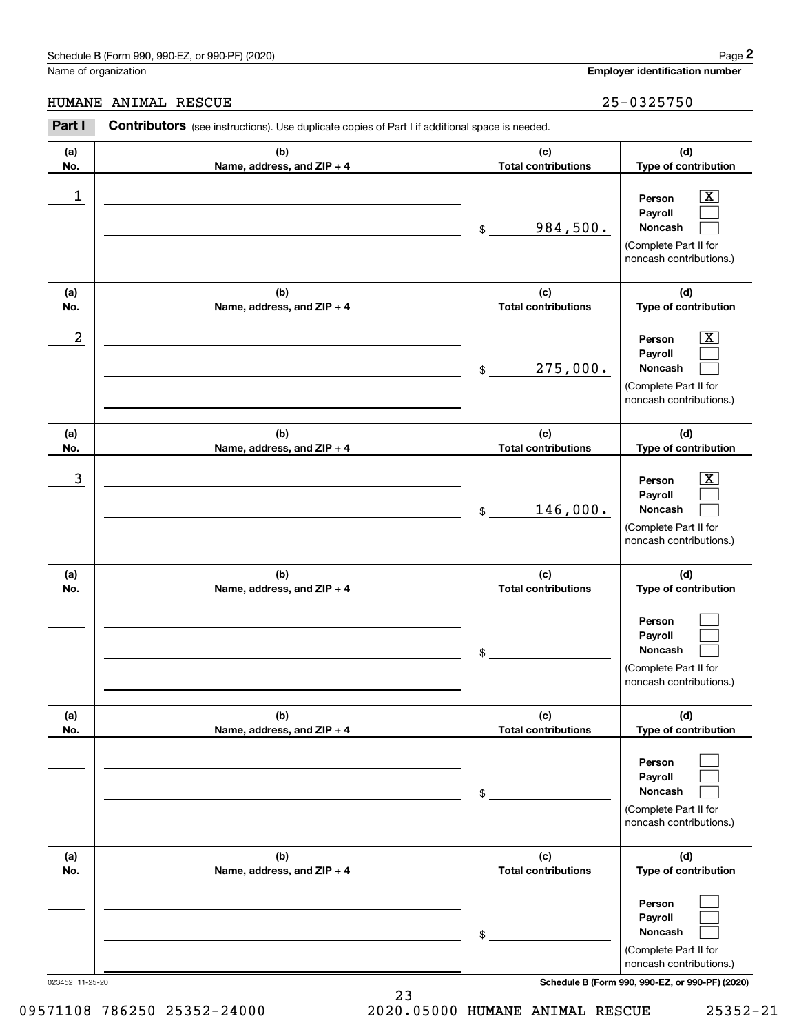Schedule B (Form 990, 990-EZ, or 990-PF) (2020)

Name of organization: HUMANE ANIMAL RESCUE

Employer identification number: 25-0325750

**Part I** **Contributors** (see instructions). Use duplicate copies of Part I if additional space is needed.

| (a) No. | (b) Name, address, and ZIP + 4 | (c) Total contributions | (d) Type of contribution |
|---|---|---|---|
| 1 | | $ 984,500. | Person [X] Payroll [ ] Noncash [ ] (Complete Part II for noncash contributions.) |
| 2 | | $ 275,000. | Person [X] Payroll [ ] Noncash [ ] (Complete Part II for noncash contributions.) |
| 3 | | $ 146,000. | Person [X] Payroll [ ] Noncash [ ] (Complete Part II for noncash contributions.) |
| | | $ | Person [ ] Payroll [ ] Noncash [ ] (Complete Part II for noncash contributions.) |
| | | $ | Person [ ] Payroll [ ] Noncash [ ] (Complete Part II for noncash contributions.) |
| | | $ | Person [ ] Payroll [ ] Noncash [ ] (Complete Part II for noncash contributions.) |

023452 11-25-20

Schedule B (Form 990, 990-EZ, or 990-PF) (2020)

09571108 786250 25352-24000 2020.05000 HUMANE ANIMAL RESCUE 25352-21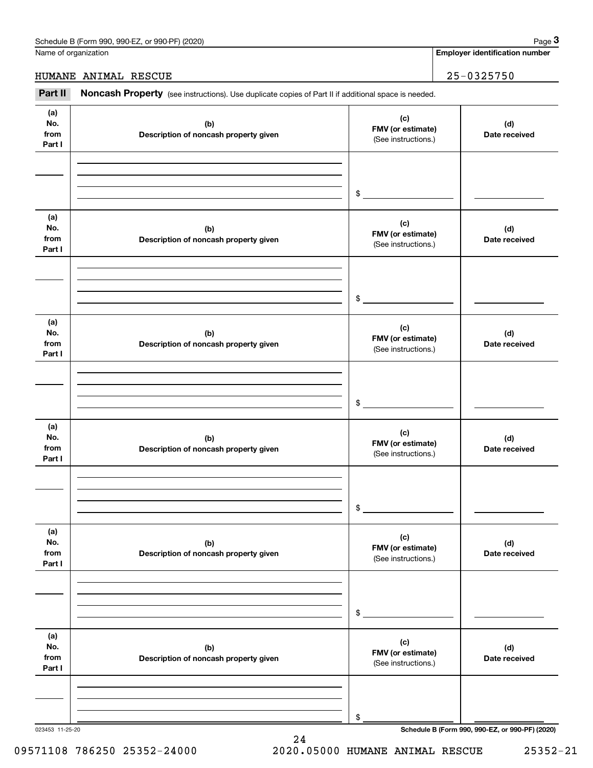Name of organization

HUMANE ANIMAL RESCUE

**Employer identification number**

25-0325750

**Part II** **Noncash Property** (see instructions). Use duplicate copies of Part II if additional space is needed.

| (a) No. from Part I | (b) Description of noncash property given | (c) FMV (or estimate) (See instructions.) | (d) Date received |
|---|---|---|---|
| | | $ | |

| (a) No. from Part I | (b) Description of noncash property given | (c) FMV (or estimate) (See instructions.) | (d) Date received |
|---|---|---|---|
| | | $ | |

| (a) No. from Part I | (b) Description of noncash property given | (c) FMV (or estimate) (See instructions.) | (d) Date received |
|---|---|---|---|
| | | $ | |

| (a) No. from Part I | (b) Description of noncash property given | (c) FMV (or estimate) (See instructions.) | (d) Date received |
|---|---|---|---|
| | | $ | |

| (a) No. from Part I | (b) Description of noncash property given | (c) FMV (or estimate) (See instructions.) | (d) Date received |
|---|---|---|---|
| | | $ | |

| (a) No. from Part I | (b) Description of noncash property given | (c) FMV (or estimate) (See instructions.) | (d) Date received |
|---|---|---|---|
| | | $ | |

023453 11-25-20

**Schedule B (Form 990, 990-EZ, or 990-PF) (2020)**

09571108 786250 25352-24000 2020.05000 HUMANE ANIMAL RESCUE 25352-21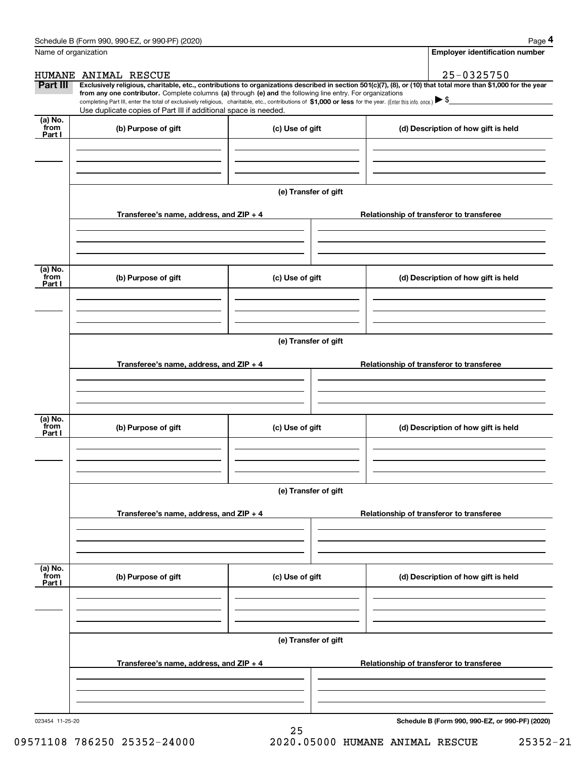Name of organization

HUMANE ANIMAL RESCUE

**Employer identification number**

25-0325750

**Part III** **Exclusively religious, charitable, etc., contributions to organizations described in section 501(c)(7), (8), or (10) that total more than $1,000 for the year from any one contributor.** Complete columns **(a)** through **(e)** and the following line entry. For organizations completing Part III, enter the total of exclusively religious, charitable, etc., contributions of **$1,000 or less** for the year. (Enter this info. once.) ▶ $

Use duplicate copies of Part III if additional space is needed.

| (a) No. from Part I | (b) Purpose of gift | (c) Use of gift | (d) Description of how gift is held |
|---|---|---|---|
| | | | |

**(e) Transfer of gift**

| Transferee's name, address, and ZIP + 4 | Relationship of transferor to transferee |
|---|---|
| | |

| (a) No. from Part I | (b) Purpose of gift | (c) Use of gift | (d) Description of how gift is held |
|---|---|---|---|
| | | | |

**(e) Transfer of gift**

| Transferee's name, address, and ZIP + 4 | Relationship of transferor to transferee |
|---|---|
| | |

| (a) No. from Part I | (b) Purpose of gift | (c) Use of gift | (d) Description of how gift is held |
|---|---|---|---|
| | | | |

**(e) Transfer of gift**

| Transferee's name, address, and ZIP + 4 | Relationship of transferor to transferee |
|---|---|
| | |

| (a) No. from Part I | (b) Purpose of gift | (c) Use of gift | (d) Description of how gift is held |
|---|---|---|---|
| | | | |

**(e) Transfer of gift**

| Transferee's name, address, and ZIP + 4 | Relationship of transferor to transferee |
|---|---|
| | |

023454 11-25-20

**Schedule B (Form 990, 990-EZ, or 990-PF) (2020)**

09571108 786250 25352-24000 2020.05000 HUMANE ANIMAL RESCUE 25352-21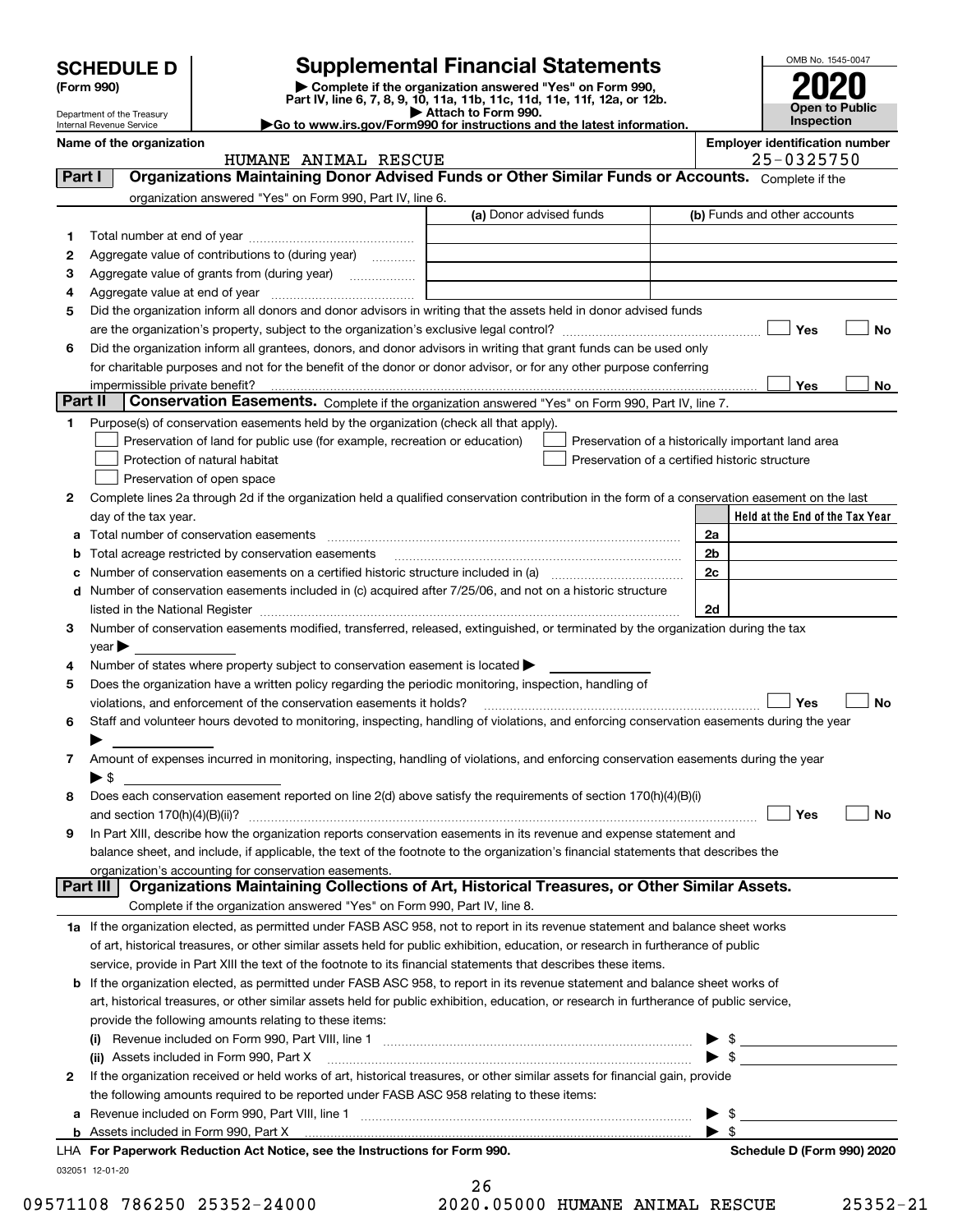# SCHEDULE D (Form 990)

Department of the Treasury
Internal Revenue Service

# Supplemental Financial Statements

▶ Complete if the organization answered "Yes" on Form 990, Part IV, line 6, 7, 8, 9, 10, 11a, 11b, 11c, 11d, 11e, 11f, 12a, or 12b.
▶ Attach to Form 990.
▶Go to www.irs.gov/Form990 for instructions and the latest information.

OMB No. 1545-0047

**2020**

**Open to Public Inspection**

**Name of the organization:** HUMANE ANIMAL RESCUE

**Employer identification number:** 25-0325750

## Part I — Organizations Maintaining Donor Advised Funds or Other Similar Funds or Accounts.

Complete if the organization answered "Yes" on Form 990, Part IV, line 6.

| | | (a) Donor advised funds | (b) Funds and other accounts |
|---|---|---|---|
| 1 | Total number at end of year | | |
| 2 | Aggregate value of contributions to (during year) | | |
| 3 | Aggregate value of grants from (during year) | | |
| 4 | Aggregate value at end of year | | |

5 Did the organization inform all donors and donor advisors in writing that the assets held in donor advised funds are the organization's property, subject to the organization's exclusive legal control? ☐ Yes ☐ No

6 Did the organization inform all grantees, donors, and donor advisors in writing that grant funds can be used only for charitable purposes and not for the benefit of the donor or donor advisor, or for any other purpose conferring impermissible private benefit? ☐ Yes ☐ No

## Part II — Conservation Easements.

Complete if the organization answered "Yes" on Form 990, Part IV, line 7.

1 Purpose(s) of conservation easements held by the organization (check all that apply).

- ☐ Preservation of land for public use (for example, recreation or education)
- ☐ Protection of natural habitat
- ☐ Preservation of open space
- ☐ Preservation of a historically important land area
- ☐ Preservation of a certified historic structure

2 Complete lines 2a through 2d if the organization held a qualified conservation contribution in the form of a conservation easement on the last day of the tax year.

| | | | Held at the End of the Tax Year |
|---|---|---|---|
| a | Total number of conservation easements | 2a | |
| b | Total acreage restricted by conservation easements | 2b | |
| c | Number of conservation easements on a certified historic structure included in (a) | 2c | |
| d | Number of conservation easements included in (c) acquired after 7/25/06, and not on a historic structure listed in the National Register | 2d | |

3 Number of conservation easements modified, transferred, released, extinguished, or terminated by the organization during the tax year ▶

4 Number of states where property subject to conservation easement is located ▶

5 Does the organization have a written policy regarding the periodic monitoring, inspection, handling of violations, and enforcement of the conservation easements it holds? ☐ Yes ☐ No

6 Staff and volunteer hours devoted to monitoring, inspecting, handling of violations, and enforcing conservation easements during the year ▶

7 Amount of expenses incurred in monitoring, inspecting, handling of violations, and enforcing conservation easements during the year ▶ $

8 Does each conservation easement reported on line 2(d) above satisfy the requirements of section 170(h)(4)(B)(i) and section 170(h)(4)(B)(ii)? ☐ Yes ☐ No

9 In Part XIII, describe how the organization reports conservation easements in its revenue and expense statement and balance sheet, and include, if applicable, the text of the footnote to the organization's financial statements that describes the organization's accounting for conservation easements.

## Part III — Organizations Maintaining Collections of Art, Historical Treasures, or Other Similar Assets.

Complete if the organization answered "Yes" on Form 990, Part IV, line 8.

1a If the organization elected, as permitted under FASB ASC 958, not to report in its revenue statement and balance sheet works of art, historical treasures, or other similar assets held for public exhibition, education, or research in furtherance of public service, provide in Part XIII the text of the footnote to its financial statements that describes these items.

b If the organization elected, as permitted under FASB ASC 958, to report in its revenue statement and balance sheet works of art, historical treasures, or other similar assets held for public exhibition, education, or research in furtherance of public service, provide the following amounts relating to these items:

(i) Revenue included on Form 990, Part VIII, line 1 ▶ $

(ii) Assets included in Form 990, Part X ▶ $

2 If the organization received or held works of art, historical treasures, or other similar assets for financial gain, provide the following amounts required to be reported under FASB ASC 958 relating to these items:

a Revenue included on Form 990, Part VIII, line 1 ▶ $

b Assets included in Form 990, Part X ▶ $

LHA For Paperwork Reduction Act Notice, see the Instructions for Form 990. Schedule D (Form 990) 2020

032051 12-01-20

09571108 786250 25352-24000 2020.05000 HUMANE ANIMAL RESCUE 25352-21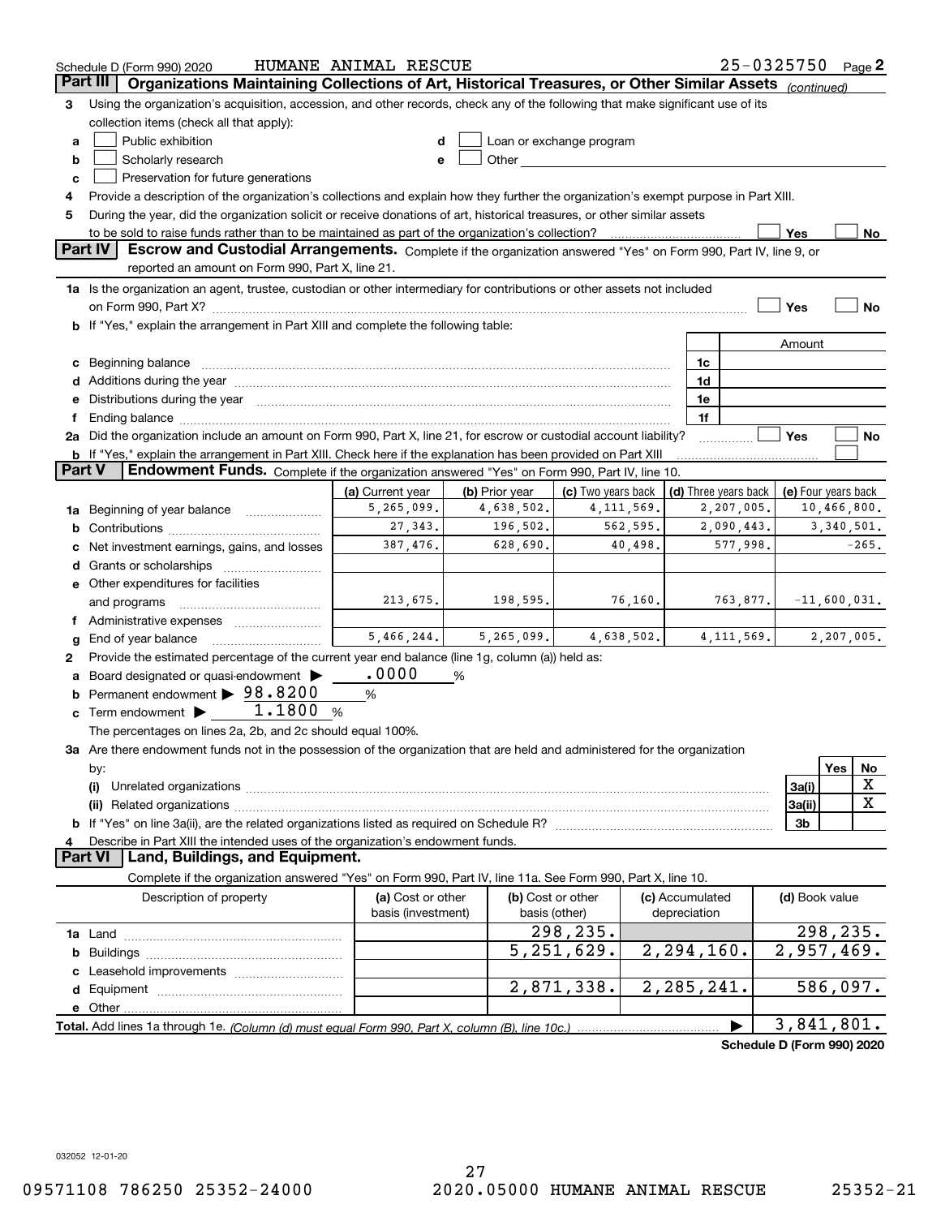Schedule D (Form 990) 2020 HUMANE ANIMAL RESCUE 25-0325750 Page 2

**Part III** Organizations Maintaining Collections of Art, Historical Treasures, or Other Similar Assets *(continued)*

3 Using the organization's acquisition, accession, and other records, check any of the following that make significant use of its collection items (check all that apply):

a ☐ Public exhibition
b ☐ Scholarly research
c ☐ Preservation for future generations
d ☐ Loan or exchange program
e ☐ Other

4 Provide a description of the organization's collections and explain how they further the organization's exempt purpose in Part XIII.

5 During the year, did the organization solicit or receive donations of art, historical treasures, or other similar assets to be sold to raise funds rather than to be maintained as part of the organization's collection? ☐ Yes ☐ No

**Part IV** Escrow and Custodial Arrangements. Complete if the organization answered "Yes" on Form 990, Part IV, line 9, or reported an amount on Form 990, Part X, line 21.

1a Is the organization an agent, trustee, custodian or other intermediary for contributions or other assets not included on Form 990, Part X? ☐ Yes ☐ No

b If "Yes," explain the arrangement in Part XIII and complete the following table:

| | | Amount |
|---|---|---|
| c Beginning balance | 1c | |
| d Additions during the year | 1d | |
| e Distributions during the year | 1e | |
| f Ending balance | 1f | |

2a Did the organization include an amount on Form 990, Part X, line 21, for escrow or custodial account liability? ☐ Yes ☐ No

b If "Yes," explain the arrangement in Part XIII. Check here if the explanation has been provided on Part XIII ☐

**Part V** Endowment Funds. Complete if the organization answered "Yes" on Form 990, Part IV, line 10.

| | (a) Current year | (b) Prior year | (c) Two years back | (d) Three years back | (e) Four years back |
|---|---|---|---|---|---|
| 1a Beginning of year balance | 5,265,099. | 4,638,502. | 4,111,569. | 2,207,005. | 10,466,800. |
| b Contributions | 27,343. | 196,502. | 562,595. | 2,090,443. | 3,340,501. |
| c Net investment earnings, gains, and losses | 387,476. | 628,690. | 40,498. | 577,998. | -265. |
| d Grants or scholarships | | | | | |
| e Other expenditures for facilities and programs | 213,675. | 198,595. | 76,160. | 763,877. | -11,600,031. |
| f Administrative expenses | | | | | |
| g End of year balance | 5,466,244. | 5,265,099. | 4,638,502. | 4,111,569. | 2,207,005. |

2 Provide the estimated percentage of the current year end balance (line 1g, column (a)) held as:

a Board designated or quasi-endowment ▶ .0000 %
b Permanent endowment ▶ 98.8200 %
c Term endowment ▶ 1.1800 %

The percentages on lines 2a, 2b, and 2c should equal 100%.

3a Are there endowment funds not in the possession of the organization that are held and administered for the organization by:

| | | Yes | No |
|---|---|---|---|
| (i) Unrelated organizations | 3a(i) | | X |
| (ii) Related organizations | 3a(ii) | | X |
| b If "Yes" on line 3a(ii), are the related organizations listed as required on Schedule R? | 3b | | |

4 Describe in Part XIII the intended uses of the organization's endowment funds.

**Part VI** Land, Buildings, and Equipment.

Complete if the organization answered "Yes" on Form 990, Part IV, line 11a. See Form 990, Part X, line 10.

| Description of property | (a) Cost or other basis (investment) | (b) Cost or other basis (other) | (c) Accumulated depreciation | (d) Book value |
|---|---|---|---|---|
| 1a Land | | 298,235. | | 298,235. |
| b Buildings | | 5,251,629. | 2,294,160. | 2,957,469. |
| c Leasehold improvements | | | | |
| d Equipment | | 2,871,338. | 2,285,241. | 586,097. |
| e Other | | | | |
| **Total.** Add lines 1a through 1e. *(Column (d) must equal Form 990, Part X, column (B), line 10c.)* | | | ▶ | 3,841,801. |

**Schedule D (Form 990) 2020**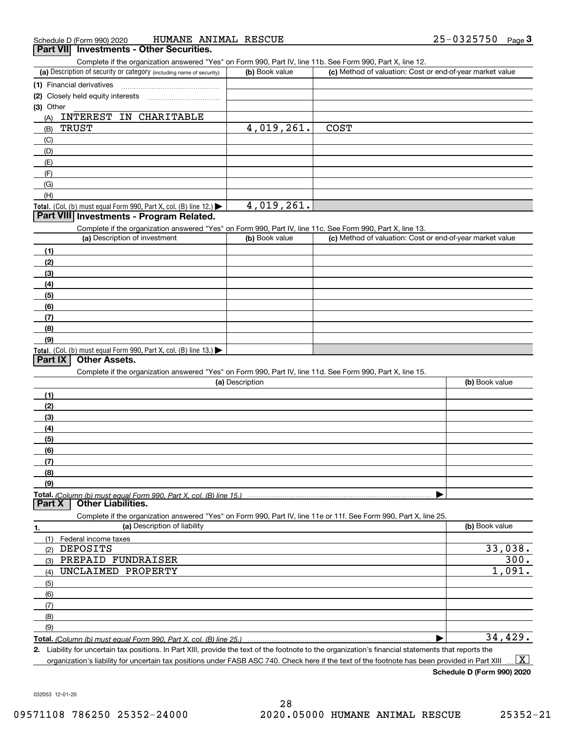Schedule D (Form 990) 2020 HUMANE ANIMAL RESCUE 25-0325750 Page 3

## Part VII Investments - Other Securities.

Complete if the organization answered "Yes" on Form 990, Part IV, line 11b. See Form 990, Part X, line 12.

| (a) Description of security or category (including name of security) | (b) Book value | (c) Method of valuation: Cost or end-of-year market value |
|---|---|---|
| (1) Financial derivatives | | |
| (2) Closely held equity interests | | |
| (3) Other | | |
| (A) INTEREST IN CHARITABLE | | |
| (B) TRUST | 4,019,261. | COST |
| (C) | | |
| (D) | | |
| (E) | | |
| (F) | | |
| (G) | | |
| (H) | | |
| **Total.** (Col. (b) must equal Form 990, Part X, col. (B) line 12.) ▶ | 4,019,261. | |

## Part VIII Investments - Program Related.

Complete if the organization answered "Yes" on Form 990, Part IV, line 11c. See Form 990, Part X, line 13.

| (a) Description of investment | (b) Book value | (c) Method of valuation: Cost or end-of-year market value |
|---|---|---|
| (1) | | |
| (2) | | |
| (3) | | |
| (4) | | |
| (5) | | |
| (6) | | |
| (7) | | |
| (8) | | |
| (9) | | |
| **Total.** (Col. (b) must equal Form 990, Part X, col. (B) line 13.) ▶ | | |

## Part IX Other Assets.

Complete if the organization answered "Yes" on Form 990, Part IV, line 11d. See Form 990, Part X, line 15.

| (a) Description | (b) Book value |
|---|---|
| (1) | |
| (2) | |
| (3) | |
| (4) | |
| (5) | |
| (6) | |
| (7) | |
| (8) | |
| (9) | |
| **Total.** *(Column (b) must equal Form 990, Part X, col. (B) line 15.)* ▶ | |

## Part X Other Liabilities.

Complete if the organization answered "Yes" on Form 990, Part IV, line 11e or 11f. See Form 990, Part X, line 25.

| 1. (a) Description of liability | (b) Book value |
|---|---|
| (1) Federal income taxes | |
| (2) DEPOSITS | 33,038. |
| (3) PREPAID FUNDRAISER | 300. |
| (4) UNCLAIMED PROPERTY | 1,091. |
| (5) | |
| (6) | |
| (7) | |
| (8) | |
| (9) | |
| **Total.** *(Column (b) must equal Form 990, Part X, col. (B) line 25.)* ▶ | 34,429. |

**2.** Liability for uncertain tax positions. In Part XIII, provide the text of the footnote to the organization's financial statements that reports the organization's liability for uncertain tax positions under FASB ASC 740. Check here if the text of the footnote has been provided in Part XIII ... [X]

**Schedule D (Form 990) 2020**

032053 12-01-20

09571108 786250 25352-24000 2020.05000 HUMANE ANIMAL RESCUE 25352-21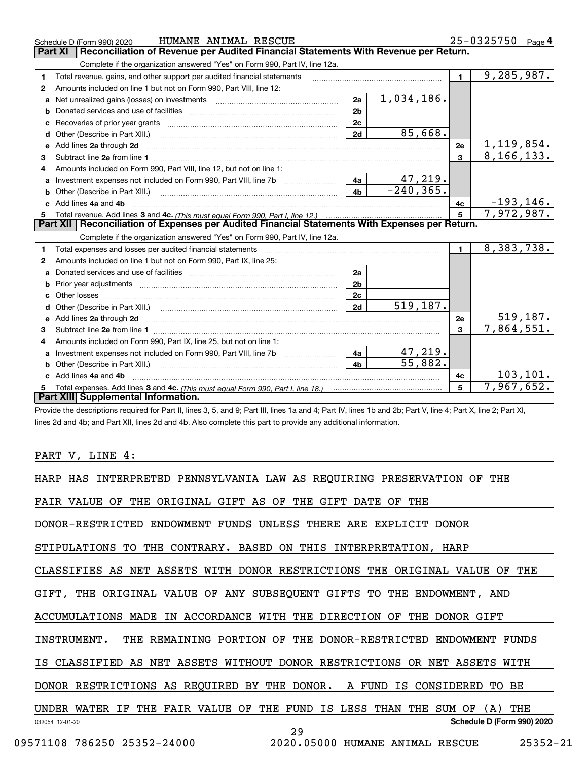Schedule D (Form 990) 2020 HUMANE ANIMAL RESCUE 25-0325750 Page 4

## Part XI Reconciliation of Revenue per Audited Financial Statements With Revenue per Return.

Complete if the organization answered "Yes" on Form 990, Part IV, line 12a.

| | | | | | |
|---|---|---|---|---|---|
| 1 | Total revenue, gains, and other support per audited financial statements | | | 1 | 9,285,987. |
| 2 | Amounts included on line 1 but not on Form 990, Part VIII, line 12: | | | | |
| a | Net unrealized gains (losses) on investments | 2a | 1,034,186. | | |
| b | Donated services and use of facilities | 2b | | | |
| c | Recoveries of prior year grants | 2c | | | |
| d | Other (Describe in Part XIII.) | 2d | 85,668. | | |
| e | Add lines 2a through 2d | | | 2e | 1,119,854. |
| 3 | Subtract line 2e from line 1 | | | 3 | 8,166,133. |
| 4 | Amounts included on Form 990, Part VIII, line 12, but not on line 1: | | | | |
| a | Investment expenses not included on Form 990, Part VIII, line 7b | 4a | 47,219. | | |
| b | Other (Describe in Part XIII.) | 4b | -240,365. | | |
| c | Add lines 4a and 4b | | | 4c | -193,146. |
| 5 | Total revenue. Add lines 3 and 4c. *(This must equal Form 990, Part I, line 12.)* | | | 5 | 7,972,987. |

## Part XII Reconciliation of Expenses per Audited Financial Statements With Expenses per Return.

Complete if the organization answered "Yes" on Form 990, Part IV, line 12a.

| | | | | | |
|---|---|---|---|---|---|
| 1 | Total expenses and losses per audited financial statements | | | 1 | 8,383,738. |
| 2 | Amounts included on line 1 but not on Form 990, Part IX, line 25: | | | | |
| a | Donated services and use of facilities | 2a | | | |
| b | Prior year adjustments | 2b | | | |
| c | Other losses | 2c | | | |
| d | Other (Describe in Part XIII.) | 2d | 519,187. | | |
| e | Add lines 2a through 2d | | | 2e | 519,187. |
| 3 | Subtract line 2e from line 1 | | | 3 | 7,864,551. |
| 4 | Amounts included on Form 990, Part IX, line 25, but not on line 1: | | | | |
| a | Investment expenses not included on Form 990, Part VIII, line 7b | 4a | 47,219. | | |
| b | Other (Describe in Part XIII.) | 4b | 55,882. | | |
| c | Add lines 4a and 4b | | | 4c | 103,101. |
| 5 | Total expenses. Add lines 3 and 4c. *(This must equal Form 990, Part I, line 18.)* | | | 5 | 7,967,652. |

## Part XIII Supplemental Information.

Provide the descriptions required for Part II, lines 3, 5, and 9; Part III, lines 1a and 4; Part IV, lines 1b and 2b; Part V, line 4; Part X, line 2; Part XI, lines 2d and 4b; and Part XII, lines 2d and 4b. Also complete this part to provide any additional information.

PART V, LINE 4:

HARP HAS INTERPRETED PENNSYLVANIA LAW AS REQUIRING PRESERVATION OF THE FAIR VALUE OF THE ORIGINAL GIFT AS OF THE GIFT DATE OF THE DONOR-RESTRICTED ENDOWMENT FUNDS UNLESS THERE ARE EXPLICIT DONOR STIPULATIONS TO THE CONTRARY. BASED ON THIS INTERPRETATION, HARP CLASSIFIES AS NET ASSETS WITH DONOR RESTRICTIONS THE ORIGINAL VALUE OF THE GIFT, THE ORIGINAL VALUE OF ANY SUBSEQUENT GIFTS TO THE ENDOWMENT, AND ACCUMULATIONS MADE IN ACCORDANCE WITH THE DIRECTION OF THE DONOR GIFT INSTRUMENT. THE REMAINING PORTION OF THE DONOR-RESTRICTED ENDOWMENT FUNDS IS CLASSIFIED AS NET ASSETS WITHOUT DONOR RESTRICTIONS OR NET ASSETS WITH DONOR RESTRICTIONS AS REQUIRED BY THE DONOR. A FUND IS CONSIDERED TO BE UNDER WATER IF THE FAIR VALUE OF THE FUND IS LESS THAN THE SUM OF (A) THE

032054 12-01-20 Schedule D (Form 990) 2020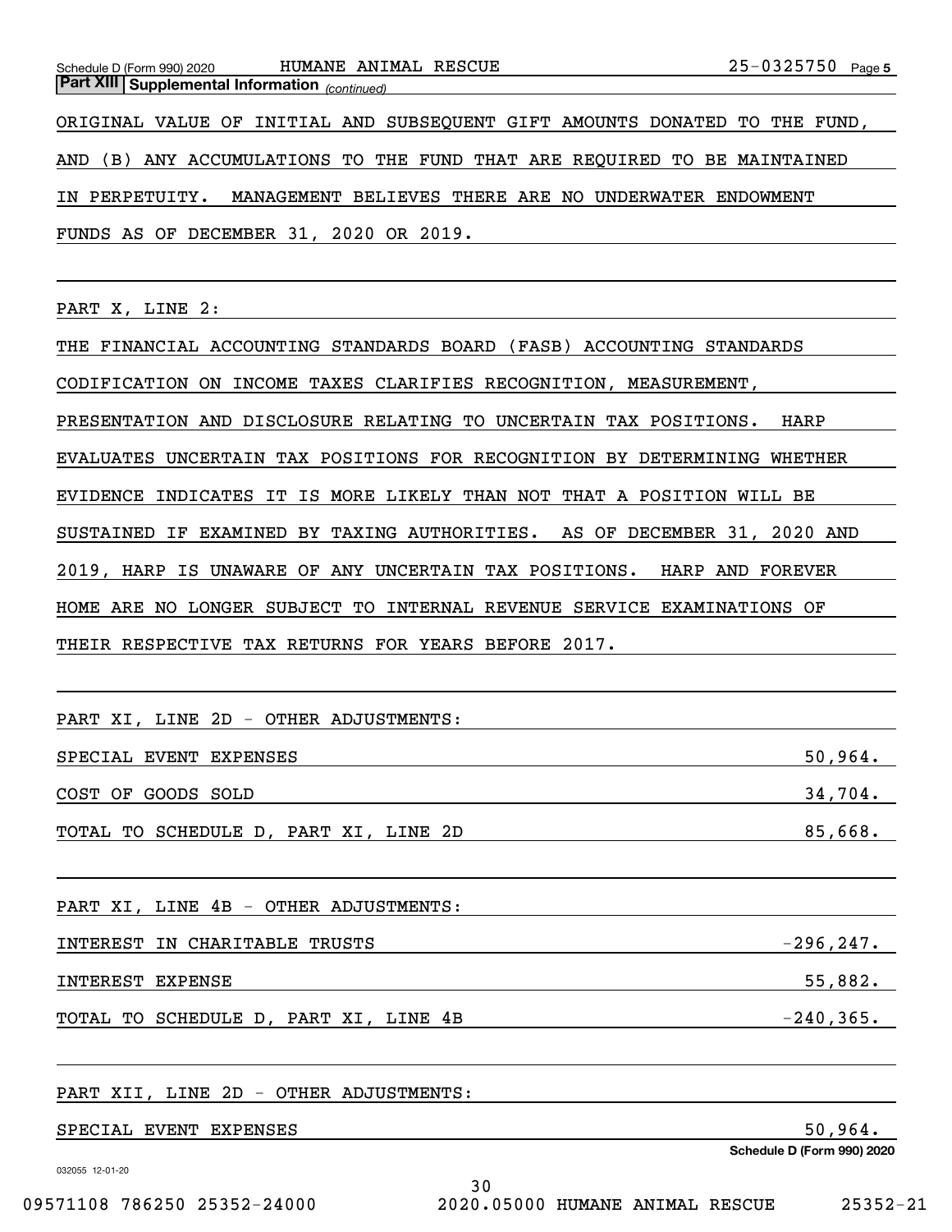**Part XIII Supplemental Information** *(continued)*

ORIGINAL VALUE OF INITIAL AND SUBSEQUENT GIFT AMOUNTS DONATED TO THE FUND, AND (B) ANY ACCUMULATIONS TO THE FUND THAT ARE REQUIRED TO BE MAINTAINED IN PERPETUITY. MANAGEMENT BELIEVES THERE ARE NO UNDERWATER ENDOWMENT FUNDS AS OF DECEMBER 31, 2020 OR 2019.

PART X, LINE 2:

THE FINANCIAL ACCOUNTING STANDARDS BOARD (FASB) ACCOUNTING STANDARDS CODIFICATION ON INCOME TAXES CLARIFIES RECOGNITION, MEASUREMENT, PRESENTATION AND DISCLOSURE RELATING TO UNCERTAIN TAX POSITIONS. HARP EVALUATES UNCERTAIN TAX POSITIONS FOR RECOGNITION BY DETERMINING WHETHER EVIDENCE INDICATES IT IS MORE LIKELY THAN NOT THAT A POSITION WILL BE SUSTAINED IF EXAMINED BY TAXING AUTHORITIES. AS OF DECEMBER 31, 2020 AND 2019, HARP IS UNAWARE OF ANY UNCERTAIN TAX POSITIONS. HARP AND FOREVER HOME ARE NO LONGER SUBJECT TO INTERNAL REVENUE SERVICE EXAMINATIONS OF THEIR RESPECTIVE TAX RETURNS FOR YEARS BEFORE 2017.

PART XI, LINE 2D - OTHER ADJUSTMENTS:

| | |
|---|---|
| SPECIAL EVENT EXPENSES | 50,964. |
| COST OF GOODS SOLD | 34,704. |
| TOTAL TO SCHEDULE D, PART XI, LINE 2D | 85,668. |

PART XI, LINE 4B - OTHER ADJUSTMENTS:

| | |
|---|---|
| INTEREST IN CHARITABLE TRUSTS | -296,247. |
| INTEREST EXPENSE | 55,882. |
| TOTAL TO SCHEDULE D, PART XI, LINE 4B | -240,365. |

PART XII, LINE 2D - OTHER ADJUSTMENTS:

| | |
|---|---|
| SPECIAL EVENT EXPENSES | 50,964. |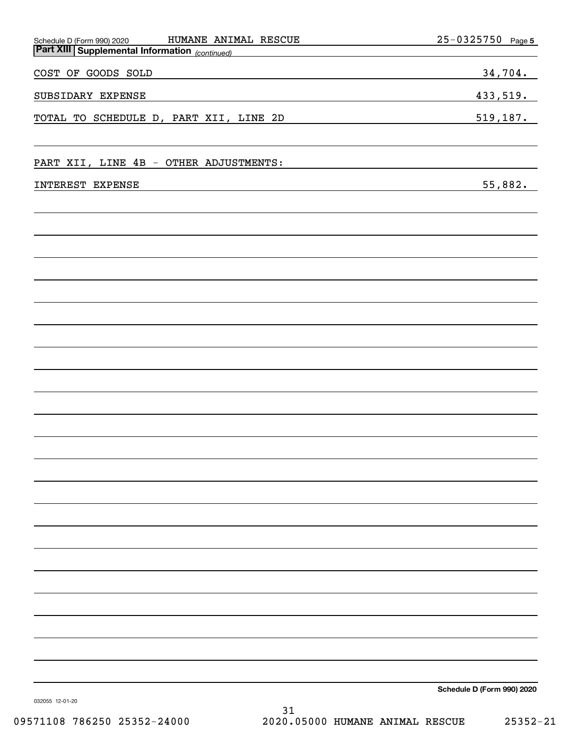Schedule D (Form 990) 2020 HUMANE ANIMAL RESCUE 25-0325750

## Part XIII Supplemental Information *(continued)*

| | |
|---|---|
| COST OF GOODS SOLD | 34,704. |
| SUBSIDARY EXPENSE | 433,519. |
| TOTAL TO SCHEDULE D, PART XII, LINE 2D | 519,187. |

PART XII, LINE 4B - OTHER ADJUSTMENTS:

| | |
|---|---|
| INTEREST EXPENSE | 55,882. |

Schedule D (Form 990) 2020

032055 12-01-20

09571108 786250 25352-24000 2020.05000 HUMANE ANIMAL RESCUE 25352-21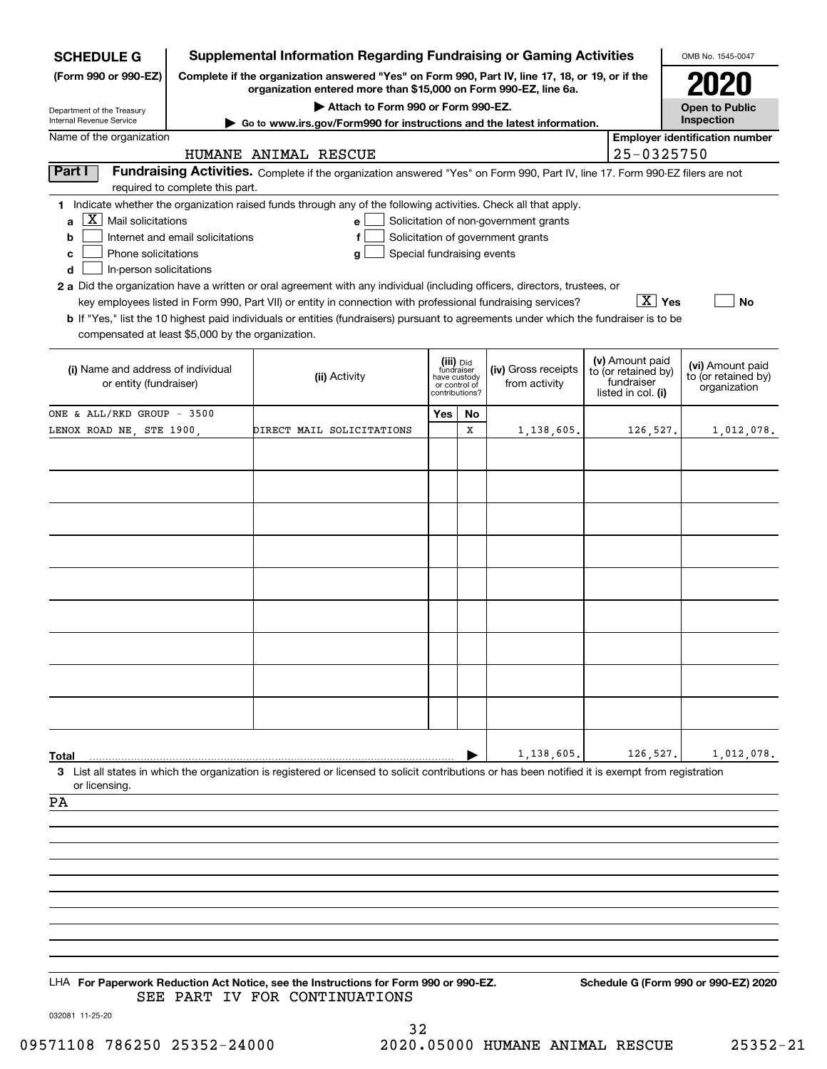**SCHEDULE G (Form 990 or 990-EZ)**

Department of the Treasury
Internal Revenue Service

# Supplemental Information Regarding Fundraising or Gaming Activities

**Complete if the organization answered "Yes" on Form 990, Part IV, line 17, 18, or 19, or if the organization entered more than $15,000 on Form 990-EZ, line 6a.**

**▶ Attach to Form 990 or Form 990-EZ.**

**▶ Go to www.irs.gov/Form990 for instructions and the latest information.**

OMB No. 1545-0047

**2020**

**Open to Public Inspection**

Name of the organization: HUMANE ANIMAL RESCUE

Employer identification number: 25-0325750

## Part I Fundraising Activities.

Complete if the organization answered "Yes" on Form 990, Part IV, line 17. Form 990-EZ filers are not required to complete this part.

**1** Indicate whether the organization raised funds through any of the following activities. Check all that apply.

- **a** [X] Mail solicitations
- **b** [ ] Internet and email solicitations
- **c** [ ] Phone solicitations
- **d** [ ] In-person solicitations
- **e** [ ] Solicitation of non-government grants
- **f** [ ] Solicitation of government grants
- **g** [ ] Special fundraising events

**2 a** Did the organization have a written or oral agreement with any individual (including officers, directors, trustees, or key employees listed in Form 990, Part VII) or entity in connection with professional fundraising services? [X] Yes [ ] No

**b** If "Yes," list the 10 highest paid individuals or entities (fundraisers) pursuant to agreements under which the fundraiser is to be compensated at least $5,000 by the organization.

| (i) Name and address of individual or entity (fundraiser) | (ii) Activity | (iii) Did fundraiser have custody or control of contributions? Yes | No | (iv) Gross receipts from activity | (v) Amount paid to (or retained by) fundraiser listed in col. (i) | (vi) Amount paid to (or retained by) organization |
|---|---|---|---|---|---|---|
| ONE & ALL/RKD GROUP - 3500 LENOX ROAD NE, STE 1900, | DIRECT MAIL SOLICITATIONS | | X | 1,138,605. | 126,527. | 1,012,078. |
| | | | | | | |
| | | | | | | |
| | | | | | | |
| | | | | | | |
| | | | | | | |
| | | | | | | |
| | | | | | | |
| | | | | | | |
| | | | | | | |
| **Total** | | | ▶ | 1,138,605. | 126,527. | 1,012,078. |

**3** List all states in which the organization is registered or licensed to solicit contributions or has been notified it is exempt from registration or licensing.

PA

LHA **For Paperwork Reduction Act Notice, see the Instructions for Form 990 or 990-EZ.** **Schedule G (Form 990 or 990-EZ) 2020**

SEE PART IV FOR CONTINUATIONS

032081 11-25-20

09571108 786250 25352-24000 2020.05000 HUMANE ANIMAL RESCUE 25352-21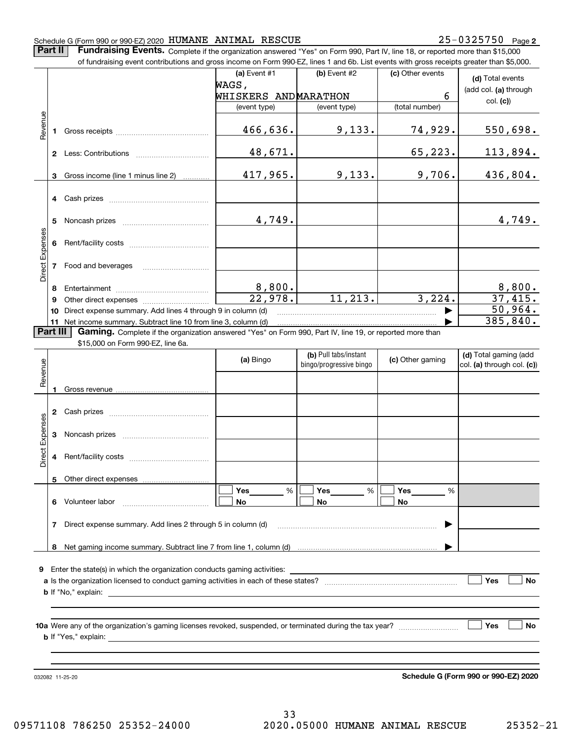Schedule G (Form 990 or 990-EZ) 2020 HUMANE ANIMAL RESCUE 25-0325750 Page 2

**Part II** **Fundraising Events.** Complete if the organization answered "Yes" on Form 990, Part IV, line 18, or reported more than $15,000 of fundraising event contributions and gross income on Form 990-EZ, lines 1 and 6b. List events with gross receipts greater than $5,000.

| | | (a) Event #1 WAGS, WHISKERS AND (event type) | (b) Event #2 MARATHON (event type) | (c) Other events 6 (total number) | (d) Total events (add col. (a) through col. (c)) |
|---|---|---|---|---|---|
| Revenue | 1 Gross receipts | 466,636. | 9,133. | 74,929. | 550,698. |
| | 2 Less: Contributions | 48,671. | | 65,223. | 113,894. |
| | 3 Gross income (line 1 minus line 2) | 417,965. | 9,133. | 9,706. | 436,804. |
| Direct Expenses | 4 Cash prizes | | | | |
| | 5 Noncash prizes | 4,749. | | | 4,749. |
| | 6 Rent/facility costs | | | | |
| | 7 Food and beverages | | | | |
| | 8 Entertainment | 8,800. | | | 8,800. |
| | 9 Other direct expenses | 22,978. | 11,213. | 3,224. | 37,415. |
| | 10 Direct expense summary. Add lines 4 through 9 in column (d) | | | | 50,964. |
| | 11 Net income summary. Subtract line 10 from line 3, column (d) | | | | 385,840. |

**Part III** **Gaming.** Complete if the organization answered "Yes" on Form 990, Part IV, line 19, or reported more than $15,000 on Form 990-EZ, line 6a.

| | | (a) Bingo | (b) Pull tabs/instant bingo/progressive bingo | (c) Other gaming | (d) Total gaming (add col. (a) through col. (c)) |
|---|---|---|---|---|---|
| Revenue | 1 Gross revenue | | | | |
| Direct Expenses | 2 Cash prizes | | | | |
| | 3 Noncash prizes | | | | |
| | 4 Rent/facility costs | | | | |
| | 5 Other direct expenses | | | | |
| | 6 Volunteer labor | ☐ Yes ____ % ☐ No | ☐ Yes ____ % ☐ No | ☐ Yes ____ % ☐ No | |
| | 7 Direct expense summary. Add lines 2 through 5 in column (d) | | | | |
| | 8 Net gaming income summary. Subtract line 7 from line 1, column (d) | | | | |

**9** Enter the state(s) in which the organization conducts gaming activities: ____________

**a** Is the organization licensed to conduct gaming activities in each of these states? ☐ Yes ☐ No

**b** If "No," explain: ____________

**10a** Were any of the organization's gaming licenses revoked, suspended, or terminated during the tax year? ☐ Yes ☐ No

**b** If "Yes," explain: ____________

032082 11-25-20 **Schedule G (Form 990 or 990-EZ) 2020**

09571108 786250 25352-24000 2020.05000 HUMANE ANIMAL RESCUE 25352-21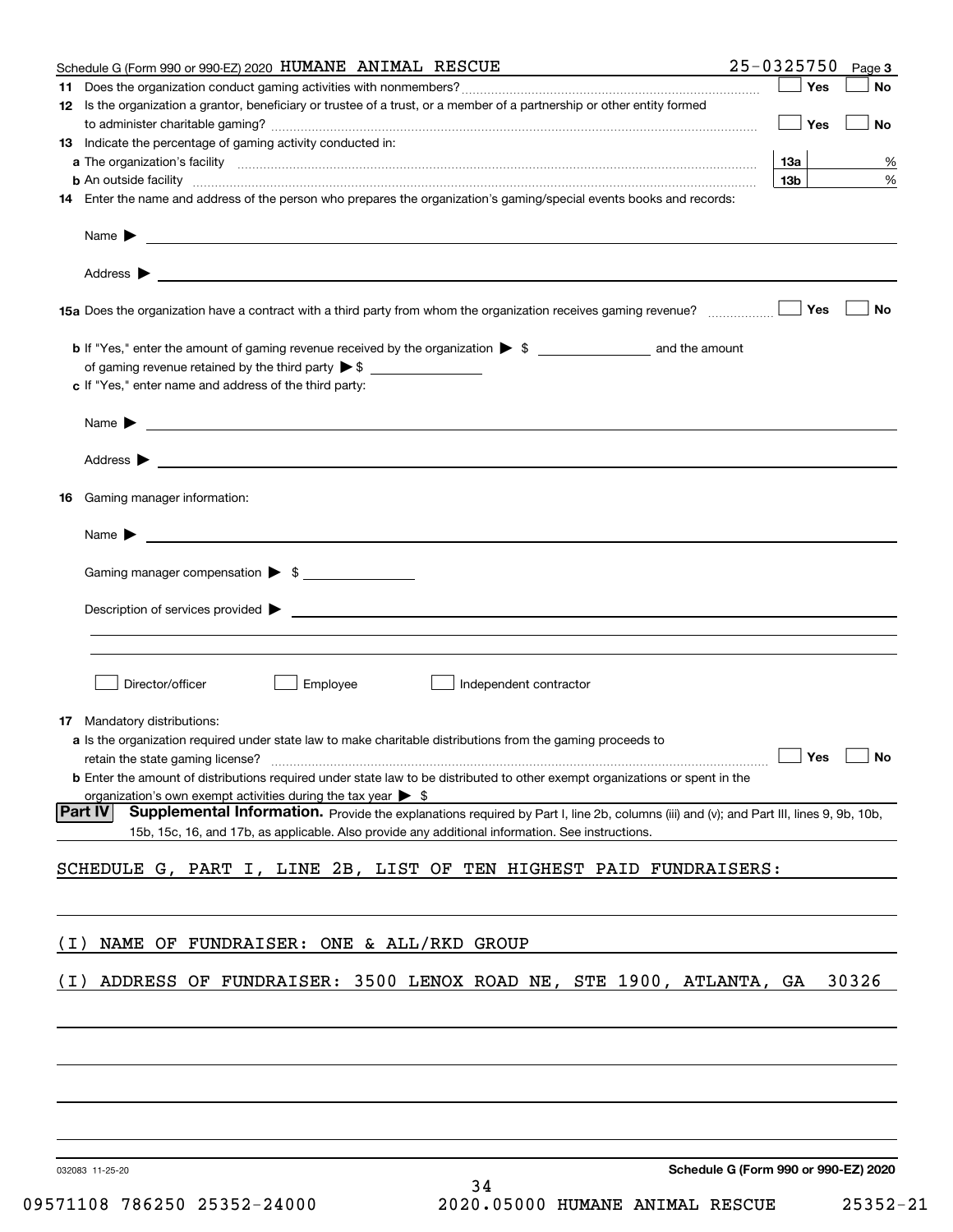Schedule G (Form 990 or 990-EZ) 2020 HUMANE ANIMAL RESCUE 25-0325750 Page 3

**11** Does the organization conduct gaming activities with nonmembers? ☐ Yes ☐ No

**12** Is the organization a grantor, beneficiary or trustee of a trust, or a member of a partnership or other entity formed to administer charitable gaming? ☐ Yes ☐ No

**13** Indicate the percentage of gaming activity conducted in:

**a** The organization's facility **13a** %

**b** An outside facility **13b** %

**14** Enter the name and address of the person who prepares the organization's gaming/special events books and records:

Name ▶

Address ▶

**15a** Does the organization have a contract with a third party from whom the organization receives gaming revenue? ☐ Yes ☐ No

**b** If "Yes," enter the amount of gaming revenue received by the organization ▶ $ ________ and the amount of gaming revenue retained by the third party ▶ $ ________

**c** If "Yes," enter name and address of the third party:

Name ▶

Address ▶

**16** Gaming manager information:

Name ▶

Gaming manager compensation ▶ $

Description of services provided ▶

☐ Director/officer ☐ Employee ☐ Independent contractor

**17** Mandatory distributions:

**a** Is the organization required under state law to make charitable distributions from the gaming proceeds to retain the state gaming license? ☐ Yes ☐ No

**b** Enter the amount of distributions required under state law to be distributed to other exempt organizations or spent in the organization's own exempt activities during the tax year ▶ $

**Part IV Supplemental Information.** Provide the explanations required by Part I, line 2b, columns (iii) and (v); and Part III, lines 9, 9b, 10b, 15b, 15c, 16, and 17b, as applicable. Also provide any additional information. See instructions.

SCHEDULE G, PART I, LINE 2B, LIST OF TEN HIGHEST PAID FUNDRAISERS:

(I) NAME OF FUNDRAISER: ONE & ALL/RKD GROUP

(I) ADDRESS OF FUNDRAISER: 3500 LENOX ROAD NE, STE 1900, ATLANTA, GA 30326

032083 11-25-20 Schedule G (Form 990 or 990-EZ) 2020

09571108 786250 25352-24000 2020.05000 HUMANE ANIMAL RESCUE 25352-21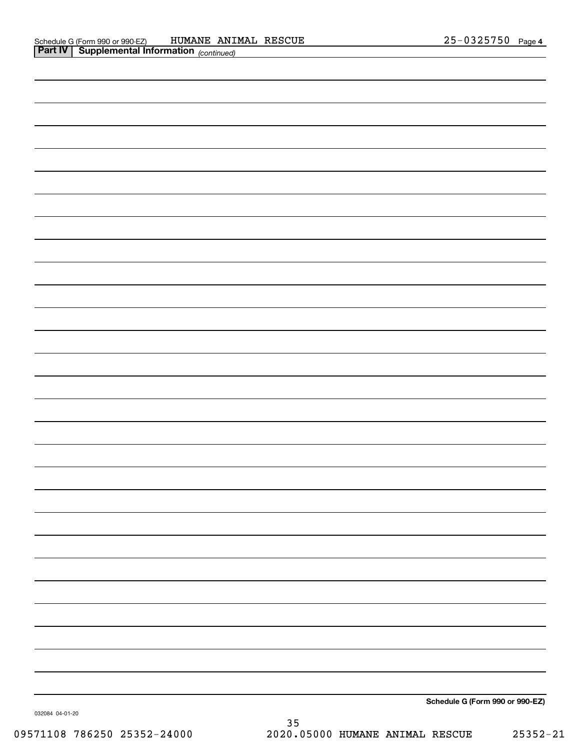Schedule G (Form 990 or 990-EZ) HUMANE ANIMAL RESCUE 25-0325750 Page 4

**Part IV | Supplemental Information** *(continued)*

**Schedule G (Form 990 or 990-EZ)**

032084 04-01-20

09571108 786250 25352-24000 2020.05000 HUMANE ANIMAL RESCUE 25352-21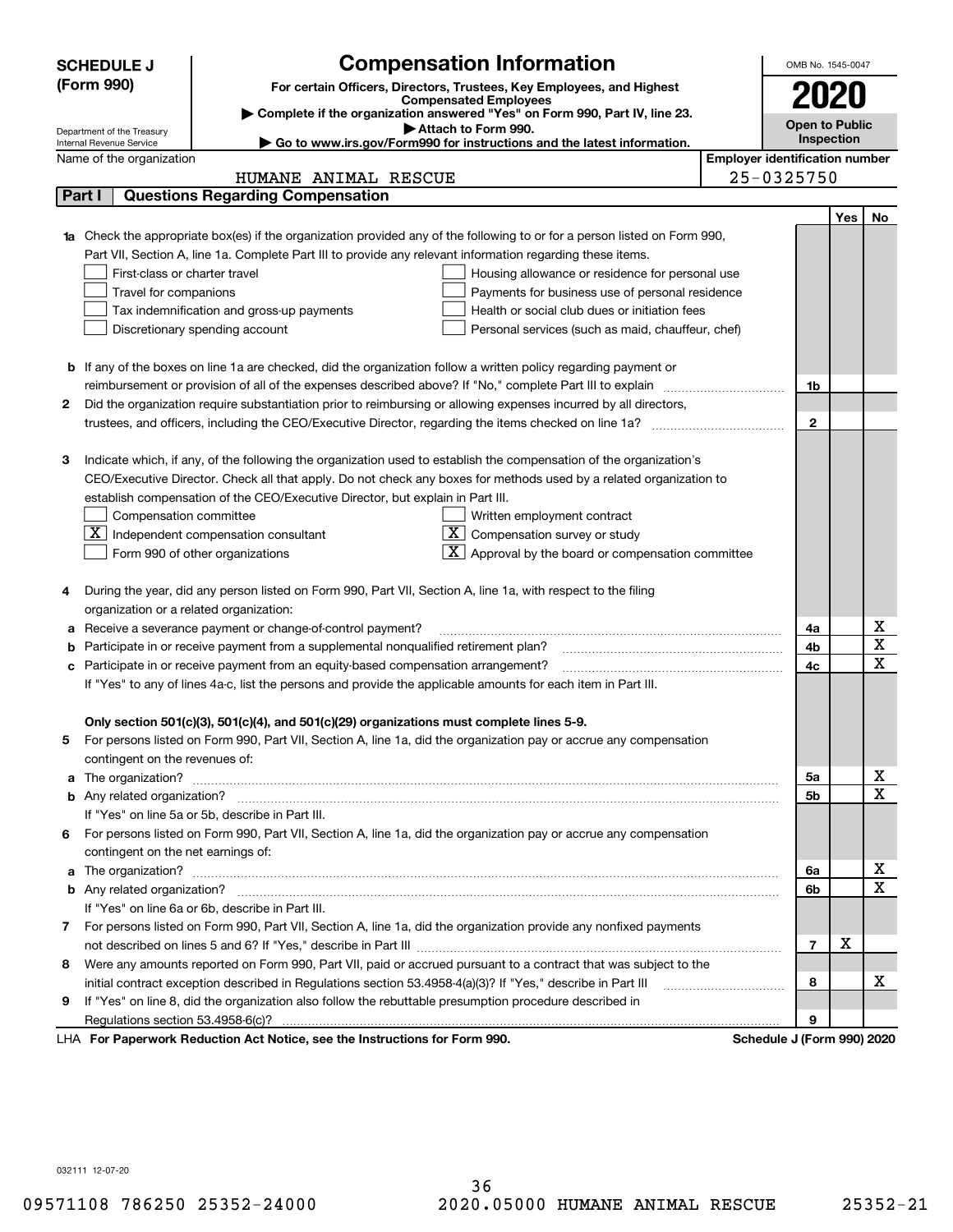# SCHEDULE J (Form 990)

## Compensation Information

**For certain Officers, Directors, Trustees, Key Employees, and Highest Compensated Employees**

▶ Complete if the organization answered "Yes" on Form 990, Part IV, line 23.

▶ Attach to Form 990.

▶ Go to www.irs.gov/Form990 for instructions and the latest information.

Department of the Treasury
Internal Revenue Service

OMB No. 1545-0047

**2020**

**Open to Public Inspection**

Name of the organization: HUMANE ANIMAL RESCUE

Employer identification number: 25-0325750

## Part I Questions Regarding Compensation

| | | | Yes | No |
|---|---|---|---|---|
| **1a** | Check the appropriate box(es) if the organization provided any of the following to or for a person listed on Form 990, Part VII, Section A, line 1a. Complete Part III to provide any relevant information regarding these items.<br>☐ First-class or charter travel ☐ Housing allowance or residence for personal use<br>☐ Travel for companions ☐ Payments for business use of personal residence<br>☐ Tax indemnification and gross-up payments ☐ Health or social club dues or initiation fees<br>☐ Discretionary spending account ☐ Personal services (such as maid, chauffeur, chef) | | | |
| **b** | If any of the boxes on line 1a are checked, did the organization follow a written policy regarding payment or reimbursement or provision of all of the expenses described above? If "No," complete Part III to explain | 1b | | |
| **2** | Did the organization require substantiation prior to reimbursing or allowing expenses incurred by all directors, trustees, and officers, including the CEO/Executive Director, regarding the items checked on line 1a? | 2 | | |
| **3** | Indicate which, if any, of the following the organization used to establish the compensation of the organization's CEO/Executive Director. Check all that apply. Do not check any boxes for methods used by a related organization to establish compensation of the CEO/Executive Director, but explain in Part III.<br>☐ Compensation committee ☐ Written employment contract<br>☒ Independent compensation consultant ☒ Compensation survey or study<br>☐ Form 990 of other organizations ☒ Approval by the board or compensation committee | | | |
| **4** | During the year, did any person listed on Form 990, Part VII, Section A, line 1a, with respect to the filing organization or a related organization: | | | |
| **a** | Receive a severance payment or change-of-control payment? | 4a | | X |
| **b** | Participate in or receive payment from a supplemental nonqualified retirement plan? | 4b | | X |
| **c** | Participate in or receive payment from an equity-based compensation arrangement? | 4c | | X |
| | If "Yes" to any of lines 4a-c, list the persons and provide the applicable amounts for each item in Part III. | | | |
| | **Only section 501(c)(3), 501(c)(4), and 501(c)(29) organizations must complete lines 5-9.** | | | |
| **5** | For persons listed on Form 990, Part VII, Section A, line 1a, did the organization pay or accrue any compensation contingent on the revenues of: | | | |
| **a** | The organization? | 5a | | X |
| **b** | Any related organization? | 5b | | X |
| | If "Yes" on line 5a or 5b, describe in Part III. | | | |
| **6** | For persons listed on Form 990, Part VII, Section A, line 1a, did the organization pay or accrue any compensation contingent on the net earnings of: | | | |
| **a** | The organization? | 6a | | X |
| **b** | Any related organization? | 6b | | X |
| | If "Yes" on line 6a or 6b, describe in Part III. | | | |
| **7** | For persons listed on Form 990, Part VII, Section A, line 1a, did the organization provide any nonfixed payments not described on lines 5 and 6? If "Yes," describe in Part III | 7 | X | |
| **8** | Were any amounts reported on Form 990, Part VII, paid or accrued pursuant to a contract that was subject to the initial contract exception described in Regulations section 53.4958-4(a)(3)? If "Yes," describe in Part III | 8 | | X |
| **9** | If "Yes" on line 8, did the organization also follow the rebuttable presumption procedure described in Regulations section 53.4958-6(c)? | 9 | | |

LHA **For Paperwork Reduction Act Notice, see the Instructions for Form 990.** **Schedule J (Form 990) 2020**

032111 12-07-20

09571108 786250 25352-24000 2020.05000 HUMANE ANIMAL RESCUE 25352-21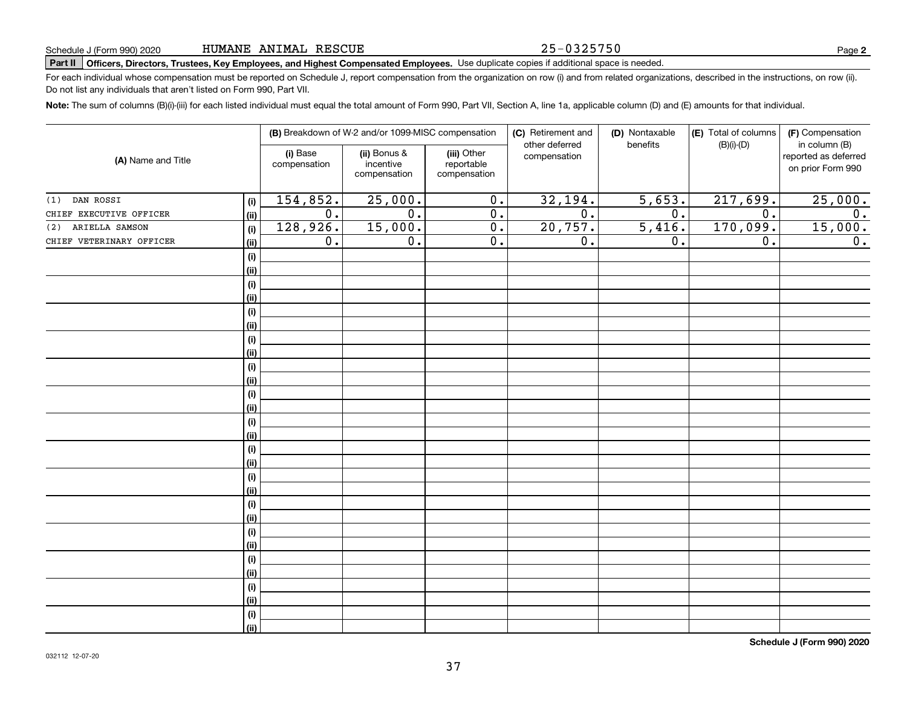Schedule J (Form 990) 2020 HUMANE ANIMAL RESCUE 25-0325750

**Part II** **Officers, Directors, Trustees, Key Employees, and Highest Compensated Employees.** Use duplicate copies if additional space is needed.

For each individual whose compensation must be reported on Schedule J, report compensation from the organization on row (i) and from related organizations, described in the instructions, on row (ii). Do not list any individuals that aren't listed on Form 990, Part VII.

**Note:** The sum of columns (B)(i)-(iii) for each listed individual must equal the total amount of Form 990, Part VII, Section A, line 1a, applicable column (D) and (E) amounts for that individual.

| (A) Name and Title | | (B) Breakdown of W-2 and/or 1099-MISC compensation | | | (C) Retirement and other deferred compensation | (D) Nontaxable benefits | (E) Total of columns (B)(i)-(D) | (F) Compensation in column (B) reported as deferred on prior Form 990 |
|---|---|---|---|---|---|---|---|---|
| | | (i) Base compensation | (ii) Bonus & incentive compensation | (iii) Other reportable compensation | | | | |
| (1) DAN ROSSI | (i) | 154,852. | 25,000. | 0. | 32,194. | 5,653. | 217,699. | 25,000. |
| CHIEF EXECUTIVE OFFICER | (ii) | 0. | 0. | 0. | 0. | 0. | 0. | 0. |
| (2) ARIELLA SAMSON | (i) | 128,926. | 15,000. | 0. | 20,757. | 5,416. | 170,099. | 15,000. |
| CHIEF VETERINARY OFFICER | (ii) | 0. | 0. | 0. | 0. | 0. | 0. | 0. |

**Schedule J (Form 990) 2020**

032112 12-07-20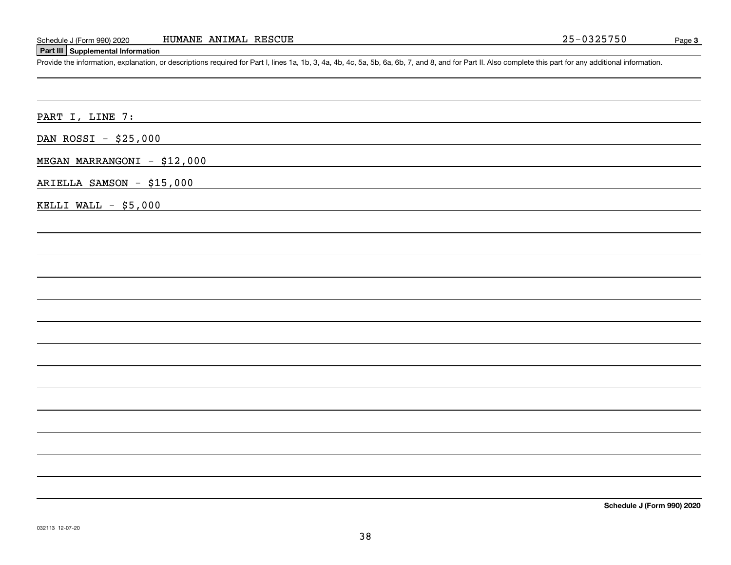Schedule J (Form 990) 2020 HUMANE ANIMAL RESCUE 25-0325750

**Part III Supplemental Information**

Provide the information, explanation, or descriptions required for Part I, lines 1a, 1b, 3, 4a, 4b, 4c, 5a, 5b, 6a, 6b, 7, and 8, and for Part II. Also complete this part for any additional information.

PART I, LINE 7:

DAN ROSSI - $25,000

MEGAN MARRANGONI - $12,000

ARIELLA SAMSON - $15,000

KELLI WALL - $5,000

**Schedule J (Form 990) 2020**

032113 12-07-20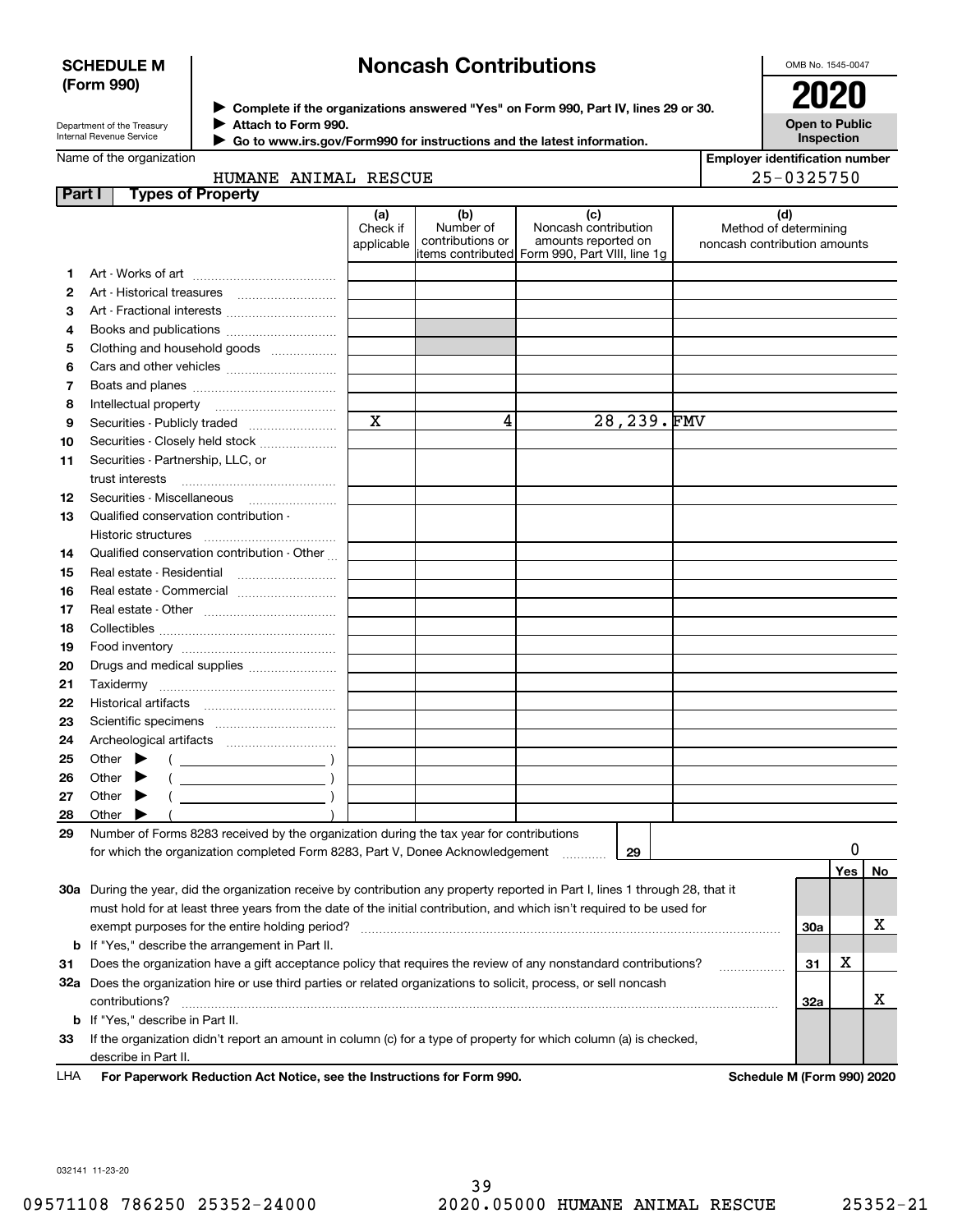**SCHEDULE M (Form 990)**

Department of the Treasury
Internal Revenue Service

# Noncash Contributions

▶ Complete if the organizations answered "Yes" on Form 990, Part IV, lines 29 or 30.
▶ Attach to Form 990.
▶ Go to www.irs.gov/Form990 for instructions and the latest information.

OMB No. 1545-0047

**2020**

**Open to Public Inspection**

Name of the organization: HUMANE ANIMAL RESCUE

Employer identification number: 25-0325750

**Part I Types of Property**

| | | (a) Check if applicable | (b) Number of contributions or items contributed | (c) Noncash contribution amounts reported on Form 990, Part VIII, line 1g | (d) Method of determining noncash contribution amounts |
|---|---|---|---|---|---|
| 1 | Art - Works of art | | | | |
| 2 | Art - Historical treasures | | | | |
| 3 | Art - Fractional interests | | | | |
| 4 | Books and publications | | | | |
| 5 | Clothing and household goods | | | | |
| 6 | Cars and other vehicles | | | | |
| 7 | Boats and planes | | | | |
| 8 | Intellectual property | | | | |
| 9 | Securities - Publicly traded | X | 4 | 28,239. | FMV |
| 10 | Securities - Closely held stock | | | | |
| 11 | Securities - Partnership, LLC, or trust interests | | | | |
| 12 | Securities - Miscellaneous | | | | |
| 13 | Qualified conservation contribution - Historic structures | | | | |
| 14 | Qualified conservation contribution - Other | | | | |
| 15 | Real estate - Residential | | | | |
| 16 | Real estate - Commercial | | | | |
| 17 | Real estate - Other | | | | |
| 18 | Collectibles | | | | |
| 19 | Food inventory | | | | |
| 20 | Drugs and medical supplies | | | | |
| 21 | Taxidermy | | | | |
| 22 | Historical artifacts | | | | |
| 23 | Scientific specimens | | | | |
| 24 | Archeological artifacts | | | | |
| 25 | Other ▶ ( ) | | | | |
| 26 | Other ▶ ( ) | | | | |
| 27 | Other ▶ ( ) | | | | |
| 28 | Other ▶ ( ) | | | | |

29 Number of Forms 8283 received by the organization during the tax year for contributions for which the organization completed Form 8283, Part V, Donee Acknowledgement ..... **29** — 0

| | | | Yes | No |
|---|---|---|---|---|
| 30a | During the year, did the organization receive by contribution any property reported in Part I, lines 1 through 28, that it must hold for at least three years from the date of the initial contribution, and which isn't required to be used for exempt purposes for the entire holding period? | 30a | | X |
| b | If "Yes," describe the arrangement in Part II. | | | |
| 31 | Does the organization have a gift acceptance policy that requires the review of any nonstandard contributions? | 31 | X | |
| 32a | Does the organization hire or use third parties or related organizations to solicit, process, or sell noncash contributions? | 32a | | X |
| b | If "Yes," describe in Part II. | | | |
| 33 | If the organization didn't report an amount in column (c) for a type of property for which column (a) is checked, describe in Part II. | | | |

LHA **For Paperwork Reduction Act Notice, see the Instructions for Form 990.** **Schedule M (Form 990) 2020**

032141 11-23-20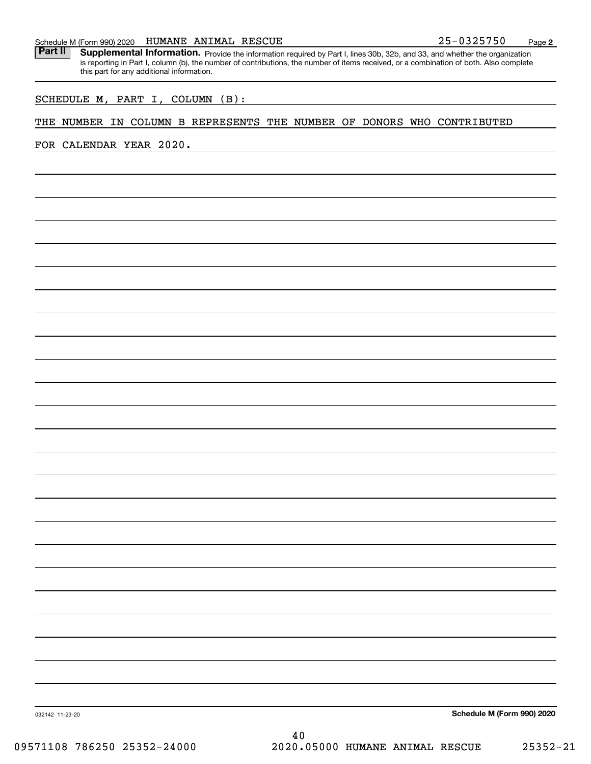Schedule M (Form 990) 2020 HUMANE ANIMAL RESCUE 25-0325750 Page 2

**Part II** **Supplemental Information.** Provide the information required by Part I, lines 30b, 32b, and 33, and whether the organization is reporting in Part I, column (b), the number of contributions, the number of items received, or a combination of both. Also complete this part for any additional information.

SCHEDULE M, PART I, COLUMN (B):

THE NUMBER IN COLUMN B REPRESENTS THE NUMBER OF DONORS WHO CONTRIBUTED FOR CALENDAR YEAR 2020.

032142 11-23-20

**Schedule M (Form 990) 2020**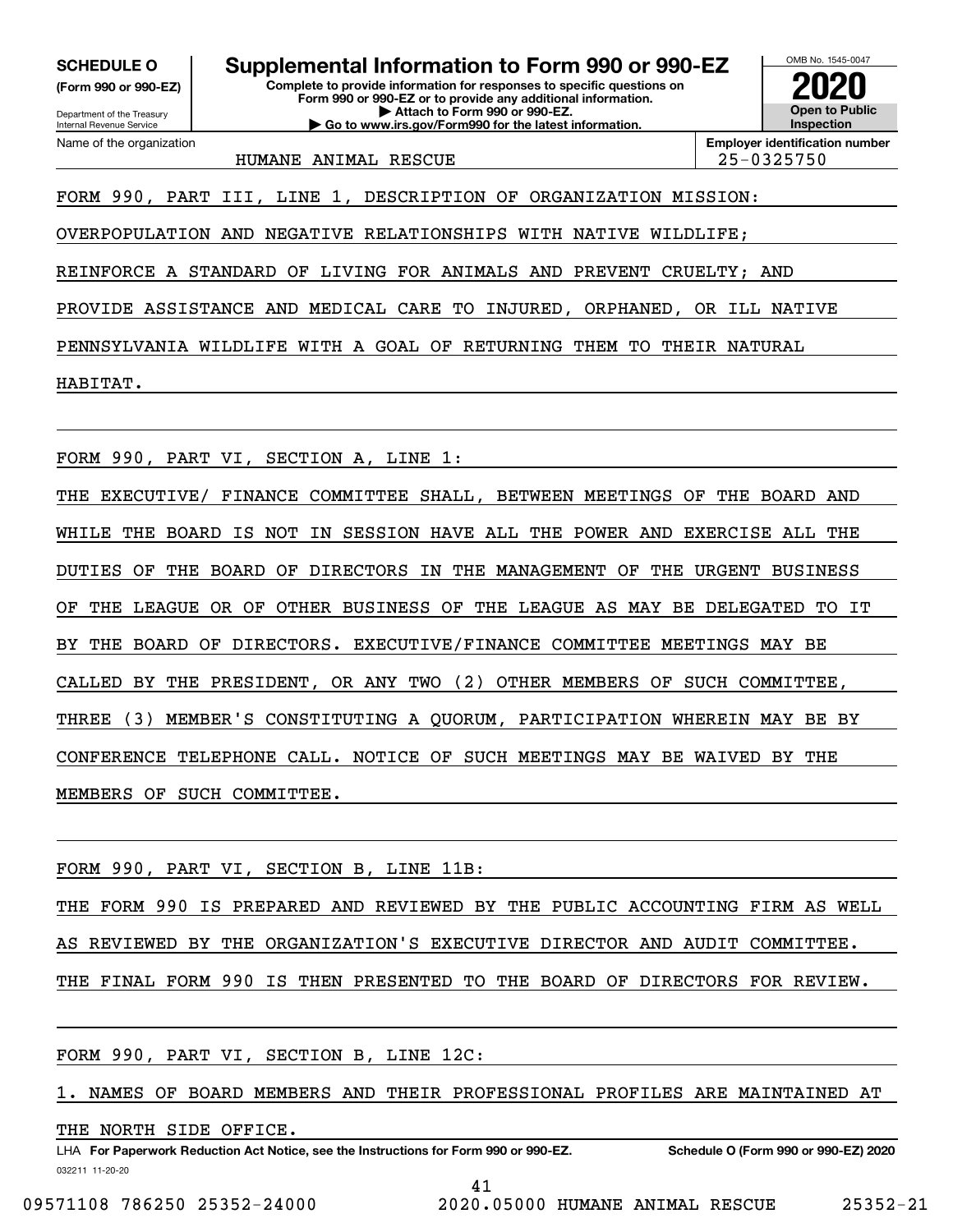**SCHEDULE O**
**(Form 990 or 990-EZ)**

Department of the Treasury
Internal Revenue Service

# Supplemental Information to Form 990 or 990-EZ

**Complete to provide information for responses to specific questions on Form 990 or 990-EZ or to provide any additional information.**
**▶ Attach to Form 990 or 990-EZ.**
**▶ Go to www.irs.gov/Form990 for the latest information.**

OMB No. 1545-0047

**2020**

**Open to Public Inspection**

Name of the organization: HUMANE ANIMAL RESCUE

**Employer identification number:** 25-0325750

FORM 990, PART III, LINE 1, DESCRIPTION OF ORGANIZATION MISSION:

OVERPOPULATION AND NEGATIVE RELATIONSHIPS WITH NATIVE WILDLIFE; REINFORCE A STANDARD OF LIVING FOR ANIMALS AND PREVENT CRUELTY; AND PROVIDE ASSISTANCE AND MEDICAL CARE TO INJURED, ORPHANED, OR ILL NATIVE PENNSYLVANIA WILDLIFE WITH A GOAL OF RETURNING THEM TO THEIR NATURAL HABITAT.

FORM 990, PART VI, SECTION A, LINE 1:

THE EXECUTIVE/ FINANCE COMMITTEE SHALL, BETWEEN MEETINGS OF THE BOARD AND WHILE THE BOARD IS NOT IN SESSION HAVE ALL THE POWER AND EXERCISE ALL THE DUTIES OF THE BOARD OF DIRECTORS IN THE MANAGEMENT OF THE URGENT BUSINESS OF THE LEAGUE OR OF OTHER BUSINESS OF THE LEAGUE AS MAY BE DELEGATED TO IT BY THE BOARD OF DIRECTORS. EXECUTIVE/FINANCE COMMITTEE MEETINGS MAY BE CALLED BY THE PRESIDENT, OR ANY TWO (2) OTHER MEMBERS OF SUCH COMMITTEE, THREE (3) MEMBER'S CONSTITUTING A QUORUM, PARTICIPATION WHEREIN MAY BE BY CONFERENCE TELEPHONE CALL. NOTICE OF SUCH MEETINGS MAY BE WAIVED BY THE MEMBERS OF SUCH COMMITTEE.

FORM 990, PART VI, SECTION B, LINE 11B:

THE FORM 990 IS PREPARED AND REVIEWED BY THE PUBLIC ACCOUNTING FIRM AS WELL AS REVIEWED BY THE ORGANIZATION'S EXECUTIVE DIRECTOR AND AUDIT COMMITTEE. THE FINAL FORM 990 IS THEN PRESENTED TO THE BOARD OF DIRECTORS FOR REVIEW.

FORM 990, PART VI, SECTION B, LINE 12C:

1. NAMES OF BOARD MEMBERS AND THEIR PROFESSIONAL PROFILES ARE MAINTAINED AT THE NORTH SIDE OFFICE.

LHA **For Paperwork Reduction Act Notice, see the Instructions for Form 990 or 990-EZ.** **Schedule O (Form 990 or 990-EZ) 2020**

032211 11-20-20

09571108 786250 25352-24000 2020.05000 HUMANE ANIMAL RESCUE 25352-21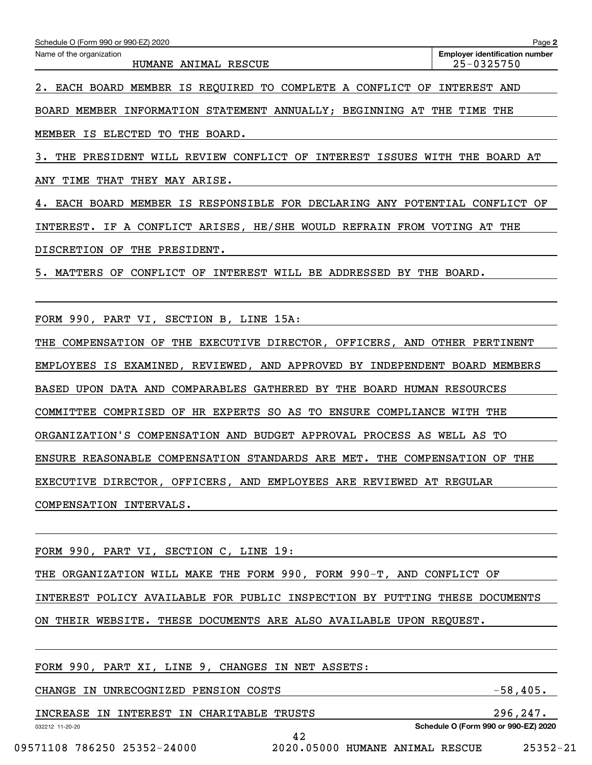Schedule O (Form 990 or 990-EZ) 2020

Name of the organization: HUMANE ANIMAL RESCUE

Employer identification number: 25-0325750

2. EACH BOARD MEMBER IS REQUIRED TO COMPLETE A CONFLICT OF INTEREST AND BOARD MEMBER INFORMATION STATEMENT ANNUALLY; BEGINNING AT THE TIME THE MEMBER IS ELECTED TO THE BOARD.

3. THE PRESIDENT WILL REVIEW CONFLICT OF INTEREST ISSUES WITH THE BOARD AT ANY TIME THAT THEY MAY ARISE.

4. EACH BOARD MEMBER IS RESPONSIBLE FOR DECLARING ANY POTENTIAL CONFLICT OF INTEREST. IF A CONFLICT ARISES, HE/SHE WOULD REFRAIN FROM VOTING AT THE DISCRETION OF THE PRESIDENT.

5. MATTERS OF CONFLICT OF INTEREST WILL BE ADDRESSED BY THE BOARD.

FORM 990, PART VI, SECTION B, LINE 15A:

THE COMPENSATION OF THE EXECUTIVE DIRECTOR, OFFICERS, AND OTHER PERTINENT EMPLOYEES IS EXAMINED, REVIEWED, AND APPROVED BY INDEPENDENT BOARD MEMBERS BASED UPON DATA AND COMPARABLES GATHERED BY THE BOARD HUMAN RESOURCES COMMITTEE COMPRISED OF HR EXPERTS SO AS TO ENSURE COMPLIANCE WITH THE ORGANIZATION'S COMPENSATION AND BUDGET APPROVAL PROCESS AS WELL AS TO ENSURE REASONABLE COMPENSATION STANDARDS ARE MET. THE COMPENSATION OF THE EXECUTIVE DIRECTOR, OFFICERS, AND EMPLOYEES ARE REVIEWED AT REGULAR COMPENSATION INTERVALS.

FORM 990, PART VI, SECTION C, LINE 19:

THE ORGANIZATION WILL MAKE THE FORM 990, FORM 990-T, AND CONFLICT OF INTEREST POLICY AVAILABLE FOR PUBLIC INSPECTION BY PUTTING THESE DOCUMENTS ON THEIR WEBSITE. THESE DOCUMENTS ARE ALSO AVAILABLE UPON REQUEST.

FORM 990, PART XI, LINE 9, CHANGES IN NET ASSETS:

| | |
|---|---|
| CHANGE IN UNRECOGNIZED PENSION COSTS | -58,405. |
| INCREASE IN INTEREST IN CHARITABLE TRUSTS | 296,247. |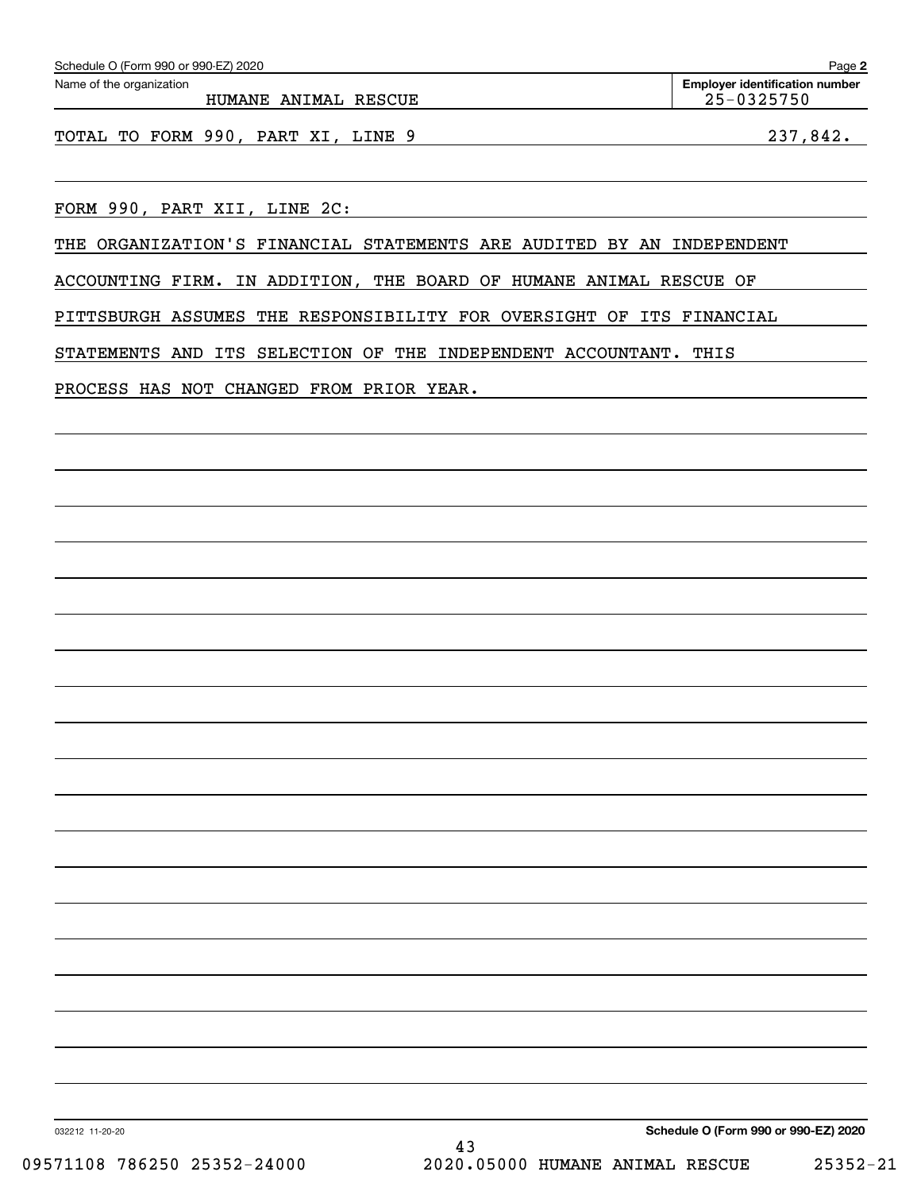Schedule O (Form 990 or 990-EZ) 2020 Page **2**

Name of the organization: HUMANE ANIMAL RESCUE

**Employer identification number** 25-0325750

TOTAL TO FORM 990, PART XI, LINE 9 237,842.

FORM 990, PART XII, LINE 2C:

THE ORGANIZATION'S FINANCIAL STATEMENTS ARE AUDITED BY AN INDEPENDENT ACCOUNTING FIRM. IN ADDITION, THE BOARD OF HUMANE ANIMAL RESCUE OF PITTSBURGH ASSUMES THE RESPONSIBILITY FOR OVERSIGHT OF ITS FINANCIAL STATEMENTS AND ITS SELECTION OF THE INDEPENDENT ACCOUNTANT. THIS PROCESS HAS NOT CHANGED FROM PRIOR YEAR.

032212 11-20-20 **Schedule O (Form 990 or 990-EZ) 2020**

09571108 786250 25352-24000 2020.05000 HUMANE ANIMAL RESCUE 25352-21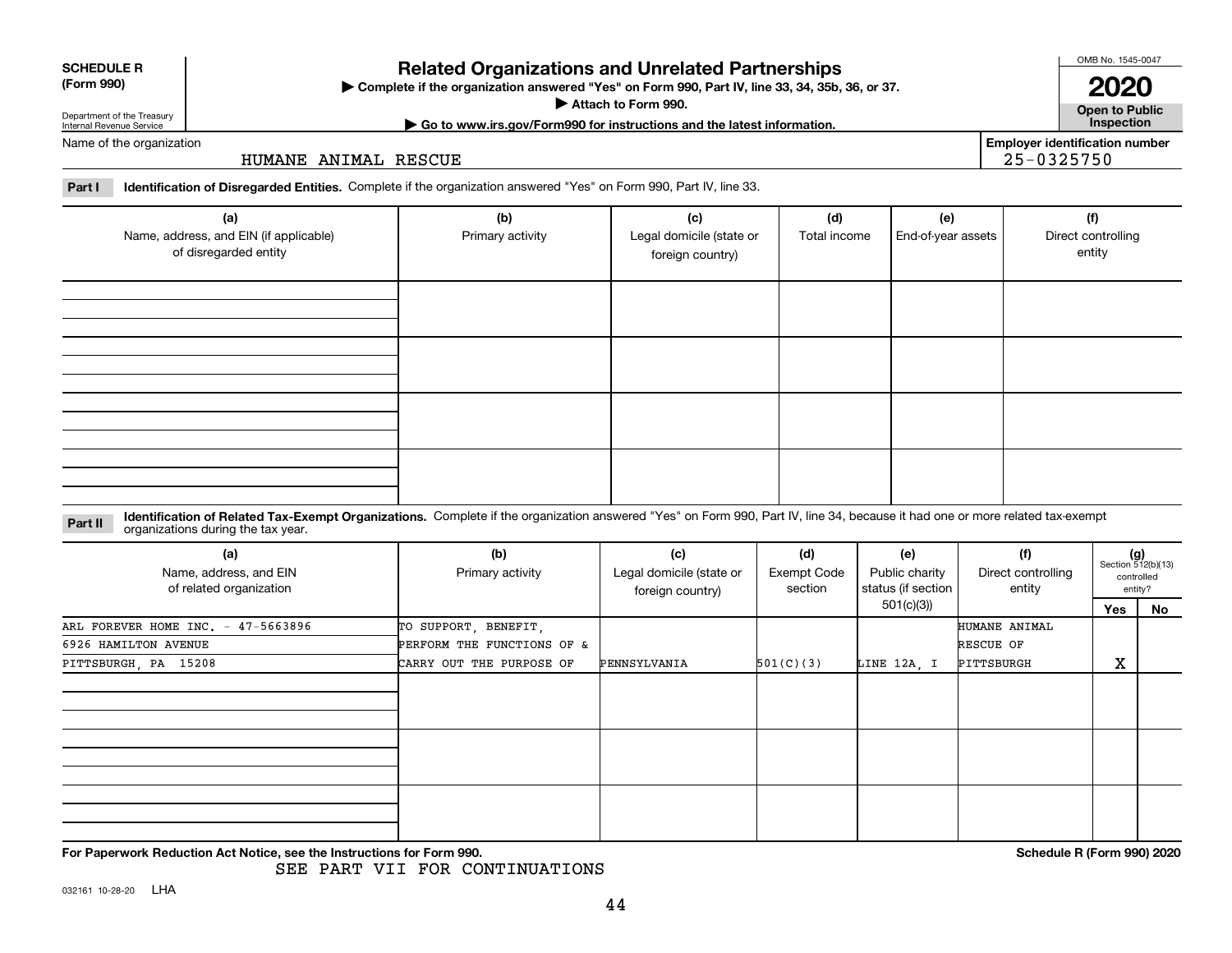**SCHEDULE R**
**(Form 990)**

Department of the Treasury
Internal Revenue Service

# Related Organizations and Unrelated Partnerships

▶ **Complete if the organization answered "Yes" on Form 990, Part IV, line 33, 34, 35b, 36, or 37.**
▶ **Attach to Form 990.**
▶ **Go to www.irs.gov/Form990 for instructions and the latest information.**

OMB No. 1545-0047
**2020**
**Open to Public Inspection**

Name of the organization: HUMANE ANIMAL RESCUE

Employer identification number: 25-0325750

**Part I** **Identification of Disregarded Entities.** Complete if the organization answered "Yes" on Form 990, Part IV, line 33.

| (a) Name, address, and EIN (if applicable) of disregarded entity | (b) Primary activity | (c) Legal domicile (state or foreign country) | (d) Total income | (e) End-of-year assets | (f) Direct controlling entity |
|---|---|---|---|---|---|
| | | | | | |
| | | | | | |
| | | | | | |
| | | | | | |

**Part II** **Identification of Related Tax-Exempt Organizations.** Complete if the organization answered "Yes" on Form 990, Part IV, line 34, because it had one or more related tax-exempt organizations during the tax year.

| (a) Name, address, and EIN of related organization | (b) Primary activity | (c) Legal domicile (state or foreign country) | (d) Exempt Code section | (e) Public charity status (if section 501(c)(3)) | (f) Direct controlling entity | (g) Section 512(b)(13) controlled entity? Yes | No |
|---|---|---|---|---|---|---|---|
| ARL FOREVER HOME INC. - 47-5663896<br>6926 HAMILTON AVENUE<br>PITTSBURGH, PA 15208 | TO SUPPORT, BENEFIT,<br>PERFORM THE FUNCTIONS OF &<br>CARRY OUT THE PURPOSE OF | PENNSYLVANIA | 501(C)(3) | LINE 12A, I | HUMANE ANIMAL<br>RESCUE OF<br>PITTSBURGH | X | |
| | | | | | | | |
| | | | | | | | |
| | | | | | | | |

**For Paperwork Reduction Act Notice, see the Instructions for Form 990.**

SEE PART VII FOR CONTINUATIONS

**Schedule R (Form 990) 2020**

032161 10-28-20 LHA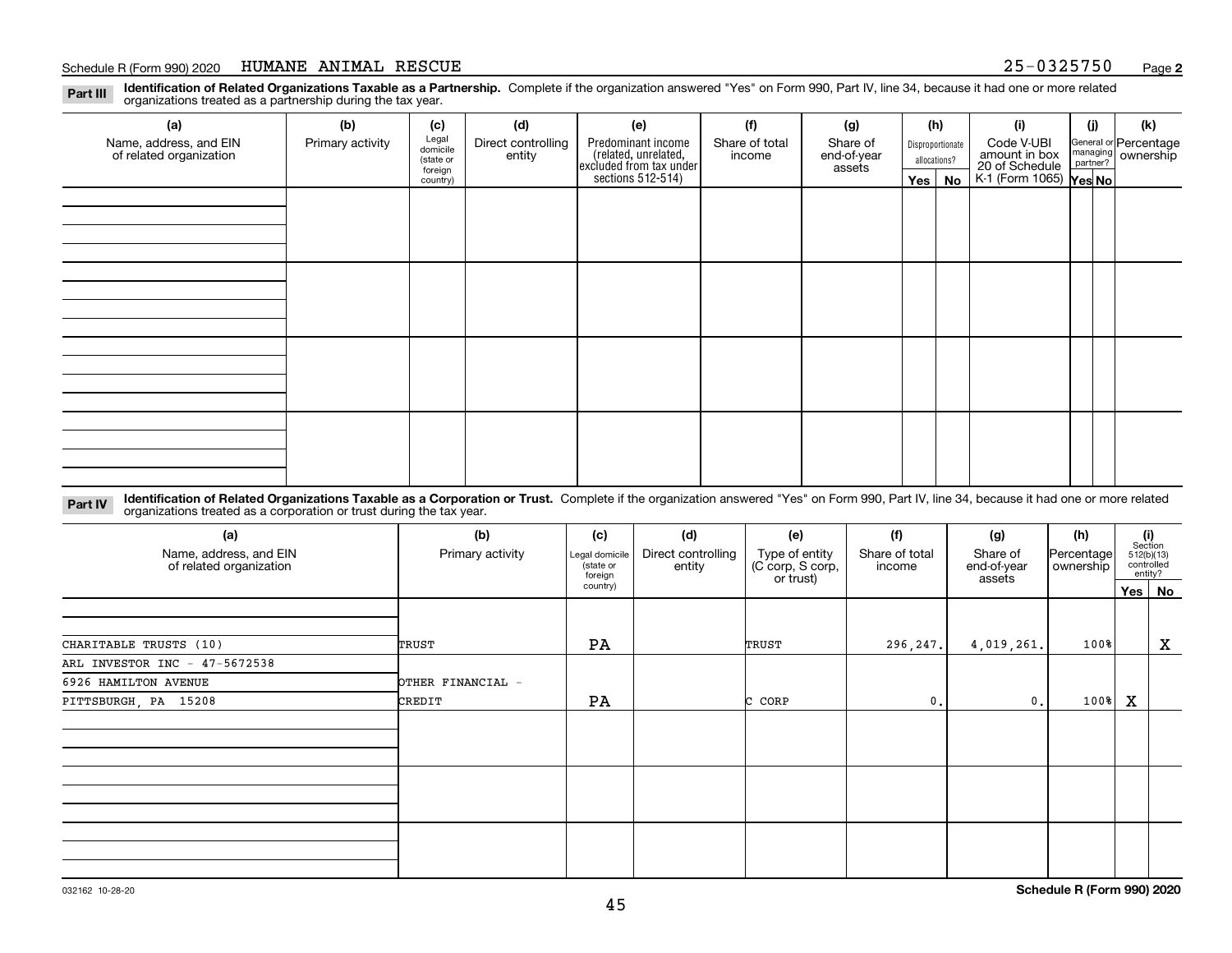Schedule R (Form 990) 2020 HUMANE ANIMAL RESCUE 25-0325750 Page 2

**Part III Identification of Related Organizations Taxable as a Partnership.** Complete if the organization answered "Yes" on Form 990, Part IV, line 34, because it had one or more related organizations treated as a partnership during the tax year.

| (a) Name, address, and EIN of related organization | (b) Primary activity | (c) Legal domicile (state or foreign country) | (d) Direct controlling entity | (e) Predominant income (related, unrelated, excluded from tax under sections 512-514) | (f) Share of total income | (g) Share of end-of-year assets | (h) Disproportionate allocations? Yes | No | (i) Code V-UBI amount in box 20 of Schedule K-1 (Form 1065) | (j) General or managing partner? Yes | No | (k) Percentage ownership |
|---|---|---|---|---|---|---|---|---|---|---|---|---|
| | | | | | | | | | | | | |
| | | | | | | | | | | | | |
| | | | | | | | | | | | | |
| | | | | | | | | | | | | |

**Part IV Identification of Related Organizations Taxable as a Corporation or Trust.** Complete if the organization answered "Yes" on Form 990, Part IV, line 34, because it had one or more related organizations treated as a corporation or trust during the tax year.

| (a) Name, address, and EIN of related organization | (b) Primary activity | (c) Legal domicile (state or foreign country) | (d) Direct controlling entity | (e) Type of entity (C corp, S corp, or trust) | (f) Share of total income | (g) Share of end-of-year assets | (h) Percentage ownership | (i) Section 512(b)(13) controlled entity? Yes | No |
|---|---|---|---|---|---|---|---|---|---|
| CHARITABLE TRUSTS (10) | TRUST | PA | | TRUST | 296,247. | 4,019,261. | 100% | | X |
| ARL INVESTOR INC - 47-5672538<br>6926 HAMILTON AVENUE<br>PITTSBURGH, PA 15208 | OTHER FINANCIAL - CREDIT | PA | | C CORP | 0. | 0. | 100% | X | |
| | | | | | | | | | |
| | | | | | | | | | |
| | | | | | | | | | |

032162 10-28-20

**Schedule R (Form 990) 2020**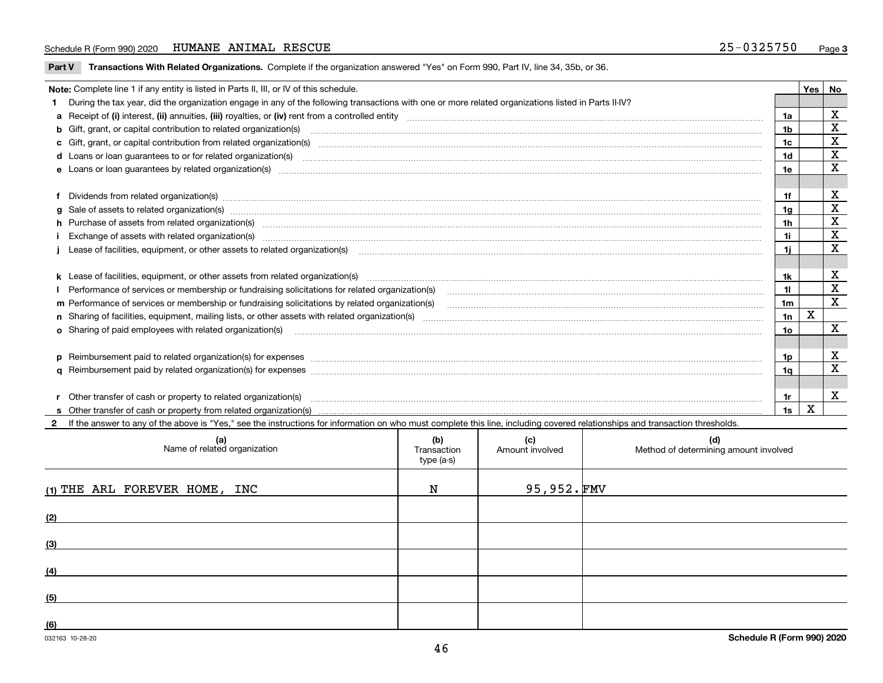Schedule R (Form 990) 2020 HUMANE ANIMAL RESCUE 25-0325750 Page 3

**Part V Transactions With Related Organizations.** Complete if the organization answered "Yes" on Form 990, Part IV, line 34, 35b, or 36.

| Note: Complete line 1 if any entity is listed in Parts II, III, or IV of this schedule. | | Yes | No |
|---|---|---|---|
| **1** During the tax year, did the organization engage in any of the following transactions with one or more related organizations listed in Parts II-IV? | | | |
| **a** Receipt of (i) interest, (ii) annuities, (iii) royalties, or (iv) rent from a controlled entity | 1a | | X |
| **b** Gift, grant, or capital contribution to related organization(s) | 1b | | X |
| **c** Gift, grant, or capital contribution from related organization(s) | 1c | | X |
| **d** Loans or loan guarantees to or for related organization(s) | 1d | | X |
| **e** Loans or loan guarantees by related organization(s) | 1e | | X |
| **f** Dividends from related organization(s) | 1f | | X |
| **g** Sale of assets to related organization(s) | 1g | | X |
| **h** Purchase of assets from related organization(s) | 1h | | X |
| **i** Exchange of assets with related organization(s) | 1i | | X |
| **j** Lease of facilities, equipment, or other assets to related organization(s) | 1j | | X |
| **k** Lease of facilities, equipment, or other assets from related organization(s) | 1k | | X |
| **l** Performance of services or membership or fundraising solicitations for related organization(s) | 1l | | X |
| **m** Performance of services or membership or fundraising solicitations by related organization(s) | 1m | | X |
| **n** Sharing of facilities, equipment, mailing lists, or other assets with related organization(s) | 1n | X | |
| **o** Sharing of paid employees with related organization(s) | 1o | | X |
| **p** Reimbursement paid to related organization(s) for expenses | 1p | | X |
| **q** Reimbursement paid by related organization(s) for expenses | 1q | | X |
| **r** Other transfer of cash or property to related organization(s) | 1r | | X |
| **s** Other transfer of cash or property from related organization(s) | 1s | X | |

**2** If the answer to any of the above is "Yes," see the instructions for information on who must complete this line, including covered relationships and transaction thresholds.

| (a) Name of related organization | (b) Transaction type (a-s) | (c) Amount involved | (d) Method of determining amount involved |
|---|---|---|---|
| (1) THE ARL FOREVER HOME, INC | N | 95,952. | FMV |
| (2) | | | |
| (3) | | | |
| (4) | | | |
| (5) | | | |
| (6) | | | |

032163 10-28-20 Schedule R (Form 990) 2020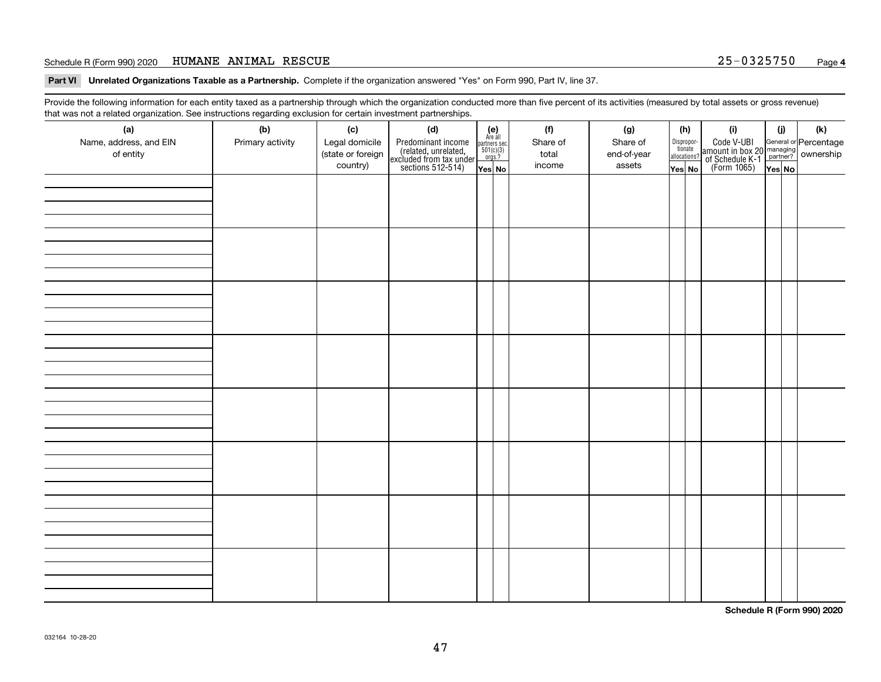Schedule R (Form 990) 2020 HUMANE ANIMAL RESCUE 25-0325750

## Part VI Unrelated Organizations Taxable as a Partnership.

Complete if the organization answered "Yes" on Form 990, Part IV, line 37.

Provide the following information for each entity taxed as a partnership through which the organization conducted more than five percent of its activities (measured by total assets or gross revenue) that was not a related organization. See instructions regarding exclusion for certain investment partnerships.

| (a) Name, address, and EIN of entity | (b) Primary activity | (c) Legal domicile (state or foreign country) | (d) Predominant income (related, unrelated, excluded from tax under sections 512-514) | (e) Are all partners sec. 501(c)(3) orgs.? Yes | (e) No | (f) Share of total income | (g) Share of end-of-year assets | (h) Disproportionate allocations? Yes | (h) No | (i) Code V-UBI amount in box 20 of Schedule K-1 (Form 1065) | (j) General or managing partner? Yes | (j) No | (k) Percentage ownership |
|---|---|---|---|---|---|---|---|---|---|---|---|---|---|
| | | | | | | | | | | | | | |
| | | | | | | | | | | | | | |
| | | | | | | | | | | | | | |
| | | | | | | | | | | | | | |
| | | | | | | | | | | | | | |
| | | | | | | | | | | | | | |
| | | | | | | | | | | | | | |
| | | | | | | | | | | | | | |

Schedule R (Form 990) 2020

032164 10-28-20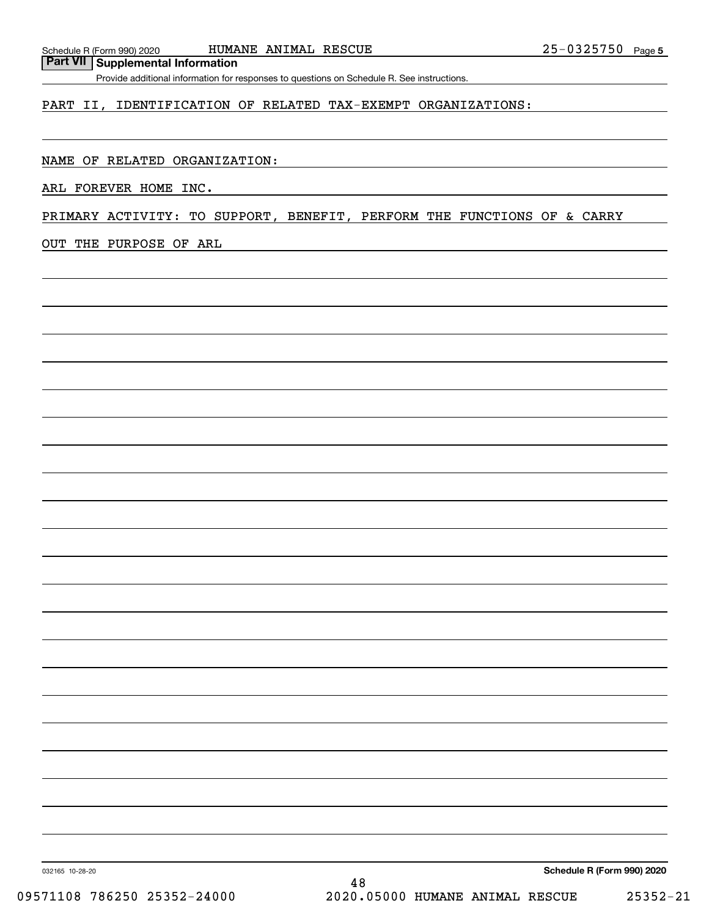## Part VII Supplemental Information

Provide additional information for responses to questions on Schedule R. See instructions.

PART II, IDENTIFICATION OF RELATED TAX-EXEMPT ORGANIZATIONS:

NAME OF RELATED ORGANIZATION:

ARL FOREVER HOME INC.

PRIMARY ACTIVITY: TO SUPPORT, BENEFIT, PERFORM THE FUNCTIONS OF & CARRY OUT THE PURPOSE OF ARL